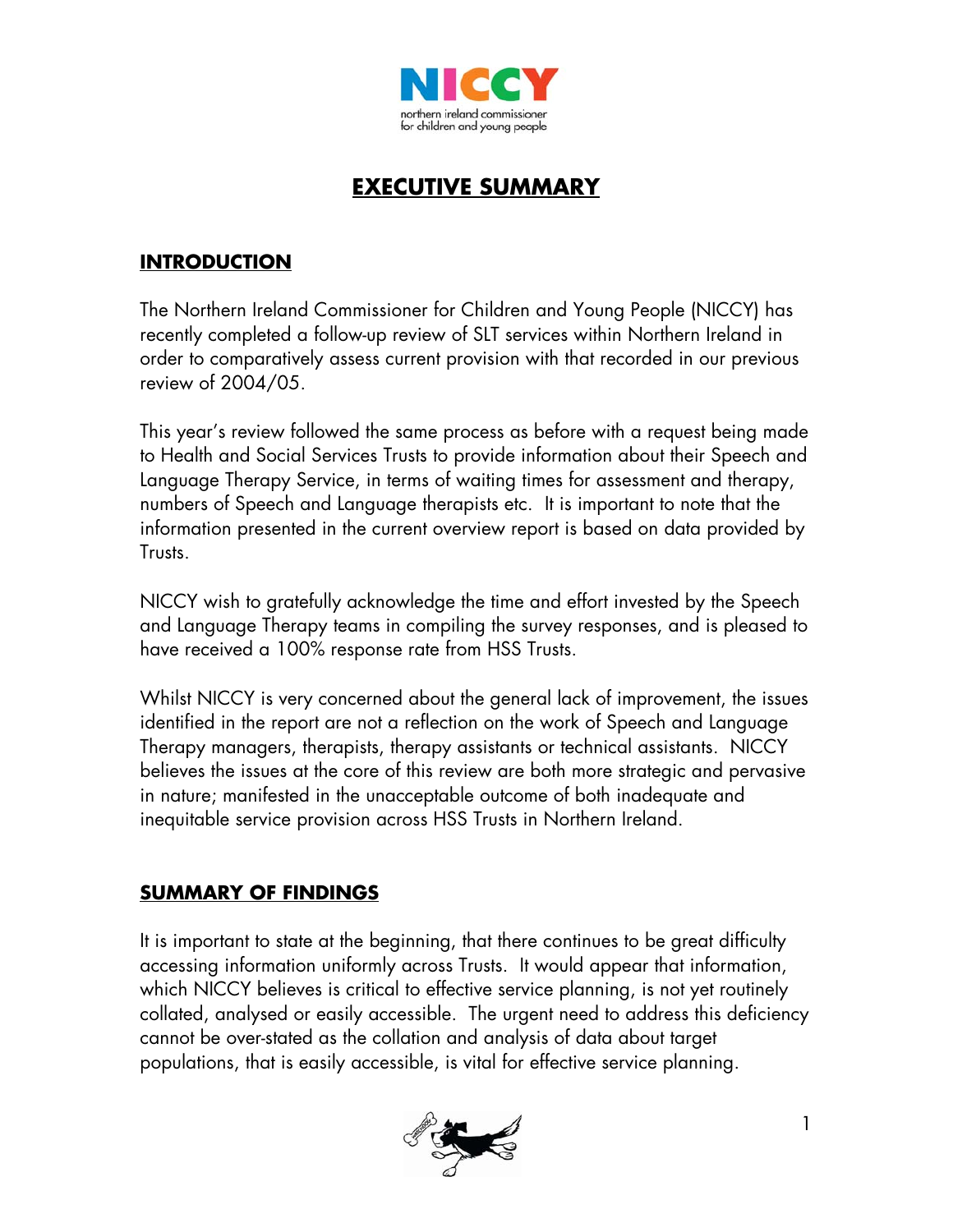# EXECUTIVE SUMMARY

## INTRODUCTION

The Northern Ireland Commissioner for Children and Young People (NICCY) has recently completed a follow-up review of SLT services within Northern Ireland in order to comparatively assess current provision with that recorded in our previous review of 2004/05.

This year's review followed the same process as before with a request being made to Health and Social Services Trusts to provide information about their Speech and Language Therapy Service, in terms of waiting times for assessment and therapy, numbers of Speech and Language therapists etc. It is important to note that the information presented in the current overview report is based on data provided by Trusts.

NICCY wish to gratefully acknowledge the time and effort invested by the Speech and Language Therapy teams in compiling the survey responses, and is pleased to have received a 100% response rate from HSS Trusts.

Whilst NICCY is very concerned about the general lack of improvement, the issues identified in the report are not a reflection on the work of Speech and Language Therapy managers, therapists, therapy assistants or technical assistants. NICCY believes the issues at the core of this review are both more strategic and pervasive in nature; manifested in the unacceptable outcome of both inadequate and inequitable service provision across HSS Trusts in Northern Ireland.

## SUMMARY OF FINDINGS

It is important to state at the beginning, that there continues to be great difficulty accessing information uniformly across Trusts. It would appear that information, which NICCY believes is critical to effective service planning, is not yet routinely collated, analysed or easily accessible. The urgent need to address this deficiency cannot be over-stated as the collation and analysis of data about target populations, that is easily accessible, is vital for effective service planning.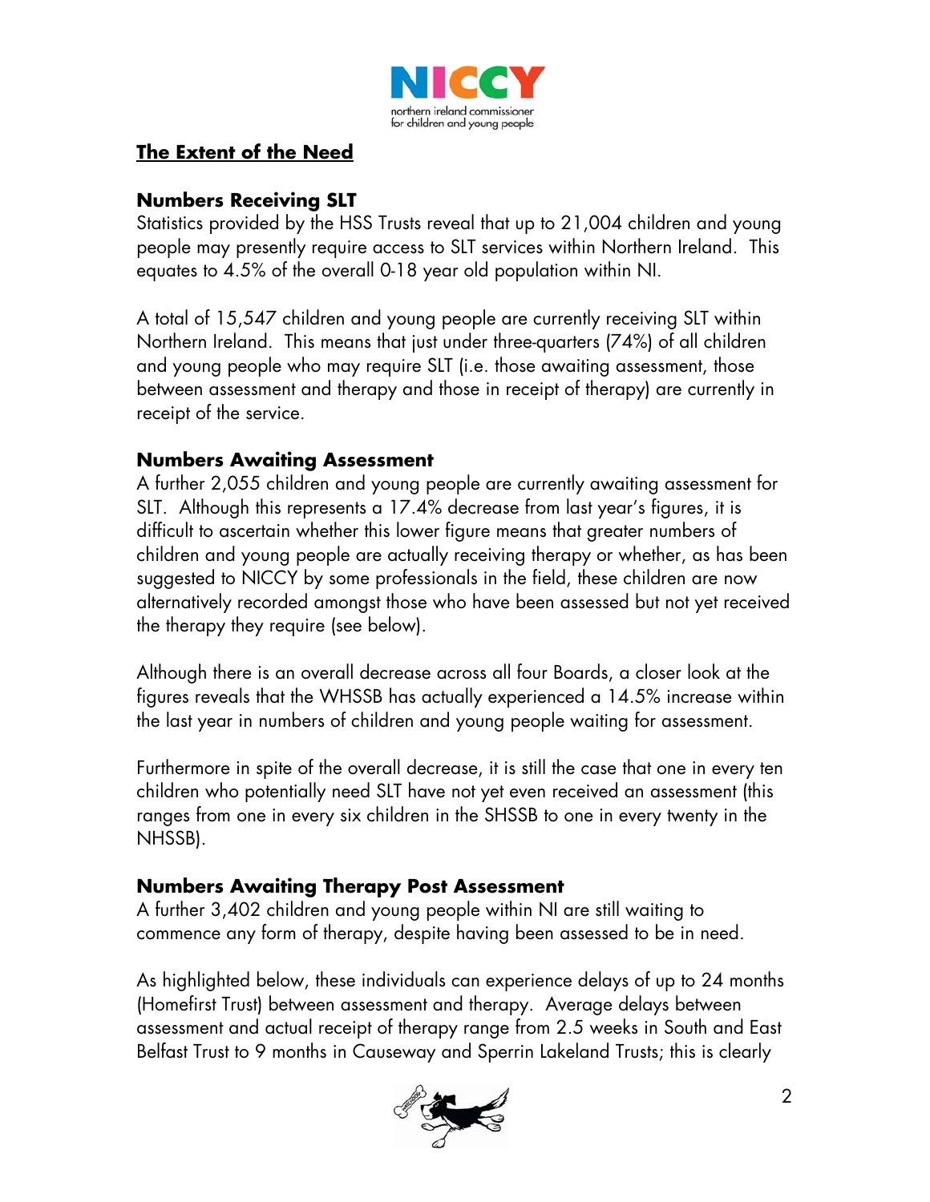## The Extent of the Need

### Numbers Receiving SLT

Statistics provided by the HSS Trusts reveal that up to 21,004 children and young people may presently require access to SLT services within Northern Ireland. This equates to 4.5% of the overall 0-18 year old population within NI.

A total of 15,547 children and young people are currently receiving SLT within Northern Ireland. This means that just under three-quarters (74%) of all children and young people who may require SLT (i.e. those awaiting assessment, those between assessment and therapy and those in receipt of therapy) are currently in receipt of the service.

### Numbers Awaiting Assessment

A further 2,055 children and young people are currently awaiting assessment for SLT. Although this represents a 17.4% decrease from last year's figures, it is difficult to ascertain whether this lower figure means that greater numbers of children and young people are actually receiving therapy or whether, as has been suggested to NICCY by some professionals in the field, these children are now alternatively recorded amongst those who have been assessed but not yet received the therapy they require (see below).

Although there is an overall decrease across all four Boards, a closer look at the figures reveals that the WHSSB has actually experienced a 14.5% increase within the last year in numbers of children and young people waiting for assessment.

Furthermore in spite of the overall decrease, it is still the case that one in every ten children who potentially need SLT have not yet even received an assessment (this ranges from one in every six children in the SHSSB to one in every twenty in the NHSSB).

### Numbers Awaiting Therapy Post Assessment

A further 3,402 children and young people within NI are still waiting to commence any form of therapy, despite having been assessed to be in need.

As highlighted below, these individuals can experience delays of up to 24 months (Homefirst Trust) between assessment and therapy. Average delays between assessment and actual receipt of therapy range from 2.5 weeks in South and East Belfast Trust to 9 months in Causeway and Sperrin Lakeland Trusts; this is clearly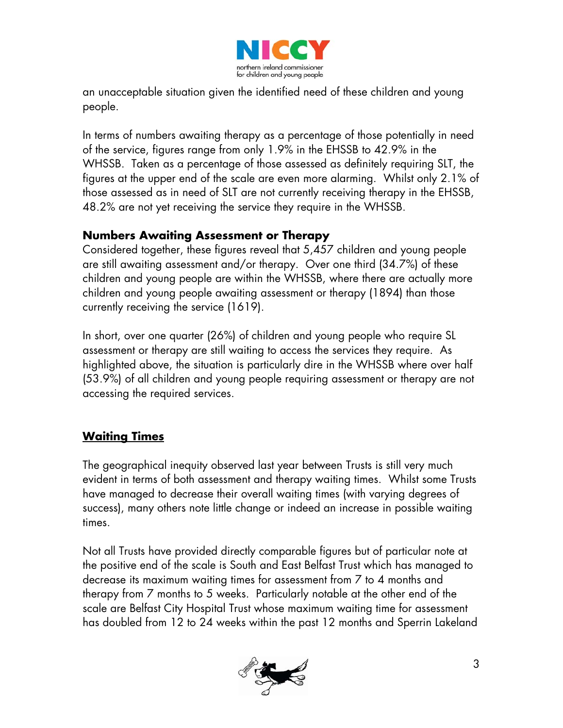an unacceptable situation given the identified need of these children and young people.

In terms of numbers awaiting therapy as a percentage of those potentially in need of the service, figures range from only 1.9% in the EHSSB to 42.9% in the WHSSB. Taken as a percentage of those assessed as definitely requiring SLT, the figures at the upper end of the scale are even more alarming. Whilst only 2.1% of those assessed as in need of SLT are not currently receiving therapy in the EHSSB, 48.2% are not yet receiving the service they require in the WHSSB.

### Numbers Awaiting Assessment or Therapy

Considered together, these figures reveal that 5,457 children and young people are still awaiting assessment and/or therapy. Over one third (34.7%) of these children and young people are within the WHSSB, where there are actually more children and young people awaiting assessment or therapy (1894) than those currently receiving the service (1619).

In short, over one quarter (26%) of children and young people who require SL assessment or therapy are still waiting to access the services they require. As highlighted above, the situation is particularly dire in the WHSSB where over half (53.9%) of all children and young people requiring assessment or therapy are not accessing the required services.

## Waiting Times

The geographical inequity observed last year between Trusts is still very much evident in terms of both assessment and therapy waiting times. Whilst some Trusts have managed to decrease their overall waiting times (with varying degrees of success), many others note little change or indeed an increase in possible waiting times.

Not all Trusts have provided directly comparable figures but of particular note at the positive end of the scale is South and East Belfast Trust which has managed to decrease its maximum waiting times for assessment from 7 to 4 months and therapy from 7 months to 5 weeks. Particularly notable at the other end of the scale are Belfast City Hospital Trust whose maximum waiting time for assessment has doubled from 12 to 24 weeks within the past 12 months and Sperrin Lakeland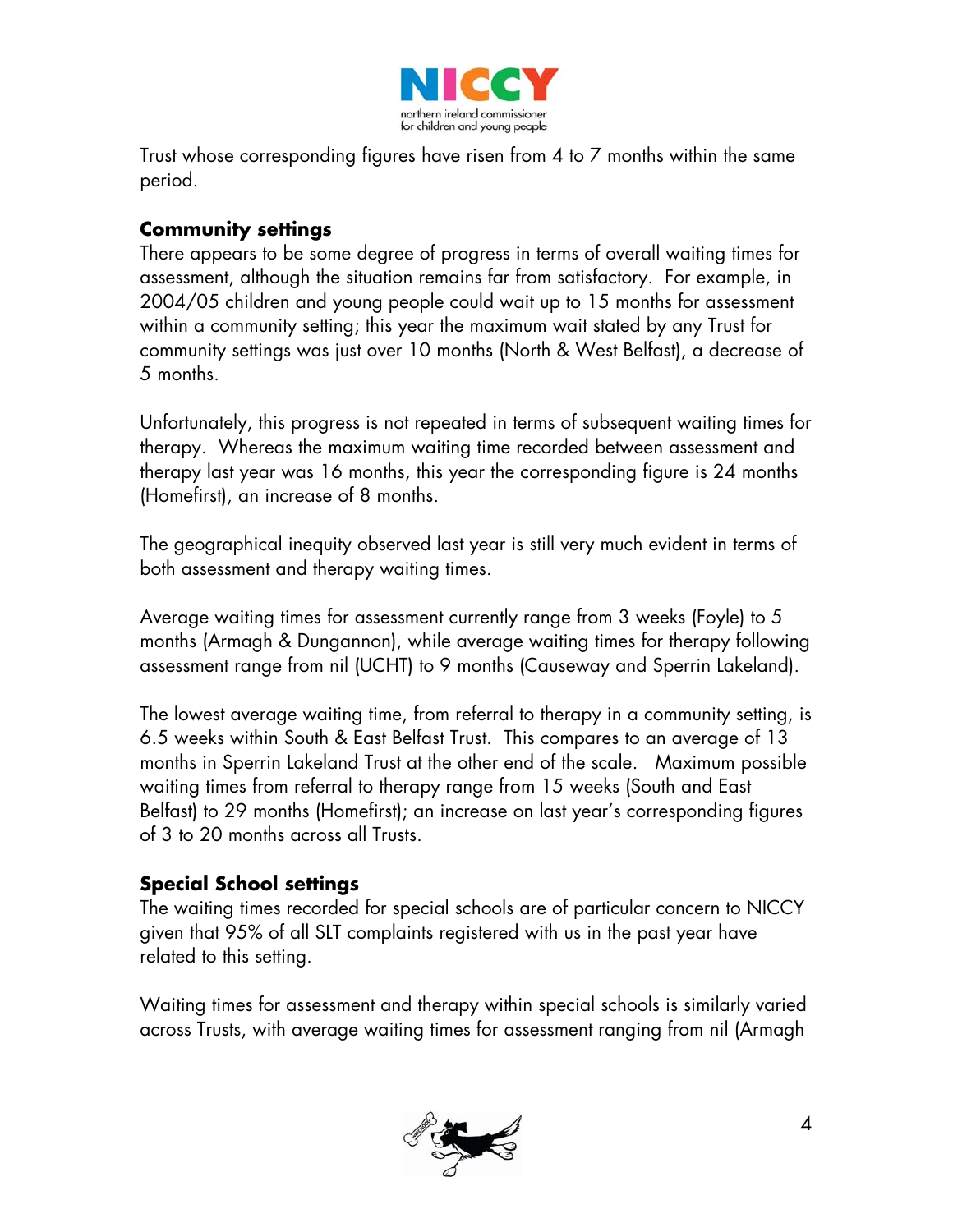Trust whose corresponding figures have risen from 4 to 7 months within the same period.

**Community settings**

There appears to be some degree of progress in terms of overall waiting times for assessment, although the situation remains far from satisfactory. For example, in 2004/05 children and young people could wait up to 15 months for assessment within a community setting; this year the maximum wait stated by any Trust for community settings was just over 10 months (North & West Belfast), a decrease of 5 months.

Unfortunately, this progress is not repeated in terms of subsequent waiting times for therapy. Whereas the maximum waiting time recorded between assessment and therapy last year was 16 months, this year the corresponding figure is 24 months (Homefirst), an increase of 8 months.

The geographical inequity observed last year is still very much evident in terms of both assessment and therapy waiting times.

Average waiting times for assessment currently range from 3 weeks (Foyle) to 5 months (Armagh & Dungannon), while average waiting times for therapy following assessment range from nil (UCHT) to 9 months (Causeway and Sperrin Lakeland).

The lowest average waiting time, from referral to therapy in a community setting, is 6.5 weeks within South & East Belfast Trust. This compares to an average of 13 months in Sperrin Lakeland Trust at the other end of the scale. Maximum possible waiting times from referral to therapy range from 15 weeks (South and East Belfast) to 29 months (Homefirst); an increase on last year's corresponding figures of 3 to 20 months across all Trusts.

**Special School settings**

The waiting times recorded for special schools are of particular concern to NICCY given that 95% of all SLT complaints registered with us in the past year have related to this setting.

Waiting times for assessment and therapy within special schools is similarly varied across Trusts, with average waiting times for assessment ranging from nil (Armagh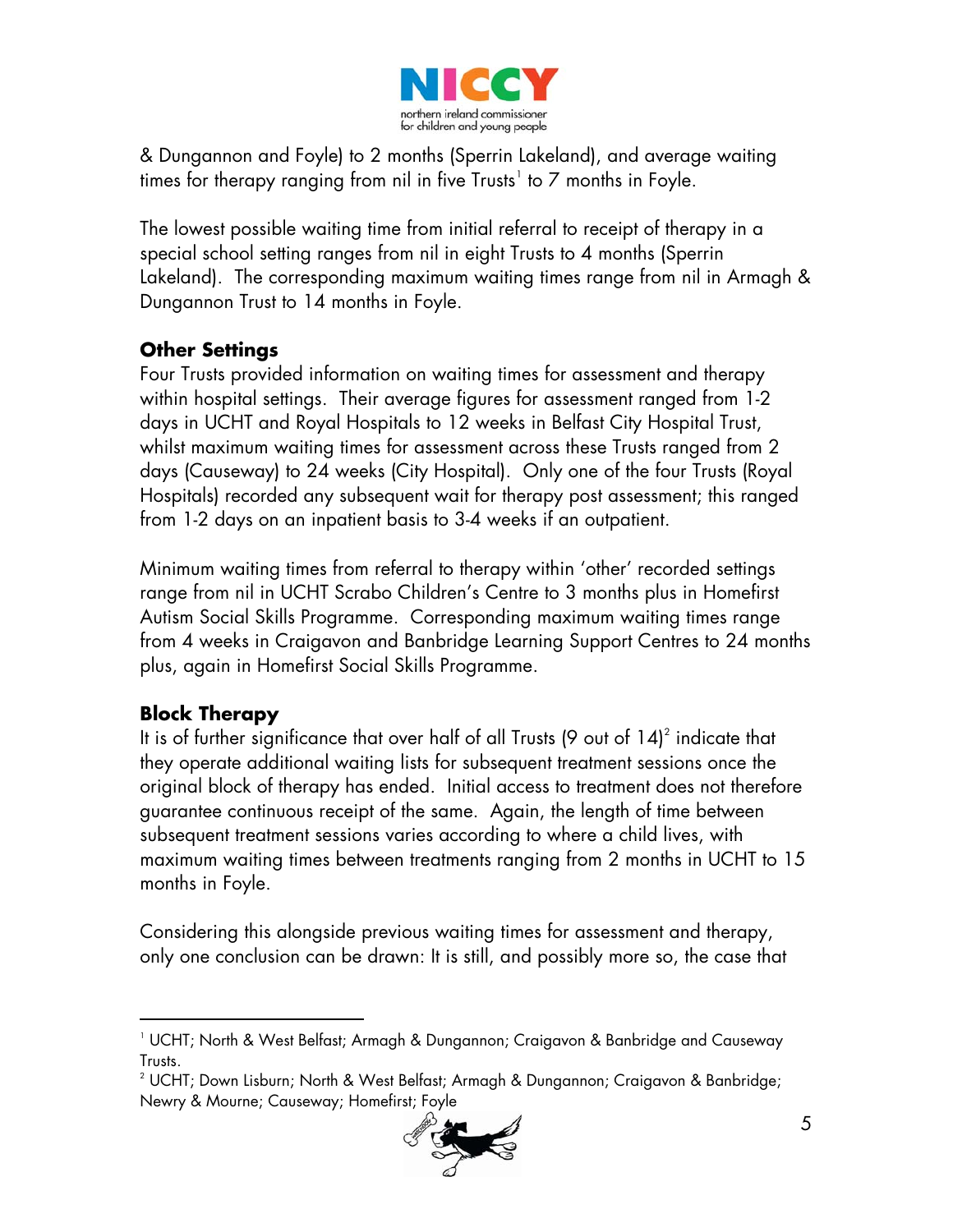& Dungannon and Foyle) to 2 months (Sperrin Lakeland), and average waiting times for therapy ranging from nil in five Trusts[1] to 7 months in Foyle.

The lowest possible waiting time from initial referral to receipt of therapy in a special school setting ranges from nil in eight Trusts to 4 months (Sperrin Lakeland). The corresponding maximum waiting times range from nil in Armagh & Dungannon Trust to 14 months in Foyle.

### Other Settings

Four Trusts provided information on waiting times for assessment and therapy within hospital settings. Their average figures for assessment ranged from 1-2 days in UCHT and Royal Hospitals to 12 weeks in Belfast City Hospital Trust, whilst maximum waiting times for assessment across these Trusts ranged from 2 days (Causeway) to 24 weeks (City Hospital). Only one of the four Trusts (Royal Hospitals) recorded any subsequent wait for therapy post assessment; this ranged from 1-2 days on an inpatient basis to 3-4 weeks if an outpatient.

Minimum waiting times from referral to therapy within 'other' recorded settings range from nil in UCHT Scrabo Children's Centre to 3 months plus in Homefirst Autism Social Skills Programme. Corresponding maximum waiting times range from 4 weeks in Craigavon and Banbridge Learning Support Centres to 24 months plus, again in Homefirst Social Skills Programme.

### Block Therapy

It is of further significance that over half of all Trusts (9 out of 14)[2] indicate that they operate additional waiting lists for subsequent treatment sessions once the original block of therapy has ended. Initial access to treatment does not therefore guarantee continuous receipt of the same. Again, the length of time between subsequent treatment sessions varies according to where a child lives, with maximum waiting times between treatments ranging from 2 months in UCHT to 15 months in Foyle.

Considering this alongside previous waiting times for assessment and therapy, only one conclusion can be drawn: It is still, and possibly more so, the case that

---

[1] UCHT; North & West Belfast; Armagh & Dungannon; Craigavon & Banbridge and Causeway Trusts.

[2] UCHT; Down Lisburn; North & West Belfast; Armagh & Dungannon; Craigavon & Banbridge; Newry & Mourne; Causeway; Homefirst; Foyle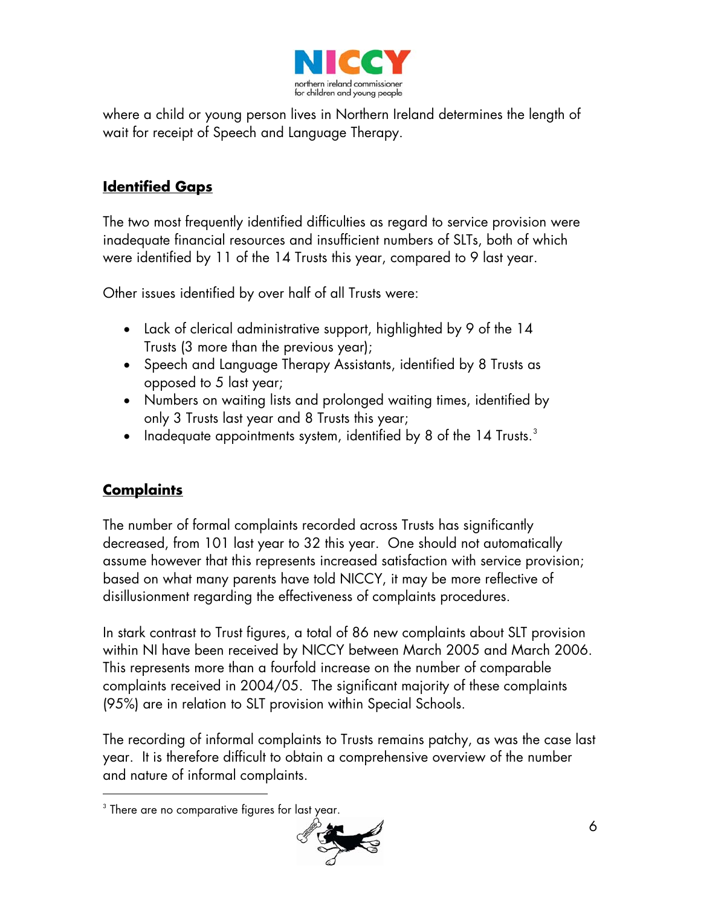where a child or young person lives in Northern Ireland determines the length of wait for receipt of Speech and Language Therapy.

## Identified Gaps

The two most frequently identified difficulties as regard to service provision were inadequate financial resources and insufficient numbers of SLTs, both of which were identified by 11 of the 14 Trusts this year, compared to 9 last year.

Other issues identified by over half of all Trusts were:

- Lack of clerical administrative support, highlighted by 9 of the 14 Trusts (3 more than the previous year);
- Speech and Language Therapy Assistants, identified by 8 Trusts as opposed to 5 last year;
- Numbers on waiting lists and prolonged waiting times, identified by only 3 Trusts last year and 8 Trusts this year;
- Inadequate appointments system, identified by 8 of the 14 Trusts.[3]

## Complaints

The number of formal complaints recorded across Trusts has significantly decreased, from 101 last year to 32 this year. One should not automatically assume however that this represents increased satisfaction with service provision; based on what many parents have told NICCY, it may be more reflective of disillusionment regarding the effectiveness of complaints procedures.

In stark contrast to Trust figures, a total of 86 new complaints about SLT provision within NI have been received by NICCY between March 2005 and March 2006. This represents more than a fourfold increase on the number of comparable complaints received in 2004/05. The significant majority of these complaints (95%) are in relation to SLT provision within Special Schools.

The recording of informal complaints to Trusts remains patchy, as was the case last year. It is therefore difficult to obtain a comprehensive overview of the number and nature of informal complaints.

[3] There are no comparative figures for last year.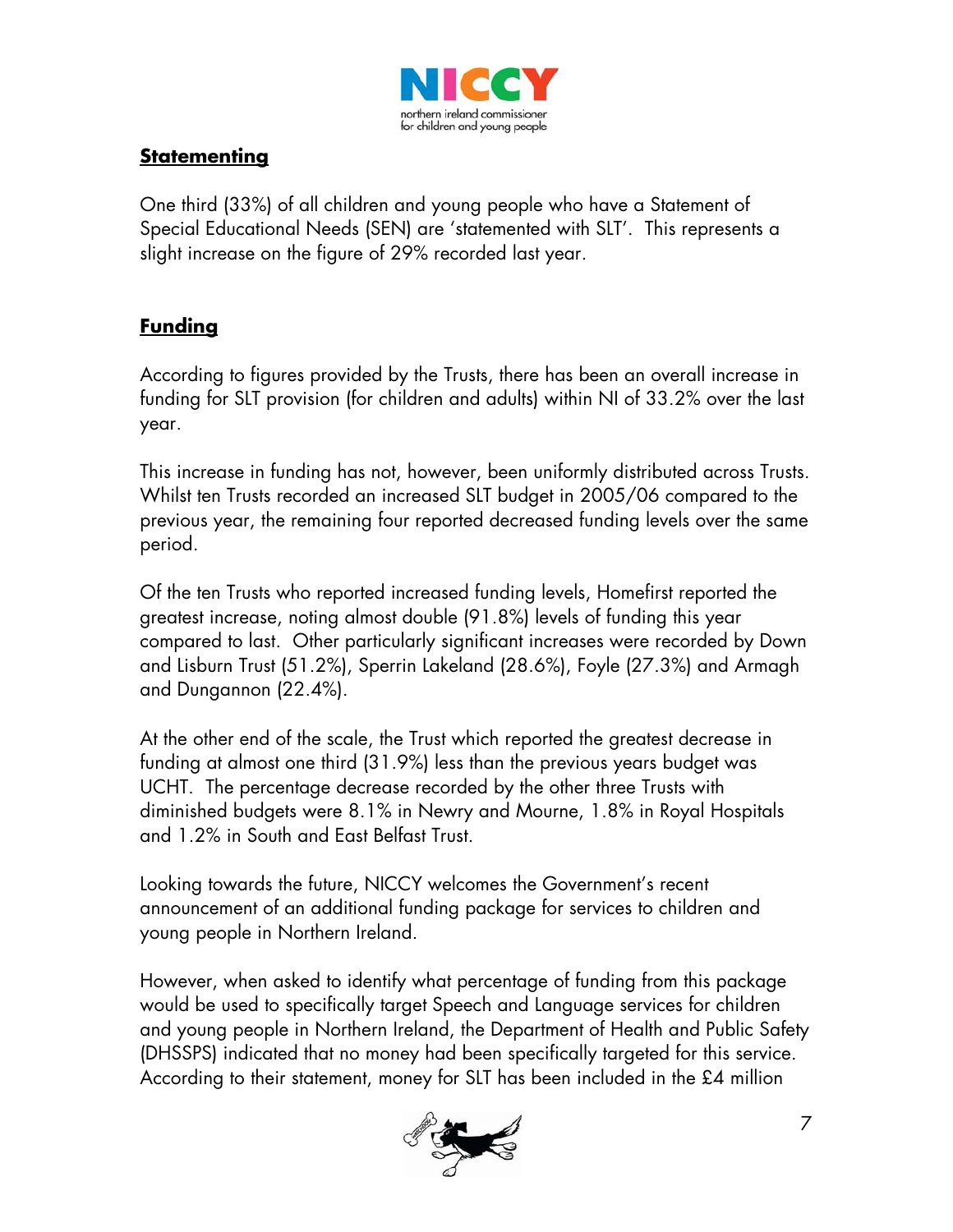## Statementing

One third (33%) of all children and young people who have a Statement of Special Educational Needs (SEN) are 'statemented with SLT'. This represents a slight increase on the figure of 29% recorded last year.

## Funding

According to figures provided by the Trusts, there has been an overall increase in funding for SLT provision (for children and adults) within NI of 33.2% over the last year.

This increase in funding has not, however, been uniformly distributed across Trusts. Whilst ten Trusts recorded an increased SLT budget in 2005/06 compared to the previous year, the remaining four reported decreased funding levels over the same period.

Of the ten Trusts who reported increased funding levels, Homefirst reported the greatest increase, noting almost double (91.8%) levels of funding this year compared to last. Other particularly significant increases were recorded by Down and Lisburn Trust (51.2%), Sperrin Lakeland (28.6%), Foyle (27.3%) and Armagh and Dungannon (22.4%).

At the other end of the scale, the Trust which reported the greatest decrease in funding at almost one third (31.9%) less than the previous years budget was UCHT. The percentage decrease recorded by the other three Trusts with diminished budgets were 8.1% in Newry and Mourne, 1.8% in Royal Hospitals and 1.2% in South and East Belfast Trust.

Looking towards the future, NICCY welcomes the Government's recent announcement of an additional funding package for services to children and young people in Northern Ireland.

However, when asked to identify what percentage of funding from this package would be used to specifically target Speech and Language services for children and young people in Northern Ireland, the Department of Health and Public Safety (DHSSPS) indicated that no money had been specifically targeted for this service. According to their statement, money for SLT has been included in the £4 million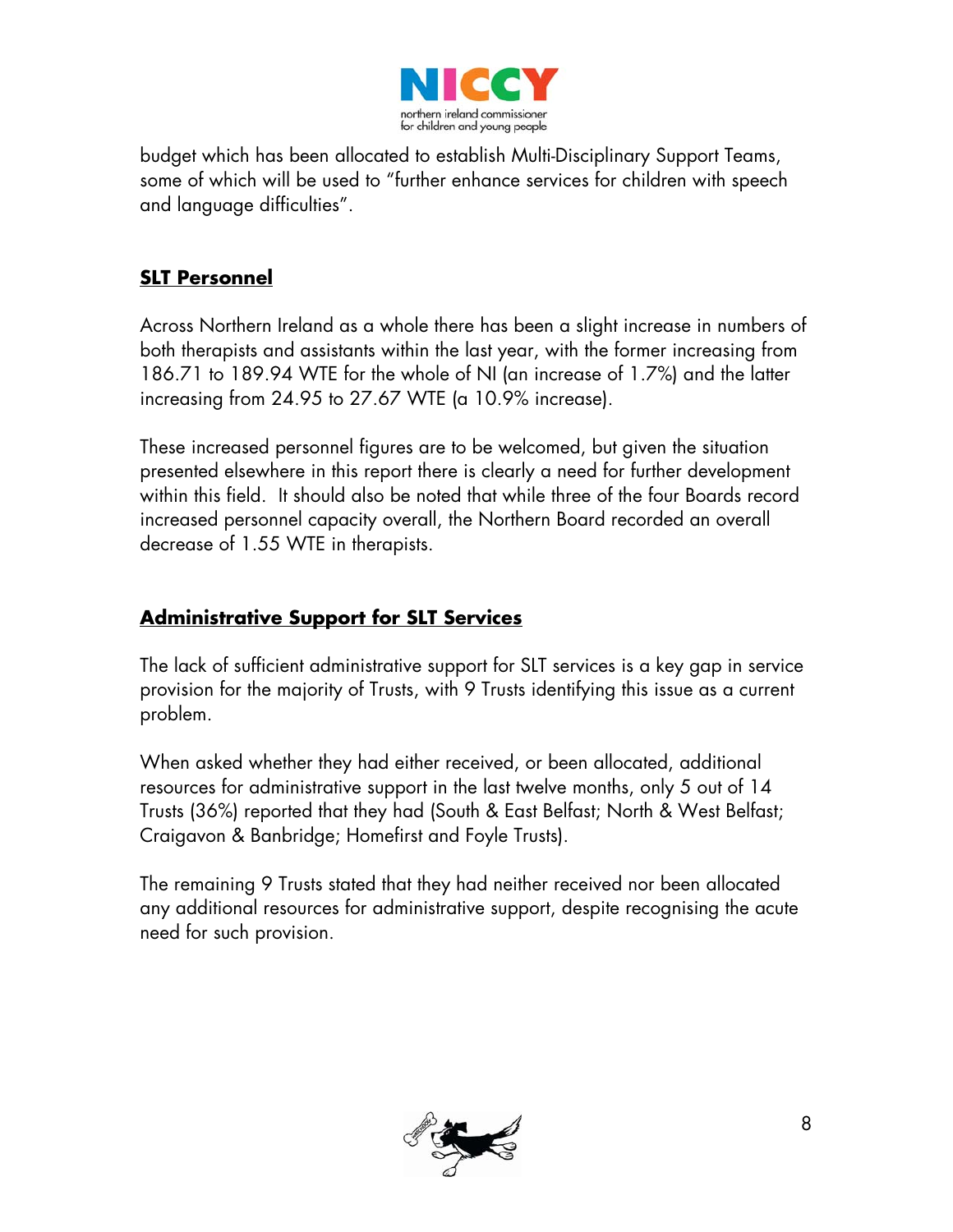budget which has been allocated to establish Multi-Disciplinary Support Teams, some of which will be used to "further enhance services for children with speech and language difficulties".

## SLT Personnel

Across Northern Ireland as a whole there has been a slight increase in numbers of both therapists and assistants within the last year, with the former increasing from 186.71 to 189.94 WTE for the whole of NI (an increase of 1.7%) and the latter increasing from 24.95 to 27.67 WTE (a 10.9% increase).

These increased personnel figures are to be welcomed, but given the situation presented elsewhere in this report there is clearly a need for further development within this field. It should also be noted that while three of the four Boards record increased personnel capacity overall, the Northern Board recorded an overall decrease of 1.55 WTE in therapists.

## Administrative Support for SLT Services

The lack of sufficient administrative support for SLT services is a key gap in service provision for the majority of Trusts, with 9 Trusts identifying this issue as a current problem.

When asked whether they had either received, or been allocated, additional resources for administrative support in the last twelve months, only 5 out of 14 Trusts (36%) reported that they had (South & East Belfast; North & West Belfast; Craigavon & Banbridge; Homefirst and Foyle Trusts).

The remaining 9 Trusts stated that they had neither received nor been allocated any additional resources for administrative support, despite recognising the acute need for such provision.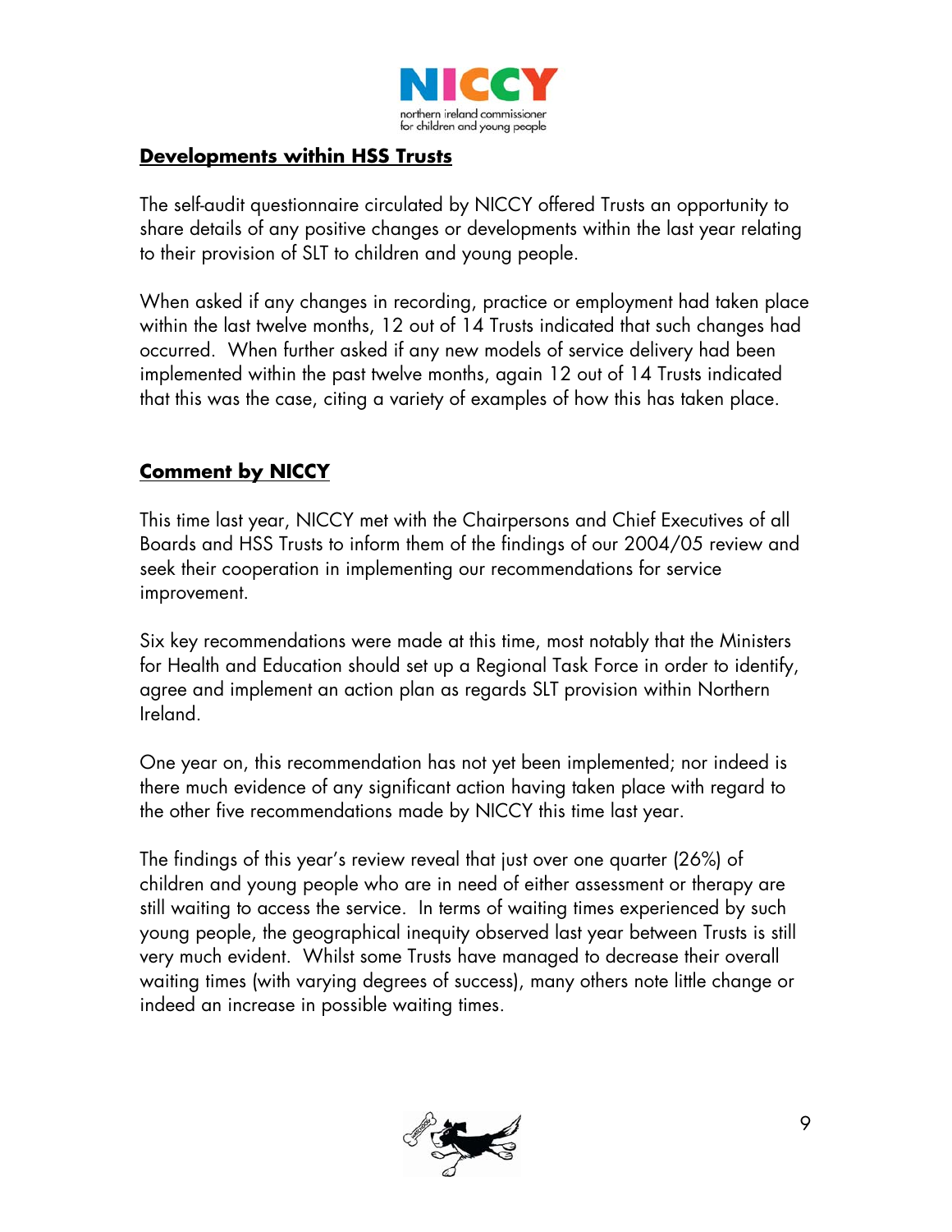## Developments within HSS Trusts

The self-audit questionnaire circulated by NICCY offered Trusts an opportunity to share details of any positive changes or developments within the last year relating to their provision of SLT to children and young people.

When asked if any changes in recording, practice or employment had taken place within the last twelve months, 12 out of 14 Trusts indicated that such changes had occurred. When further asked if any new models of service delivery had been implemented within the past twelve months, again 12 out of 14 Trusts indicated that this was the case, citing a variety of examples of how this has taken place.

## Comment by NICCY

This time last year, NICCY met with the Chairpersons and Chief Executives of all Boards and HSS Trusts to inform them of the findings of our 2004/05 review and seek their cooperation in implementing our recommendations for service improvement.

Six key recommendations were made at this time, most notably that the Ministers for Health and Education should set up a Regional Task Force in order to identify, agree and implement an action plan as regards SLT provision within Northern Ireland.

One year on, this recommendation has not yet been implemented; nor indeed is there much evidence of any significant action having taken place with regard to the other five recommendations made by NICCY this time last year.

The findings of this year's review reveal that just over one quarter (26%) of children and young people who are in need of either assessment or therapy are still waiting to access the service. In terms of waiting times experienced by such young people, the geographical inequity observed last year between Trusts is still very much evident. Whilst some Trusts have managed to decrease their overall waiting times (with varying degrees of success), many others note little change or indeed an increase in possible waiting times.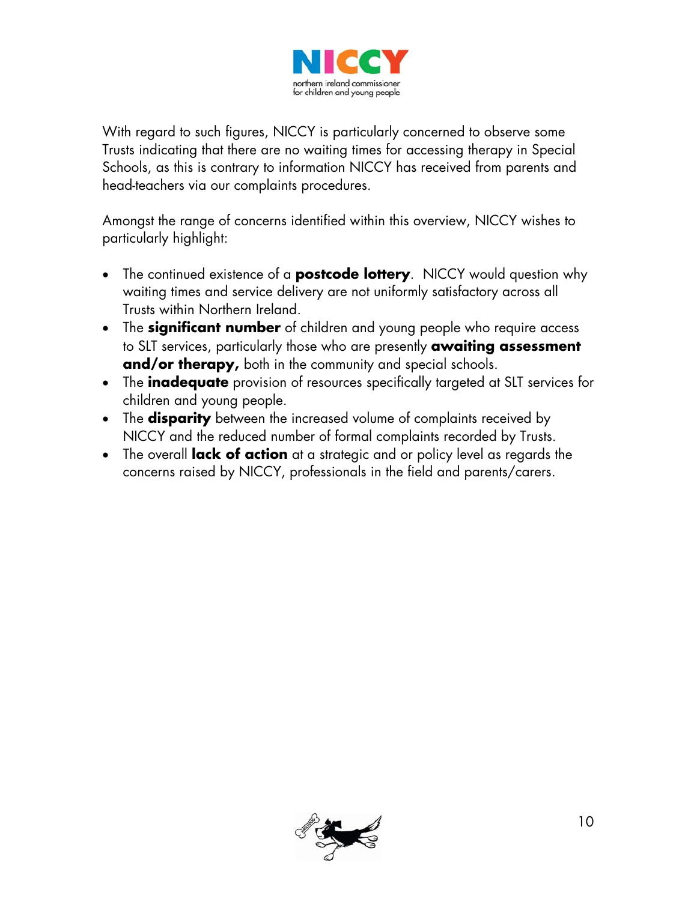With regard to such figures, NICCY is particularly concerned to observe some Trusts indicating that there are no waiting times for accessing therapy in Special Schools, as this is contrary to information NICCY has received from parents and head-teachers via our complaints procedures.

Amongst the range of concerns identified within this overview, NICCY wishes to particularly highlight:

- The continued existence of a **postcode lottery**. NICCY would question why waiting times and service delivery are not uniformly satisfactory across all Trusts within Northern Ireland.
- The **significant number** of children and young people who require access to SLT services, particularly those who are presently **awaiting assessment and/or therapy,** both in the community and special schools.
- The **inadequate** provision of resources specifically targeted at SLT services for children and young people.
- The **disparity** between the increased volume of complaints received by NICCY and the reduced number of formal complaints recorded by Trusts.
- The overall **lack of action** at a strategic and or policy level as regards the concerns raised by NICCY, professionals in the field and parents/carers.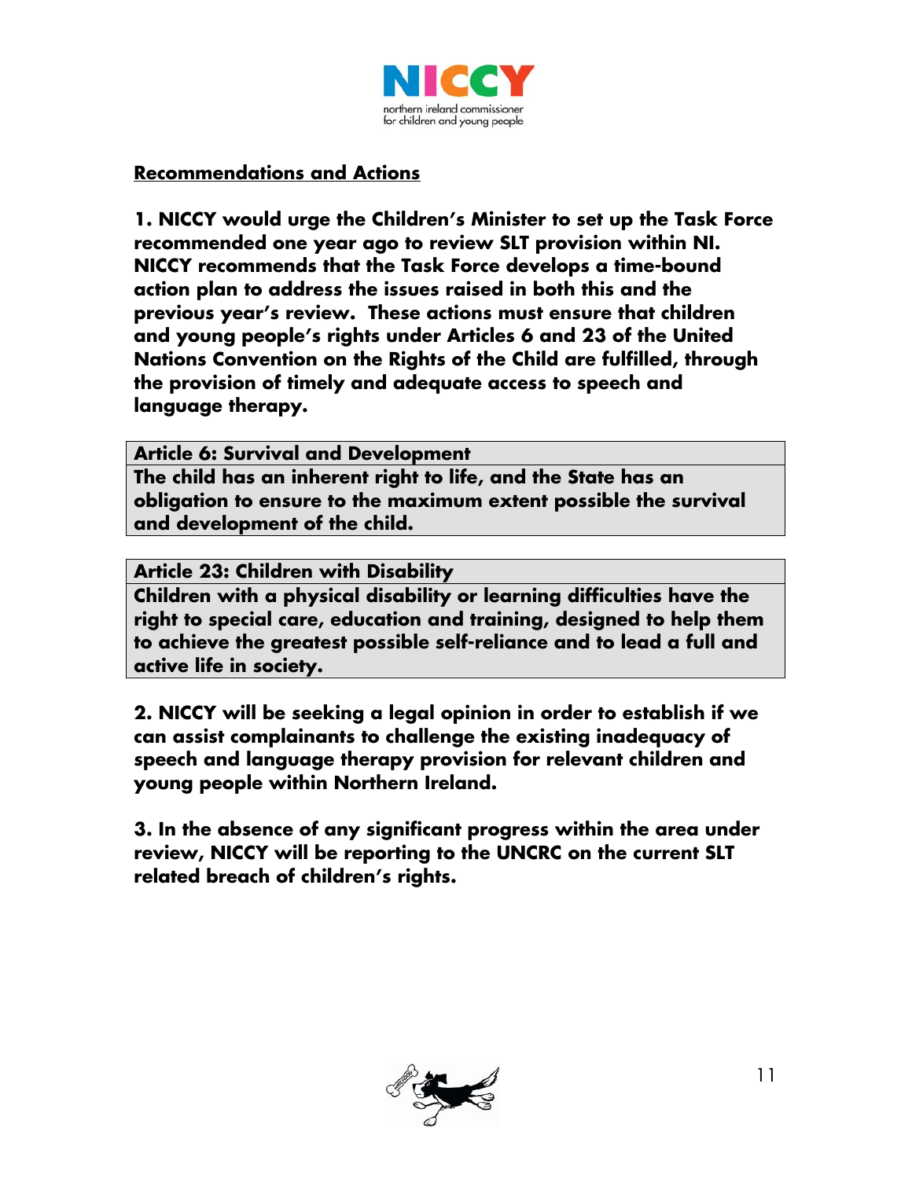## Recommendations and Actions

**1. NICCY would urge the Children's Minister to set up the Task Force recommended one year ago to review SLT provision within NI. NICCY recommends that the Task Force develops a time-bound action plan to address the issues raised in both this and the previous year's review. These actions must ensure that children and young people's rights under Articles 6 and 23 of the United Nations Convention on the Rights of the Child are fulfilled, through the provision of timely and adequate access to speech and language therapy.**

| **Article 6: Survival and Development** |
| --- |
| **The child has an inherent right to life, and the State has an obligation to ensure to the maximum extent possible the survival and development of the child.** |

| **Article 23: Children with Disability** |
| --- |
| **Children with a physical disability or learning difficulties have the right to special care, education and training, designed to help them to achieve the greatest possible self-reliance and to lead a full and active life in society.** |

**2. NICCY will be seeking a legal opinion in order to establish if we can assist complainants to challenge the existing inadequacy of speech and language therapy provision for relevant children and young people within Northern Ireland.**

**3. In the absence of any significant progress within the area under review, NICCY will be reporting to the UNCRC on the current SLT related breach of children's rights.**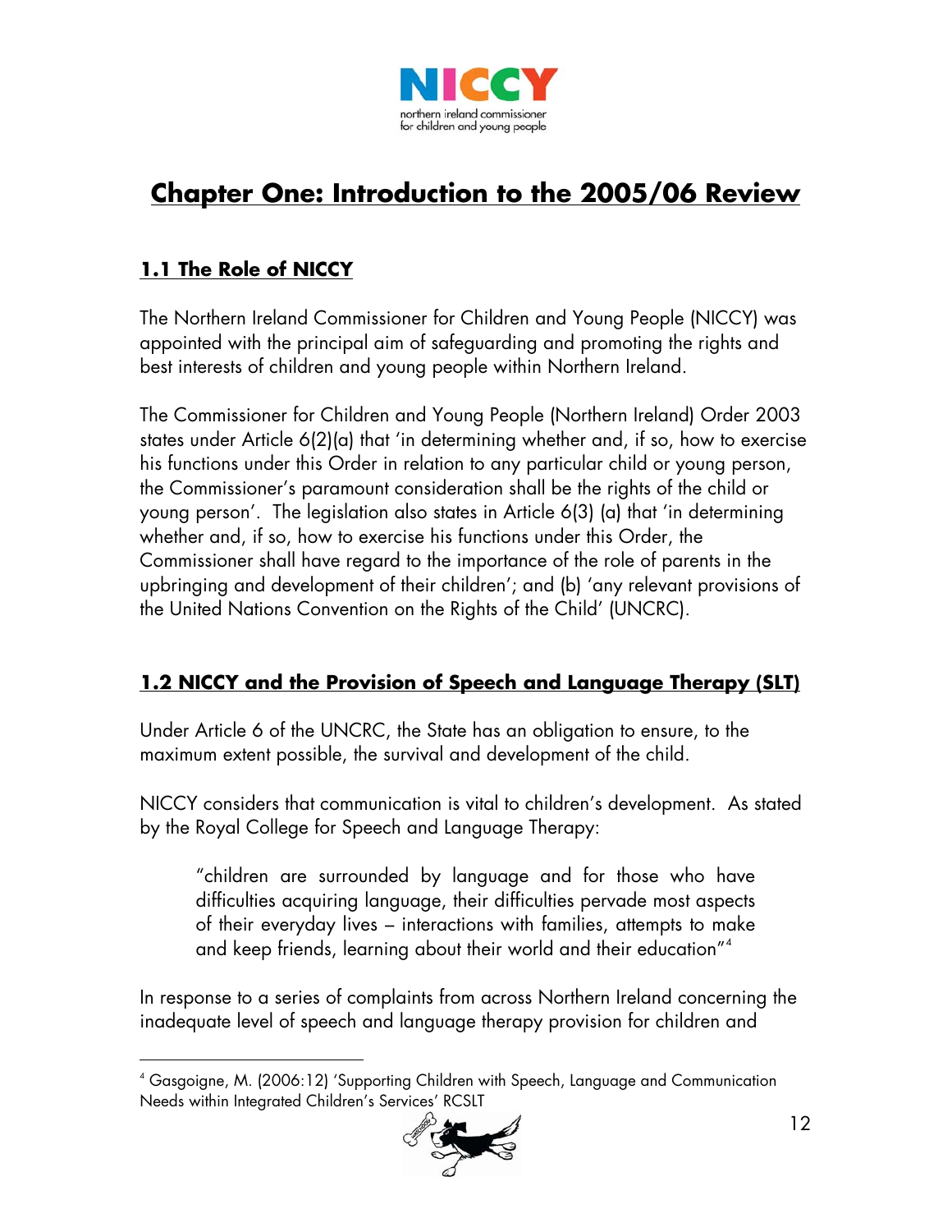# Chapter One: Introduction to the 2005/06 Review

## 1.1 The Role of NICCY

The Northern Ireland Commissioner for Children and Young People (NICCY) was appointed with the principal aim of safeguarding and promoting the rights and best interests of children and young people within Northern Ireland.

The Commissioner for Children and Young People (Northern Ireland) Order 2003 states under Article 6(2)(a) that 'in determining whether and, if so, how to exercise his functions under this Order in relation to any particular child or young person, the Commissioner's paramount consideration shall be the rights of the child or young person'. The legislation also states in Article 6(3) (a) that 'in determining whether and, if so, how to exercise his functions under this Order, the Commissioner shall have regard to the importance of the role of parents in the upbringing and development of their children'; and (b) 'any relevant provisions of the United Nations Convention on the Rights of the Child' (UNCRC).

## 1.2 NICCY and the Provision of Speech and Language Therapy (SLT)

Under Article 6 of the UNCRC, the State has an obligation to ensure, to the maximum extent possible, the survival and development of the child.

NICCY considers that communication is vital to children's development. As stated by the Royal College for Speech and Language Therapy:

> "children are surrounded by language and for those who have difficulties acquiring language, their difficulties pervade most aspects of their everyday lives – interactions with families, attempts to make and keep friends, learning about their world and their education"[4]

In response to a series of complaints from across Northern Ireland concerning the inadequate level of speech and language therapy provision for children and

---

[4] Gasgoigne, M. (2006:12) 'Supporting Children with Speech, Language and Communication Needs within Integrated Children's Services' RCSLT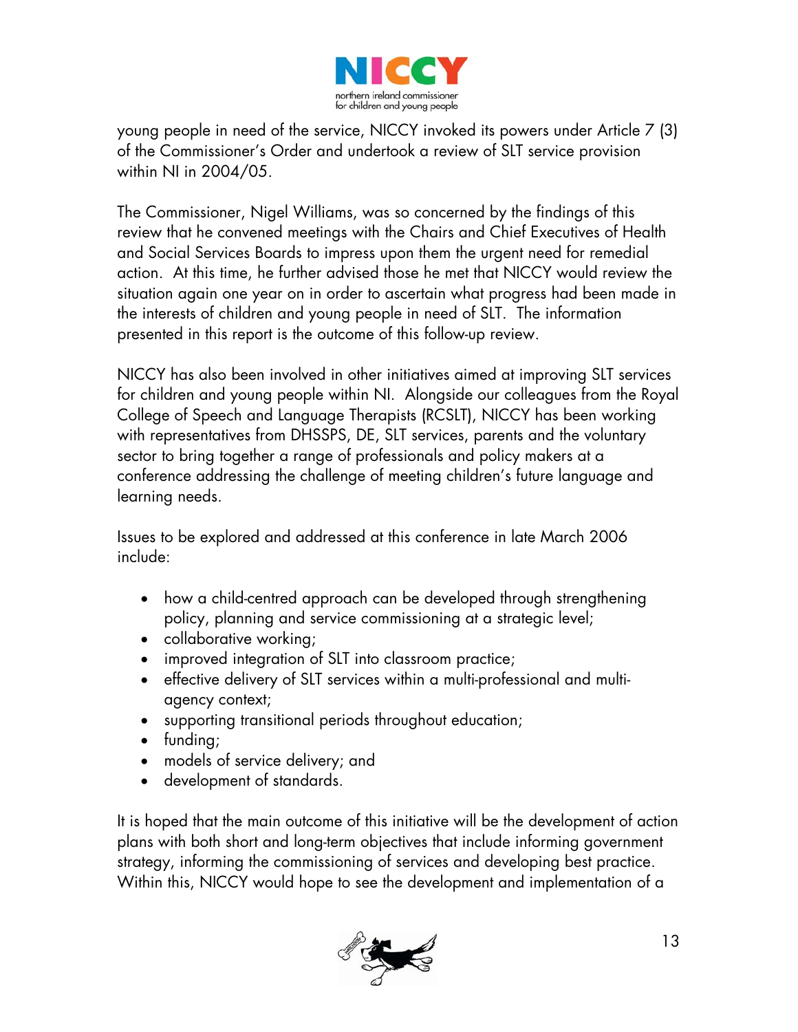young people in need of the service, NICCY invoked its powers under Article 7 (3) of the Commissioner's Order and undertook a review of SLT service provision within NI in 2004/05.

The Commissioner, Nigel Williams, was so concerned by the findings of this review that he convened meetings with the Chairs and Chief Executives of Health and Social Services Boards to impress upon them the urgent need for remedial action. At this time, he further advised those he met that NICCY would review the situation again one year on in order to ascertain what progress had been made in the interests of children and young people in need of SLT. The information presented in this report is the outcome of this follow-up review.

NICCY has also been involved in other initiatives aimed at improving SLT services for children and young people within NI. Alongside our colleagues from the Royal College of Speech and Language Therapists (RCSLT), NICCY has been working with representatives from DHSSPS, DE, SLT services, parents and the voluntary sector to bring together a range of professionals and policy makers at a conference addressing the challenge of meeting children's future language and learning needs.

Issues to be explored and addressed at this conference in late March 2006 include:

- how a child-centred approach can be developed through strengthening policy, planning and service commissioning at a strategic level;
- collaborative working;
- improved integration of SLT into classroom practice;
- effective delivery of SLT services within a multi-professional and multi-agency context;
- supporting transitional periods throughout education;
- funding;
- models of service delivery; and
- development of standards.

It is hoped that the main outcome of this initiative will be the development of action plans with both short and long-term objectives that include informing government strategy, informing the commissioning of services and developing best practice. Within this, NICCY would hope to see the development and implementation of a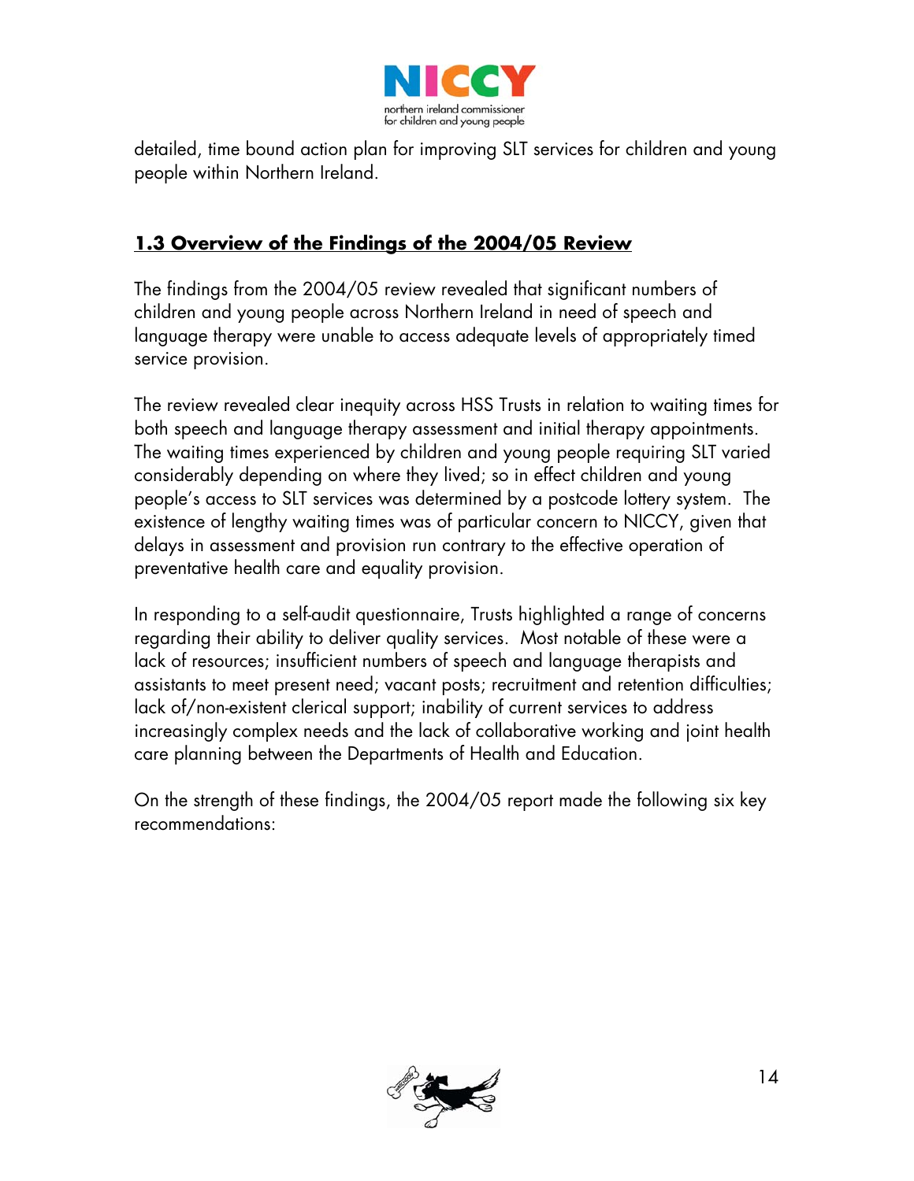detailed, time bound action plan for improving SLT services for children and young people within Northern Ireland.

## 1.3 Overview of the Findings of the 2004/05 Review

The findings from the 2004/05 review revealed that significant numbers of children and young people across Northern Ireland in need of speech and language therapy were unable to access adequate levels of appropriately timed service provision.

The review revealed clear inequity across HSS Trusts in relation to waiting times for both speech and language therapy assessment and initial therapy appointments. The waiting times experienced by children and young people requiring SLT varied considerably depending on where they lived; so in effect children and young people's access to SLT services was determined by a postcode lottery system. The existence of lengthy waiting times was of particular concern to NICCY, given that delays in assessment and provision run contrary to the effective operation of preventative health care and equality provision.

In responding to a self-audit questionnaire, Trusts highlighted a range of concerns regarding their ability to deliver quality services. Most notable of these were a lack of resources; insufficient numbers of speech and language therapists and assistants to meet present need; vacant posts; recruitment and retention difficulties; lack of/non-existent clerical support; inability of current services to address increasingly complex needs and the lack of collaborative working and joint health care planning between the Departments of Health and Education.

On the strength of these findings, the 2004/05 report made the following six key recommendations: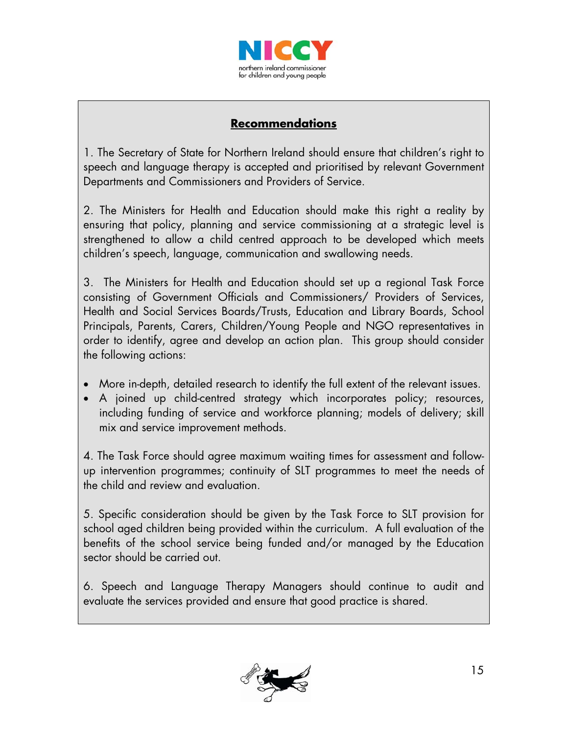## Recommendations

1. The Secretary of State for Northern Ireland should ensure that children's right to speech and language therapy is accepted and prioritised by relevant Government Departments and Commissioners and Providers of Service.

2. The Ministers for Health and Education should make this right a reality by ensuring that policy, planning and service commissioning at a strategic level is strengthened to allow a child centred approach to be developed which meets children's speech, language, communication and swallowing needs.

3. The Ministers for Health and Education should set up a regional Task Force consisting of Government Officials and Commissioners/ Providers of Services, Health and Social Services Boards/Trusts, Education and Library Boards, School Principals, Parents, Carers, Children/Young People and NGO representatives in order to identify, agree and develop an action plan. This group should consider the following actions:

- More in-depth, detailed research to identify the full extent of the relevant issues.
- A joined up child-centred strategy which incorporates policy; resources, including funding of service and workforce planning; models of delivery; skill mix and service improvement methods.

4. The Task Force should agree maximum waiting times for assessment and follow-up intervention programmes; continuity of SLT programmes to meet the needs of the child and review and evaluation.

5. Specific consideration should be given by the Task Force to SLT provision for school aged children being provided within the curriculum. A full evaluation of the benefits of the school service being funded and/or managed by the Education sector should be carried out.

6. Speech and Language Therapy Managers should continue to audit and evaluate the services provided and ensure that good practice is shared.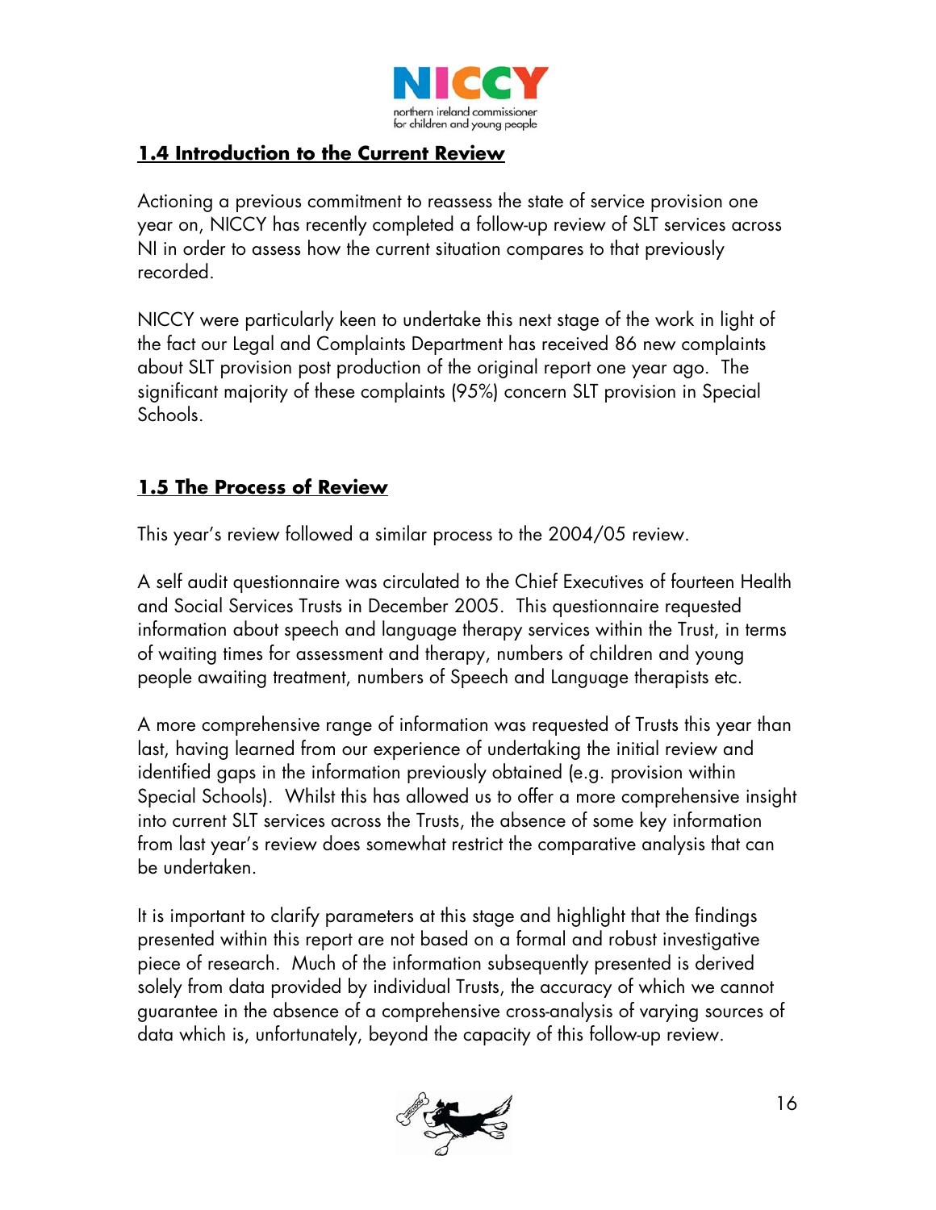## 1.4 Introduction to the Current Review

Actioning a previous commitment to reassess the state of service provision one year on, NICCY has recently completed a follow-up review of SLT services across NI in order to assess how the current situation compares to that previously recorded.

NICCY were particularly keen to undertake this next stage of the work in light of the fact our Legal and Complaints Department has received 86 new complaints about SLT provision post production of the original report one year ago. The significant majority of these complaints (95%) concern SLT provision in Special Schools.

## 1.5 The Process of Review

This year's review followed a similar process to the 2004/05 review.

A self audit questionnaire was circulated to the Chief Executives of fourteen Health and Social Services Trusts in December 2005. This questionnaire requested information about speech and language therapy services within the Trust, in terms of waiting times for assessment and therapy, numbers of children and young people awaiting treatment, numbers of Speech and Language therapists etc.

A more comprehensive range of information was requested of Trusts this year than last, having learned from our experience of undertaking the initial review and identified gaps in the information previously obtained (e.g. provision within Special Schools). Whilst this has allowed us to offer a more comprehensive insight into current SLT services across the Trusts, the absence of some key information from last year's review does somewhat restrict the comparative analysis that can be undertaken.

It is important to clarify parameters at this stage and highlight that the findings presented within this report are not based on a formal and robust investigative piece of research. Much of the information subsequently presented is derived solely from data provided by individual Trusts, the accuracy of which we cannot guarantee in the absence of a comprehensive cross-analysis of varying sources of data which is, unfortunately, beyond the capacity of this follow-up review.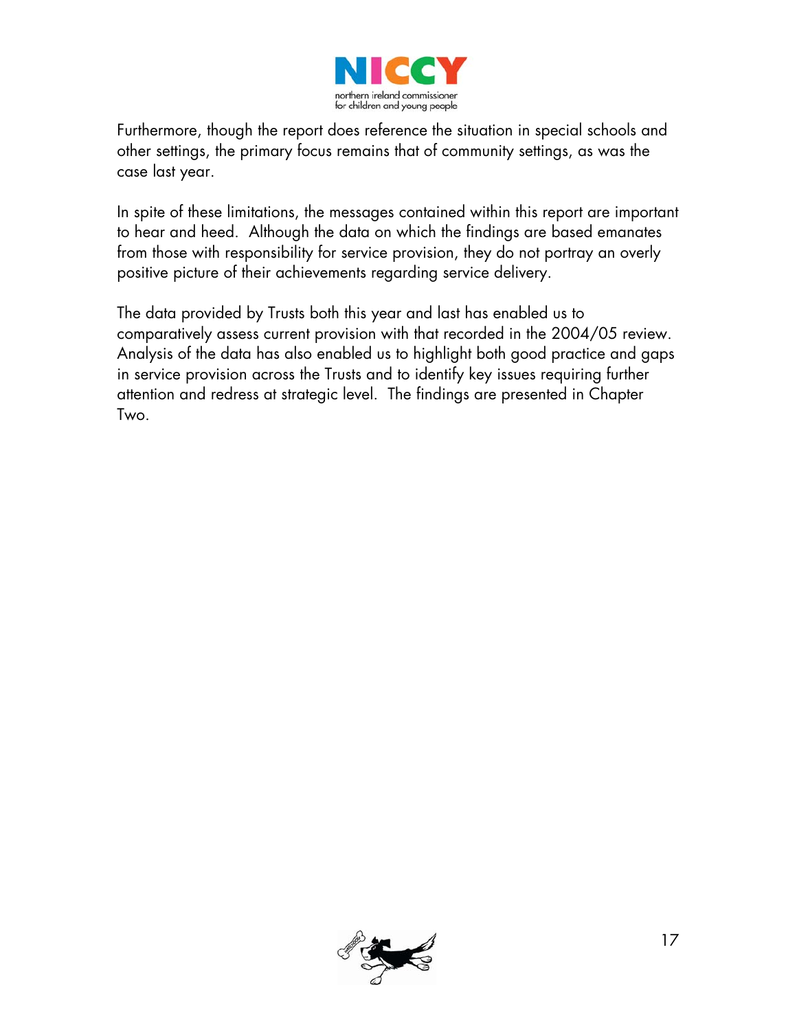Furthermore, though the report does reference the situation in special schools and other settings, the primary focus remains that of community settings, as was the case last year.

In spite of these limitations, the messages contained within this report are important to hear and heed. Although the data on which the findings are based emanates from those with responsibility for service provision, they do not portray an overly positive picture of their achievements regarding service delivery.

The data provided by Trusts both this year and last has enabled us to comparatively assess current provision with that recorded in the 2004/05 review. Analysis of the data has also enabled us to highlight both good practice and gaps in service provision across the Trusts and to identify key issues requiring further attention and redress at strategic level. The findings are presented in Chapter Two.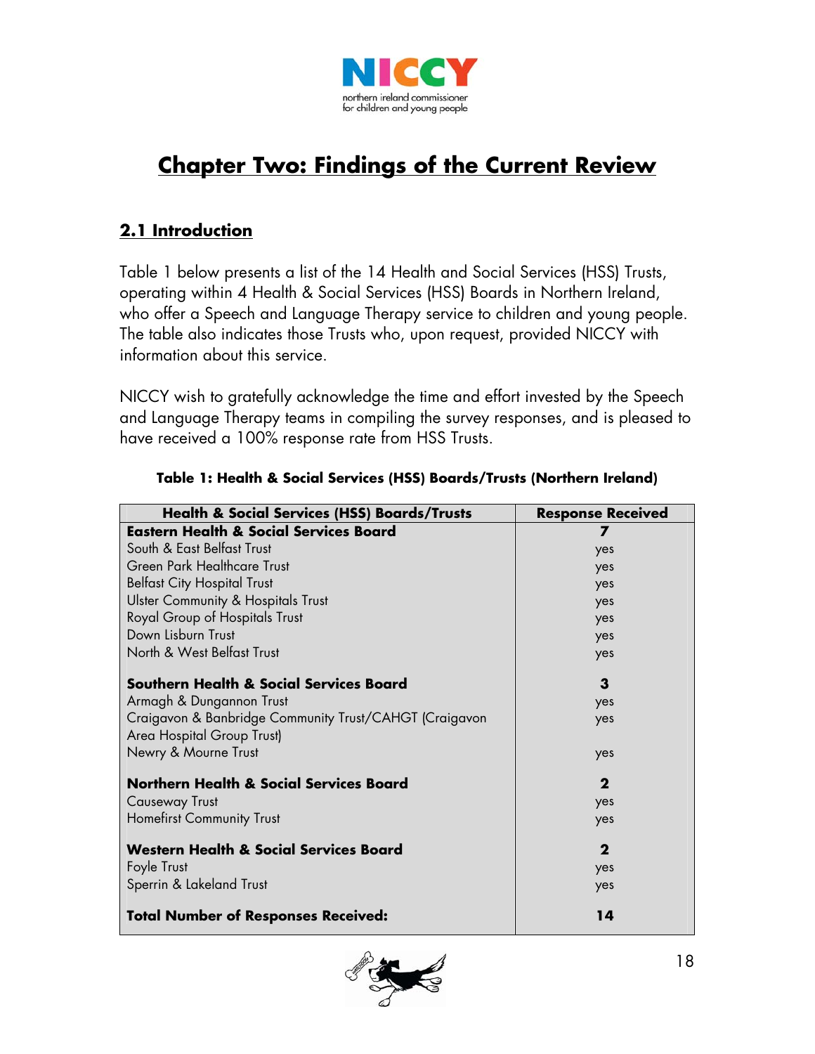# Chapter Two: Findings of the Current Review

## 2.1 Introduction

Table 1 below presents a list of the 14 Health and Social Services (HSS) Trusts, operating within 4 Health & Social Services (HSS) Boards in Northern Ireland, who offer a Speech and Language Therapy service to children and young people. The table also indicates those Trusts who, upon request, provided NICCY with information about this service.

NICCY wish to gratefully acknowledge the time and effort invested by the Speech and Language Therapy teams in compiling the survey responses, and is pleased to have received a 100% response rate from HSS Trusts.

**Table 1: Health & Social Services (HSS) Boards/Trusts (Northern Ireland)**

| Health & Social Services (HSS) Boards/Trusts | Response Received |
|---|---|
| **Eastern Health & Social Services Board** | **7** |
| South & East Belfast Trust | yes |
| Green Park Healthcare Trust | yes |
| Belfast City Hospital Trust | yes |
| Ulster Community & Hospitals Trust | yes |
| Royal Group of Hospitals Trust | yes |
| Down Lisburn Trust | yes |
| North & West Belfast Trust | yes |
| **Southern Health & Social Services Board** | **3** |
| Armagh & Dungannon Trust | yes |
| Craigavon & Banbridge Community Trust/CAHGT (Craigavon Area Hospital Group Trust) | yes |
| Newry & Mourne Trust | yes |
| **Northern Health & Social Services Board** | **2** |
| Causeway Trust | yes |
| Homefirst Community Trust | yes |
| **Western Health & Social Services Board** | **2** |
| Foyle Trust | yes |
| Sperrin & Lakeland Trust | yes |
| **Total Number of Responses Received:** | **14** |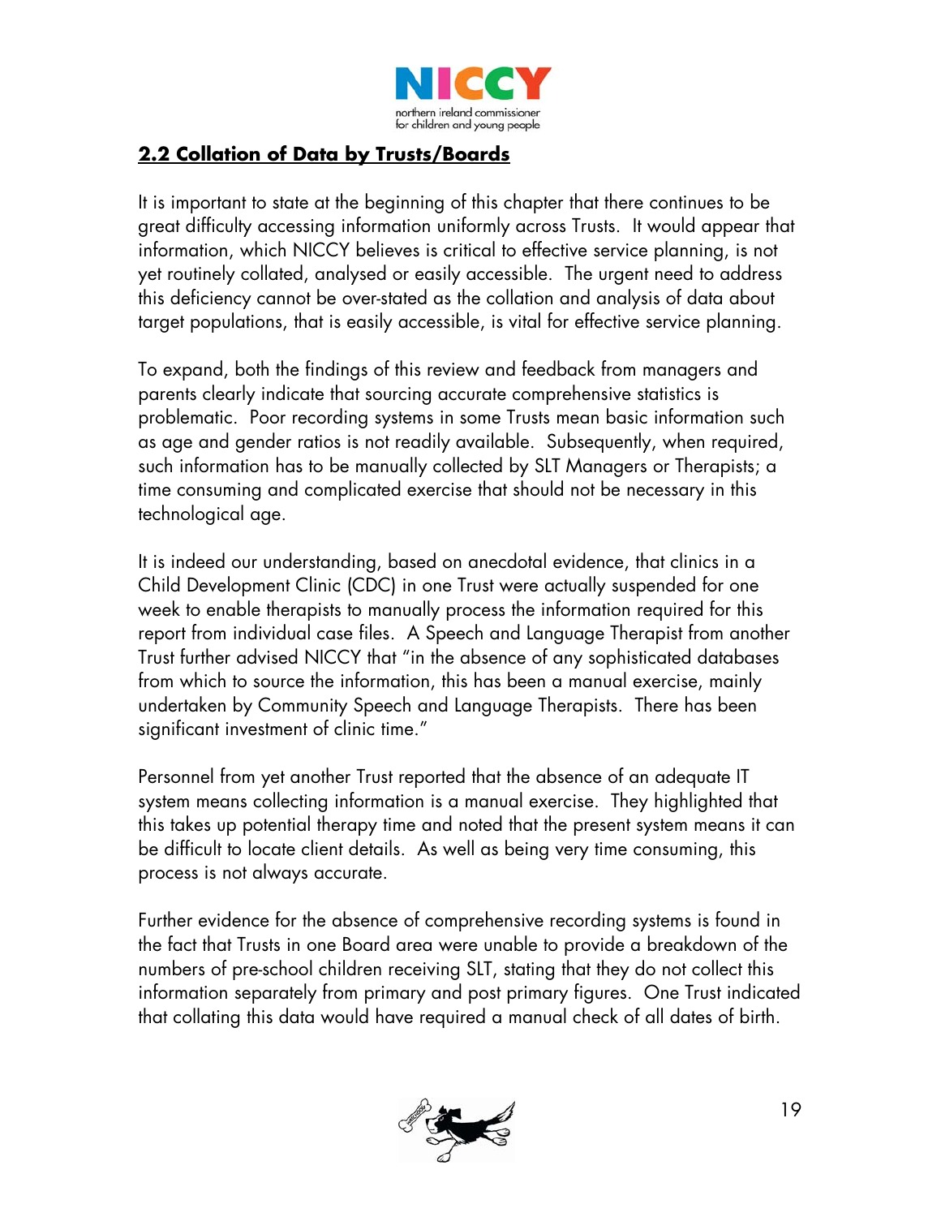## 2.2 Collation of Data by Trusts/Boards

It is important to state at the beginning of this chapter that there continues to be great difficulty accessing information uniformly across Trusts. It would appear that information, which NICCY believes is critical to effective service planning, is not yet routinely collated, analysed or easily accessible. The urgent need to address this deficiency cannot be over-stated as the collation and analysis of data about target populations, that is easily accessible, is vital for effective service planning.

To expand, both the findings of this review and feedback from managers and parents clearly indicate that sourcing accurate comprehensive statistics is problematic. Poor recording systems in some Trusts mean basic information such as age and gender ratios is not readily available. Subsequently, when required, such information has to be manually collected by SLT Managers or Therapists; a time consuming and complicated exercise that should not be necessary in this technological age.

It is indeed our understanding, based on anecdotal evidence, that clinics in a Child Development Clinic (CDC) in one Trust were actually suspended for one week to enable therapists to manually process the information required for this report from individual case files. A Speech and Language Therapist from another Trust further advised NICCY that "in the absence of any sophisticated databases from which to source the information, this has been a manual exercise, mainly undertaken by Community Speech and Language Therapists. There has been significant investment of clinic time."

Personnel from yet another Trust reported that the absence of an adequate IT system means collecting information is a manual exercise. They highlighted that this takes up potential therapy time and noted that the present system means it can be difficult to locate client details. As well as being very time consuming, this process is not always accurate.

Further evidence for the absence of comprehensive recording systems is found in the fact that Trusts in one Board area were unable to provide a breakdown of the numbers of pre-school children receiving SLT, stating that they do not collect this information separately from primary and post primary figures. One Trust indicated that collating this data would have required a manual check of all dates of birth.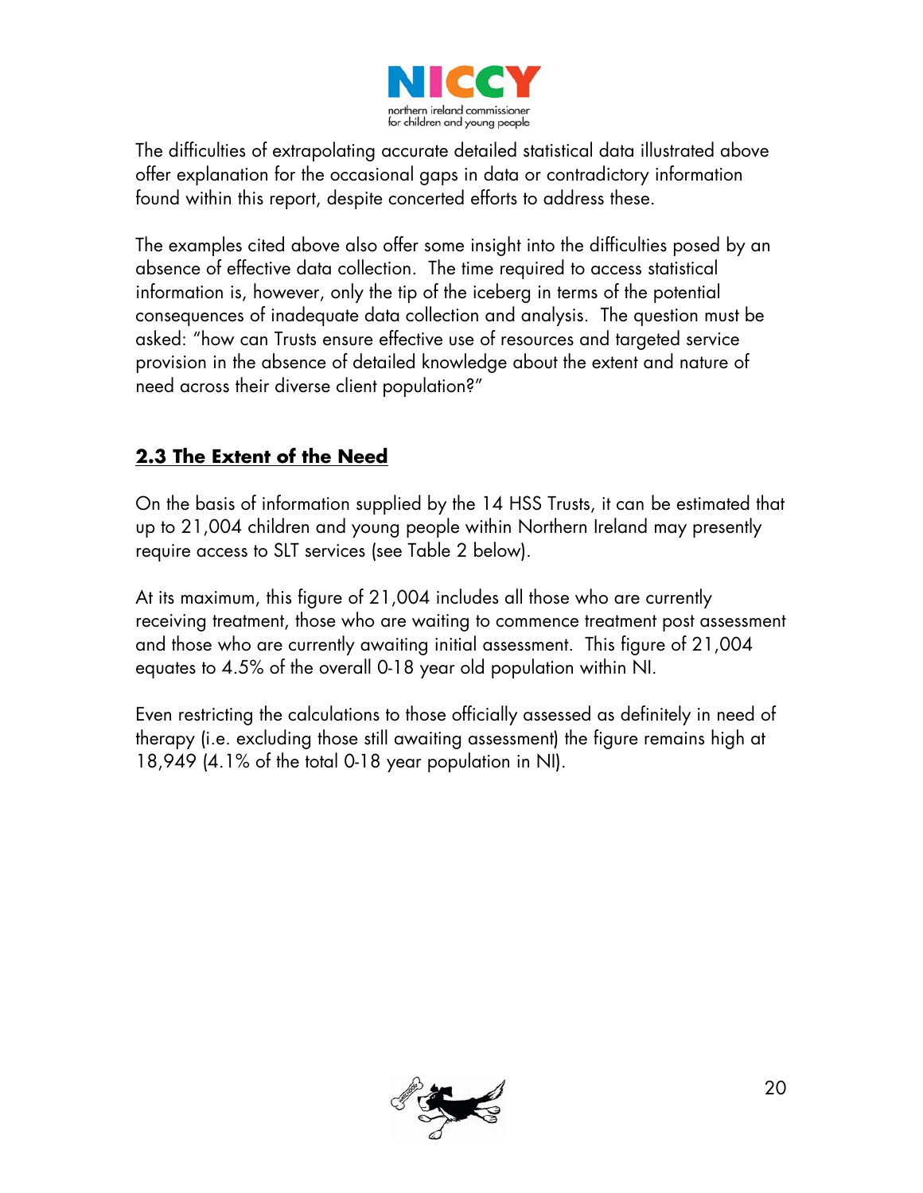The difficulties of extrapolating accurate detailed statistical data illustrated above offer explanation for the occasional gaps in data or contradictory information found within this report, despite concerted efforts to address these.

The examples cited above also offer some insight into the difficulties posed by an absence of effective data collection. The time required to access statistical information is, however, only the tip of the iceberg in terms of the potential consequences of inadequate data collection and analysis. The question must be asked: "how can Trusts ensure effective use of resources and targeted service provision in the absence of detailed knowledge about the extent and nature of need across their diverse client population?"

## **2.3 The Extent of the Need**

On the basis of information supplied by the 14 HSS Trusts, it can be estimated that up to 21,004 children and young people within Northern Ireland may presently require access to SLT services (see Table 2 below).

At its maximum, this figure of 21,004 includes all those who are currently receiving treatment, those who are waiting to commence treatment post assessment and those who are currently awaiting initial assessment. This figure of 21,004 equates to 4.5% of the overall 0-18 year old population within NI.

Even restricting the calculations to those officially assessed as definitely in need of therapy (i.e. excluding those still awaiting assessment) the figure remains high at 18,949 (4.1% of the total 0-18 year population in NI).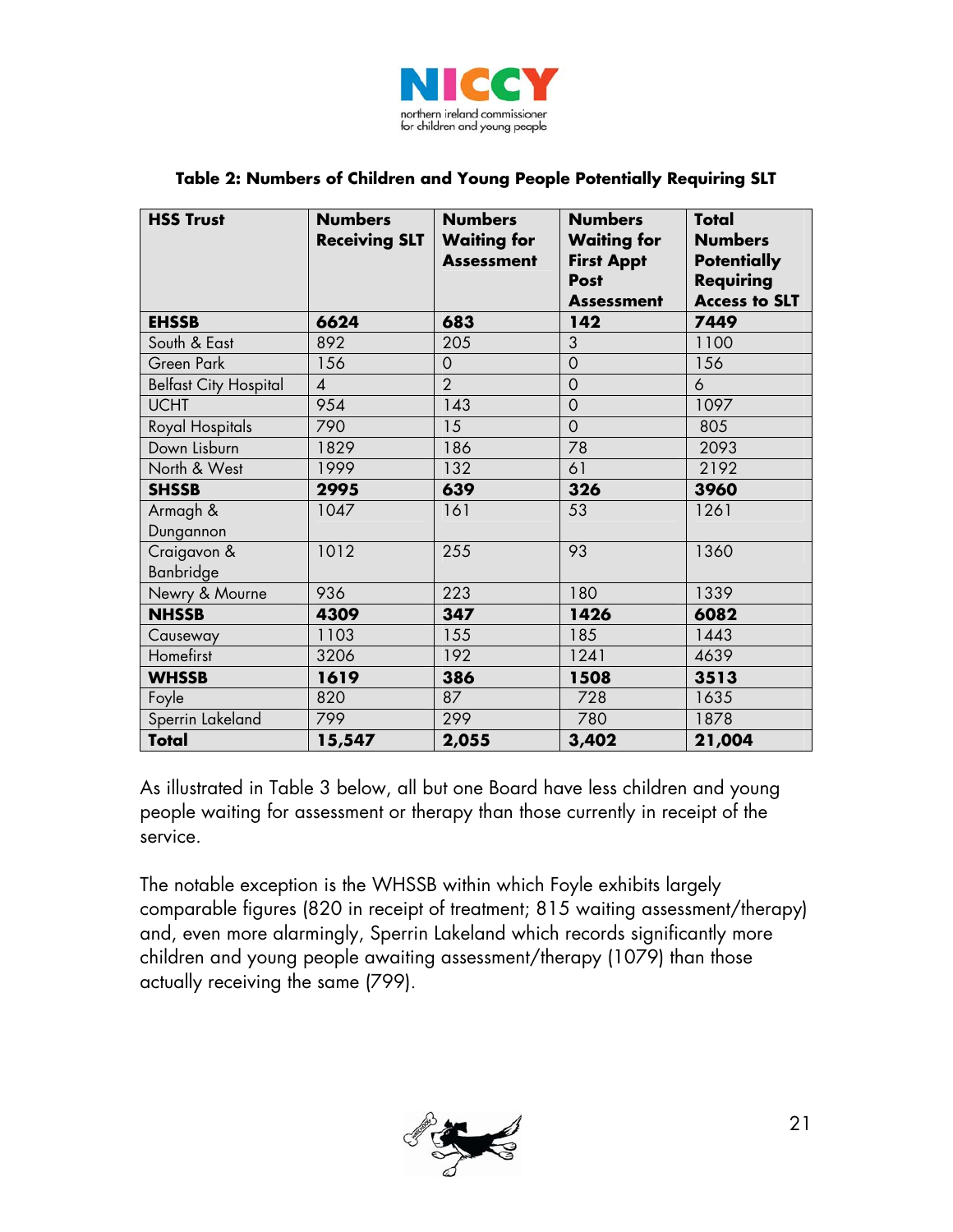**Table 2: Numbers of Children and Young People Potentially Requiring SLT**

| HSS Trust | Numbers Receiving SLT | Numbers Waiting for Assessment | Numbers Waiting for First Appt Post Assessment | Total Numbers Potentially Requiring Access to SLT |
|---|---|---|---|---|
| **EHSSB** | **6624** | **683** | **142** | **7449** |
| South & East | 892 | 205 | 3 | 1100 |
| Green Park | 156 | 0 | 0 | 156 |
| Belfast City Hospital | 4 | 2 | 0 | 6 |
| UCHT | 954 | 143 | 0 | 1097 |
| Royal Hospitals | 790 | 15 | 0 | 805 |
| Down Lisburn | 1829 | 186 | 78 | 2093 |
| North & West | 1999 | 132 | 61 | 2192 |
| **SHSSB** | **2995** | **639** | **326** | **3960** |
| Armagh & Dungannon | 1047 | 161 | 53 | 1261 |
| Craigavon & Banbridge | 1012 | 255 | 93 | 1360 |
| Newry & Mourne | 936 | 223 | 180 | 1339 |
| **NHSSB** | **4309** | **347** | **1426** | **6082** |
| Causeway | 1103 | 155 | 185 | 1443 |
| Homefirst | 3206 | 192 | 1241 | 4639 |
| **WHSSB** | **1619** | **386** | **1508** | **3513** |
| Foyle | 820 | 87 | 728 | 1635 |
| Sperrin Lakeland | 799 | 299 | 780 | 1878 |
| **Total** | **15,547** | **2,055** | **3,402** | **21,004** |

As illustrated in Table 3 below, all but one Board have less children and young people waiting for assessment or therapy than those currently in receipt of the service.

The notable exception is the WHSSB within which Foyle exhibits largely comparable figures (820 in receipt of treatment; 815 waiting assessment/therapy) and, even more alarmingly, Sperrin Lakeland which records significantly more children and young people awaiting assessment/therapy (1079) than those actually receiving the same (799).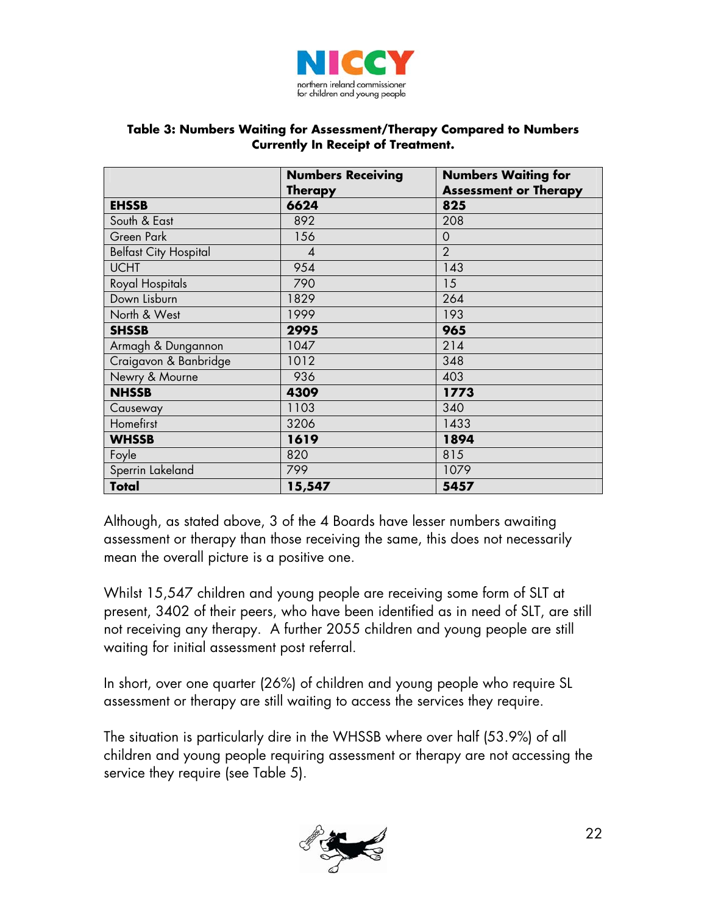**Table 3: Numbers Waiting for Assessment/Therapy Compared to Numbers Currently In Receipt of Treatment.**

| | **Numbers Receiving Therapy** | **Numbers Waiting for Assessment or Therapy** |
|---|---|---|
| **EHSSB** | **6624** | **825** |
| South & East | 892 | 208 |
| Green Park | 156 | 0 |
| Belfast City Hospital | 4 | 2 |
| UCHT | 954 | 143 |
| Royal Hospitals | 790 | 15 |
| Down Lisburn | 1829 | 264 |
| North & West | 1999 | 193 |
| **SHSSB** | **2995** | **965** |
| Armagh & Dungannon | 1047 | 214 |
| Craigavon & Banbridge | 1012 | 348 |
| Newry & Mourne | 936 | 403 |
| **NHSSB** | **4309** | **1773** |
| Causeway | 1103 | 340 |
| Homefirst | 3206 | 1433 |
| **WHSSB** | **1619** | **1894** |
| Foyle | 820 | 815 |
| Sperrin Lakeland | 799 | 1079 |
| **Total** | **15,547** | **5457** |

Although, as stated above, 3 of the 4 Boards have lesser numbers awaiting assessment or therapy than those receiving the same, this does not necessarily mean the overall picture is a positive one.

Whilst 15,547 children and young people are receiving some form of SLT at present, 3402 of their peers, who have been identified as in need of SLT, are still not receiving any therapy. A further 2055 children and young people are still waiting for initial assessment post referral.

In short, over one quarter (26%) of children and young people who require SL assessment or therapy are still waiting to access the services they require.

The situation is particularly dire in the WHSSB where over half (53.9%) of all children and young people requiring assessment or therapy are not accessing the service they require (see Table 5).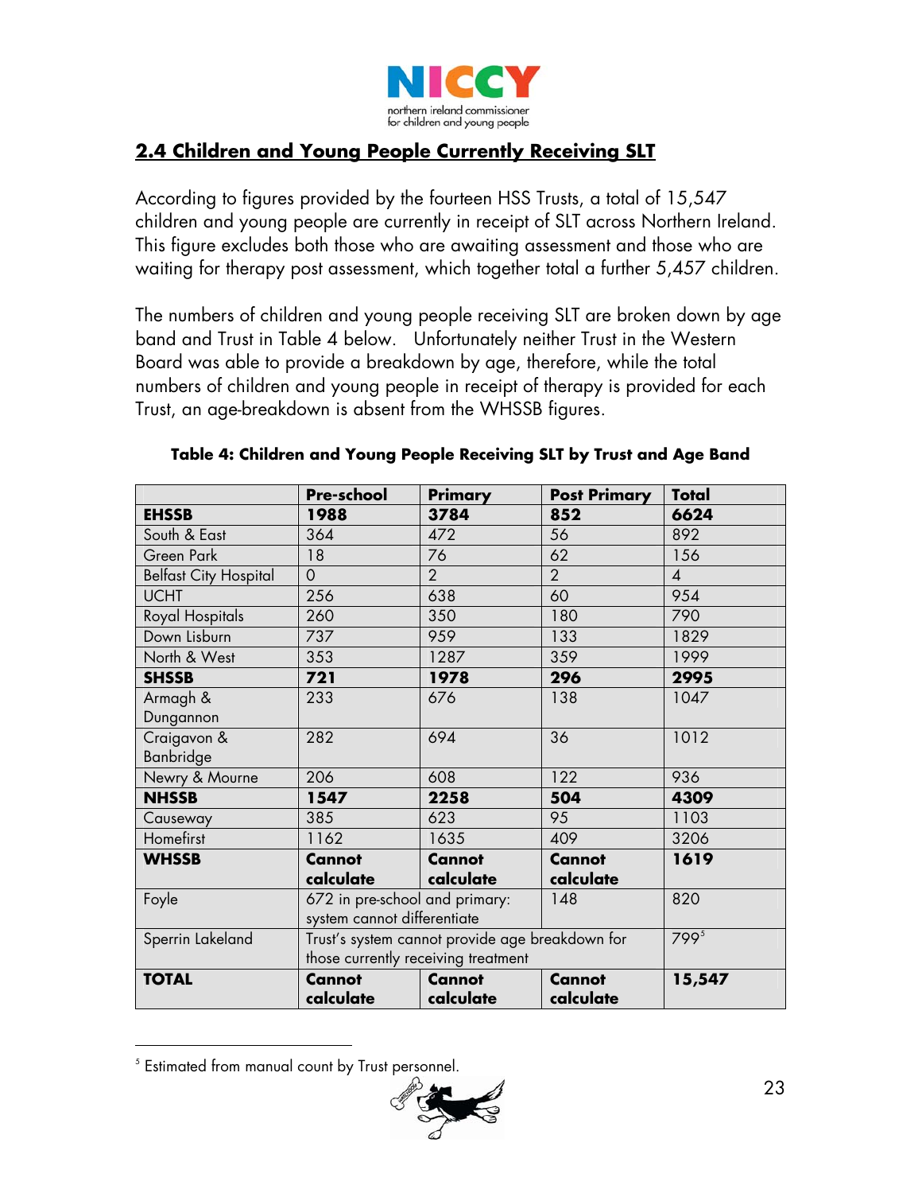## 2.4 Children and Young People Currently Receiving SLT

According to figures provided by the fourteen HSS Trusts, a total of 15,547 children and young people are currently in receipt of SLT across Northern Ireland. This figure excludes both those who are awaiting assessment and those who are waiting for therapy post assessment, which together total a further 5,457 children.

The numbers of children and young people receiving SLT are broken down by age band and Trust in Table 4 below. Unfortunately neither Trust in the Western Board was able to provide a breakdown by age, therefore, while the total numbers of children and young people in receipt of therapy is provided for each Trust, an age-breakdown is absent from the WHSSB figures.

**Table 4: Children and Young People Receiving SLT by Trust and Age Band**

| | Pre-school | Primary | Post Primary | Total |
|---|---|---|---|---|
| **EHSSB** | **1988** | **3784** | **852** | **6624** |
| South & East | 364 | 472 | 56 | 892 |
| Green Park | 18 | 76 | 62 | 156 |
| Belfast City Hospital | 0 | 2 | 2 | 4 |
| UCHT | 256 | 638 | 60 | 954 |
| Royal Hospitals | 260 | 350 | 180 | 790 |
| Down Lisburn | 737 | 959 | 133 | 1829 |
| North & West | 353 | 1287 | 359 | 1999 |
| **SHSSB** | **721** | **1978** | **296** | **2995** |
| Armagh & Dungannon | 233 | 676 | 138 | 1047 |
| Craigavon & Banbridge | 282 | 694 | 36 | 1012 |
| Newry & Mourne | 206 | 608 | 122 | 936 |
| **NHSSB** | **1547** | **2258** | **504** | **4309** |
| Causeway | 385 | 623 | 95 | 1103 |
| Homefirst | 1162 | 1635 | 409 | 3206 |
| **WHSSB** | **Cannot calculate** | **Cannot calculate** | **Cannot calculate** | **1619** |
| Foyle | 672 in pre-school and primary: system cannot differentiate | | 148 | 820 |
| Sperrin Lakeland | Trust's system cannot provide age breakdown for those currently receiving treatment | | | 799[5] |
| **TOTAL** | **Cannot calculate** | **Cannot calculate** | **Cannot calculate** | **15,547** |

[5] Estimated from manual count by Trust personnel.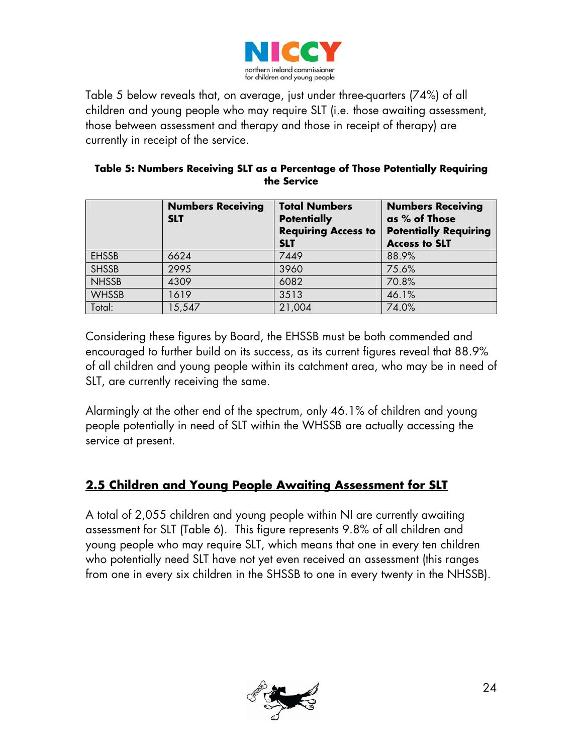Table 5 below reveals that, on average, just under three-quarters (74%) of all children and young people who may require SLT (i.e. those awaiting assessment, those between assessment and therapy and those in receipt of therapy) are currently in receipt of the service.

**Table 5: Numbers Receiving SLT as a Percentage of Those Potentially Requiring the Service**

| | Numbers Receiving SLT | Total Numbers Potentially Requiring Access to SLT | Numbers Receiving as % of Those Potentially Requiring Access to SLT |
|---|---|---|---|
| EHSSB | 6624 | 7449 | 88.9% |
| SHSSB | 2995 | 3960 | 75.6% |
| NHSSB | 4309 | 6082 | 70.8% |
| WHSSB | 1619 | 3513 | 46.1% |
| Total: | 15,547 | 21,004 | 74.0% |

Considering these figures by Board, the EHSSB must be both commended and encouraged to further build on its success, as its current figures reveal that 88.9% of all children and young people within its catchment area, who may be in need of SLT, are currently receiving the same.

Alarmingly at the other end of the spectrum, only 46.1% of children and young people potentially in need of SLT within the WHSSB are actually accessing the service at present.

## 2.5 Children and Young People Awaiting Assessment for SLT

A total of 2,055 children and young people within NI are currently awaiting assessment for SLT (Table 6). This figure represents 9.8% of all children and young people who may require SLT, which means that one in every ten children who potentially need SLT have not yet even received an assessment (this ranges from one in every six children in the SHSSB to one in every twenty in the NHSSB).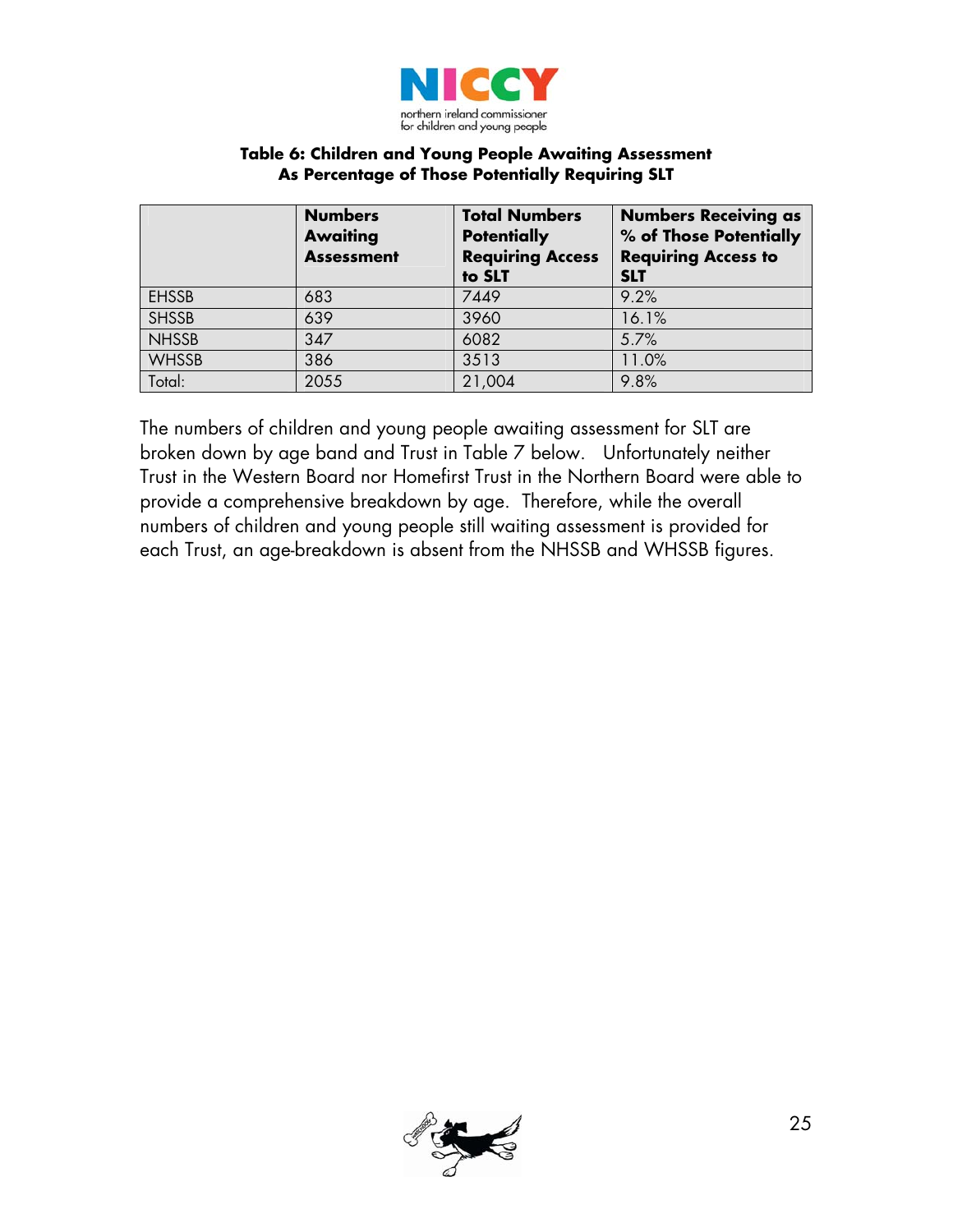**Table 6: Children and Young People Awaiting Assessment As Percentage of Those Potentially Requiring SLT**

| | Numbers Awaiting Assessment | Total Numbers Potentially Requiring Access to SLT | Numbers Receiving as % of Those Potentially Requiring Access to SLT |
|---|---|---|---|
| EHSSB | 683 | 7449 | 9.2% |
| SHSSB | 639 | 3960 | 16.1% |
| NHSSB | 347 | 6082 | 5.7% |
| WHSSB | 386 | 3513 | 11.0% |
| Total: | 2055 | 21,004 | 9.8% |

The numbers of children and young people awaiting assessment for SLT are broken down by age band and Trust in Table 7 below. Unfortunately neither Trust in the Western Board nor Homefirst Trust in the Northern Board were able to provide a comprehensive breakdown by age. Therefore, while the overall numbers of children and young people still waiting assessment is provided for each Trust, an age-breakdown is absent from the NHSSB and WHSSB figures.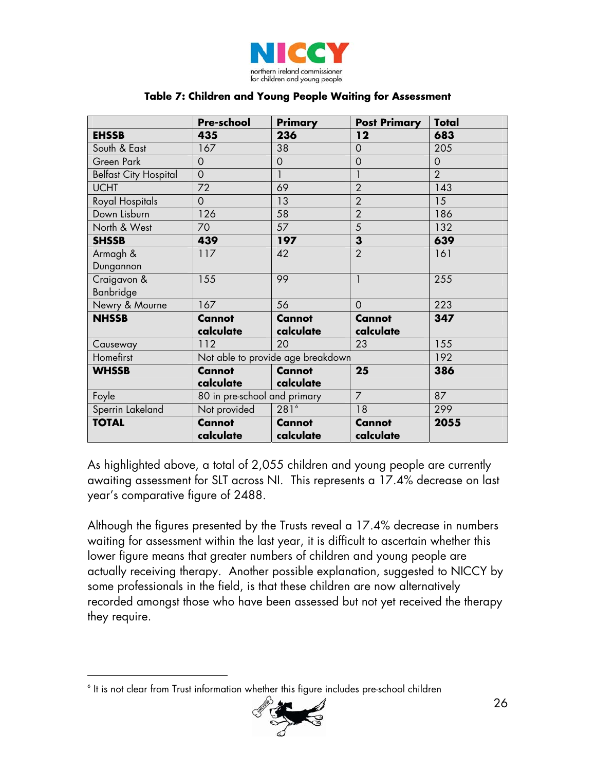**Table 7: Children and Young People Waiting for Assessment**

| | Pre-school | Primary | Post Primary | Total |
|---|---|---|---|---|
| **EHSSB** | **435** | **236** | **12** | **683** |
| South & East | 167 | 38 | 0 | 205 |
| Green Park | 0 | 0 | 0 | 0 |
| Belfast City Hospital | 0 | 1 | 1 | 2 |
| UCHT | 72 | 69 | 2 | 143 |
| Royal Hospitals | 0 | 13 | 2 | 15 |
| Down Lisburn | 126 | 58 | 2 | 186 |
| North & West | 70 | 57 | 5 | 132 |
| **SHSSB** | **439** | **197** | **3** | **639** |
| Armagh & Dungannon | 117 | 42 | 2 | 161 |
| Craigavon & Banbridge | 155 | 99 | 1 | 255 |
| Newry & Mourne | 167 | 56 | 0 | 223 |
| **NHSSB** | **Cannot calculate** | **Cannot calculate** | **Cannot calculate** | **347** |
| Causeway | 112 | 20 | 23 | 155 |
| Homefirst | Not able to provide age breakdown | | | 192 |
| **WHSSB** | **Cannot calculate** | **Cannot calculate** | **25** | **386** |
| Foyle | 80 in pre-school and primary | | 7 | 87 |
| Sperrin Lakeland | Not provided | 281[6] | 18 | 299 |
| **TOTAL** | **Cannot calculate** | **Cannot calculate** | **Cannot calculate** | **2055** |

As highlighted above, a total of 2,055 children and young people are currently awaiting assessment for SLT across NI. This represents a 17.4% decrease on last year's comparative figure of 2488.

Although the figures presented by the Trusts reveal a 17.4% decrease in numbers waiting for assessment within the last year, it is difficult to ascertain whether this lower figure means that greater numbers of children and young people are actually receiving therapy. Another possible explanation, suggested to NICCY by some professionals in the field, is that these children are now alternatively recorded amongst those who have been assessed but not yet received the therapy they require.

[6] It is not clear from Trust information whether this figure includes pre-school children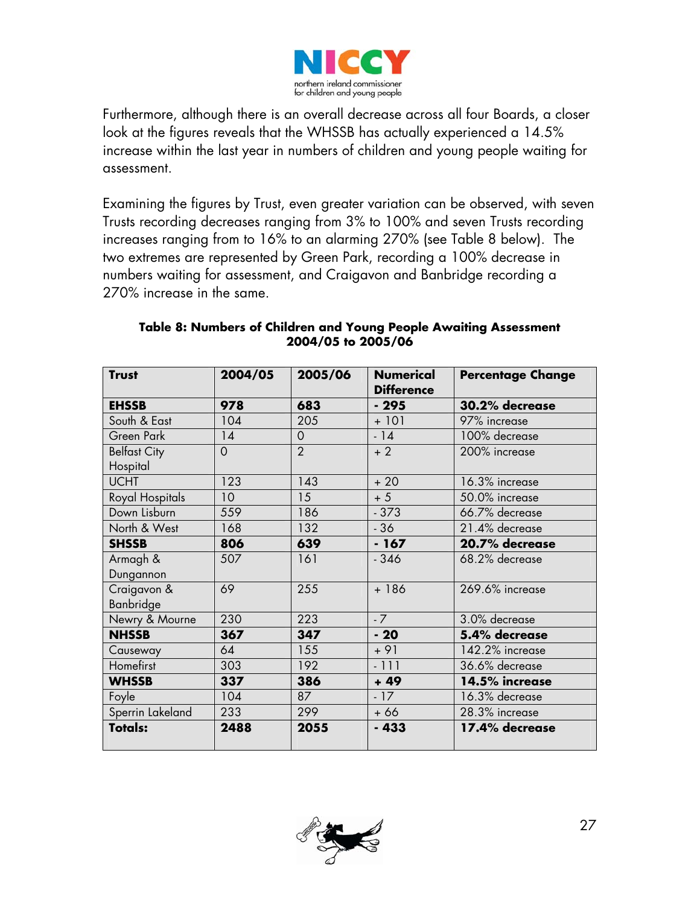Furthermore, although there is an overall decrease across all four Boards, a closer look at the figures reveals that the WHSSB has actually experienced a 14.5% increase within the last year in numbers of children and young people waiting for assessment.

Examining the figures by Trust, even greater variation can be observed, with seven Trusts recording decreases ranging from 3% to 100% and seven Trusts recording increases ranging from to 16% to an alarming 270% (see Table 8 below). The two extremes are represented by Green Park, recording a 100% decrease in numbers waiting for assessment, and Craigavon and Banbridge recording a 270% increase in the same.

**Table 8: Numbers of Children and Young People Awaiting Assessment 2004/05 to 2005/06**

| Trust | 2004/05 | 2005/06 | Numerical Difference | Percentage Change |
|---|---|---|---|---|
| **EHSSB** | **978** | **683** | **- 295** | **30.2% decrease** |
| South & East | 104 | 205 | + 101 | 97% increase |
| Green Park | 14 | 0 | - 14 | 100% decrease |
| Belfast City Hospital | 0 | 2 | + 2 | 200% increase |
| UCHT | 123 | 143 | + 20 | 16.3% increase |
| Royal Hospitals | 10 | 15 | + 5 | 50.0% increase |
| Down Lisburn | 559 | 186 | - 373 | 66.7% decrease |
| North & West | 168 | 132 | - 36 | 21.4% decrease |
| **SHSSB** | **806** | **639** | **- 167** | **20.7% decrease** |
| Armagh & Dungannon | 507 | 161 | - 346 | 68.2% decrease |
| Craigavon & Banbridge | 69 | 255 | + 186 | 269.6% increase |
| Newry & Mourne | 230 | 223 | - 7 | 3.0% decrease |
| **NHSSB** | **367** | **347** | **- 20** | **5.4% decrease** |
| Causeway | 64 | 155 | + 91 | 142.2% increase |
| Homefirst | 303 | 192 | - 111 | 36.6% decrease |
| **WHSSB** | **337** | **386** | **+ 49** | **14.5% increase** |
| Foyle | 104 | 87 | - 17 | 16.3% decrease |
| Sperrin Lakeland | 233 | 299 | + 66 | 28.3% increase |
| **Totals:** | **2488** | **2055** | **- 433** | **17.4% decrease** |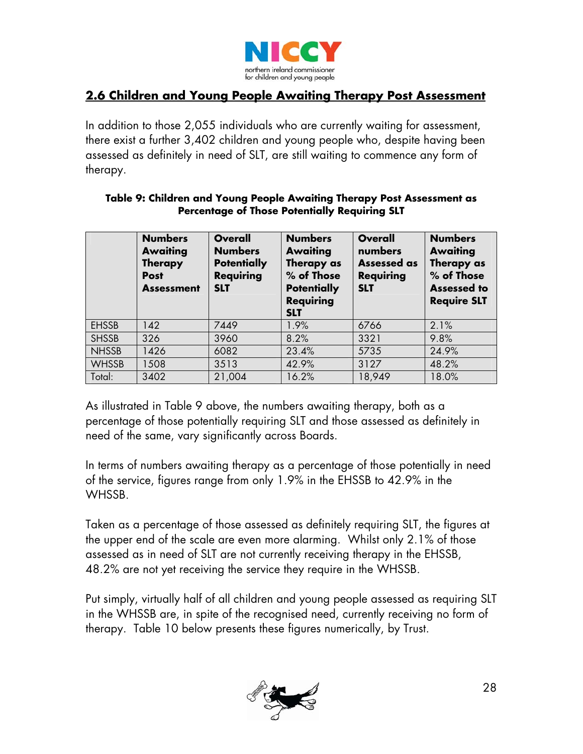## 2.6 Children and Young People Awaiting Therapy Post Assessment

In addition to those 2,055 individuals who are currently waiting for assessment, there exist a further 3,402 children and young people who, despite having been assessed as definitely in need of SLT, are still waiting to commence any form of therapy.

**Table 9: Children and Young People Awaiting Therapy Post Assessment as Percentage of Those Potentially Requiring SLT**

| | Numbers Awaiting Therapy Post Assessment | Overall Numbers Potentially Requiring SLT | Numbers Awaiting Therapy as % of Those Potentially Requiring SLT | Overall numbers Assessed as Requiring SLT | Numbers Awaiting Therapy as % of Those Assessed to Require SLT |
|---|---|---|---|---|---|
| EHSSB | 142 | 7449 | 1.9% | 6766 | 2.1% |
| SHSSB | 326 | 3960 | 8.2% | 3321 | 9.8% |
| NHSSB | 1426 | 6082 | 23.4% | 5735 | 24.9% |
| WHSSB | 1508 | 3513 | 42.9% | 3127 | 48.2% |
| Total: | 3402 | 21,004 | 16.2% | 18,949 | 18.0% |

As illustrated in Table 9 above, the numbers awaiting therapy, both as a percentage of those potentially requiring SLT and those assessed as definitely in need of the same, vary significantly across Boards.

In terms of numbers awaiting therapy as a percentage of those potentially in need of the service, figures range from only 1.9% in the EHSSB to 42.9% in the WHSSB.

Taken as a percentage of those assessed as definitely requiring SLT, the figures at the upper end of the scale are even more alarming. Whilst only 2.1% of those assessed as in need of SLT are not currently receiving therapy in the EHSSB, 48.2% are not yet receiving the service they require in the WHSSB.

Put simply, virtually half of all children and young people assessed as requiring SLT in the WHSSB are, in spite of the recognised need, currently receiving no form of therapy. Table 10 below presents these figures numerically, by Trust.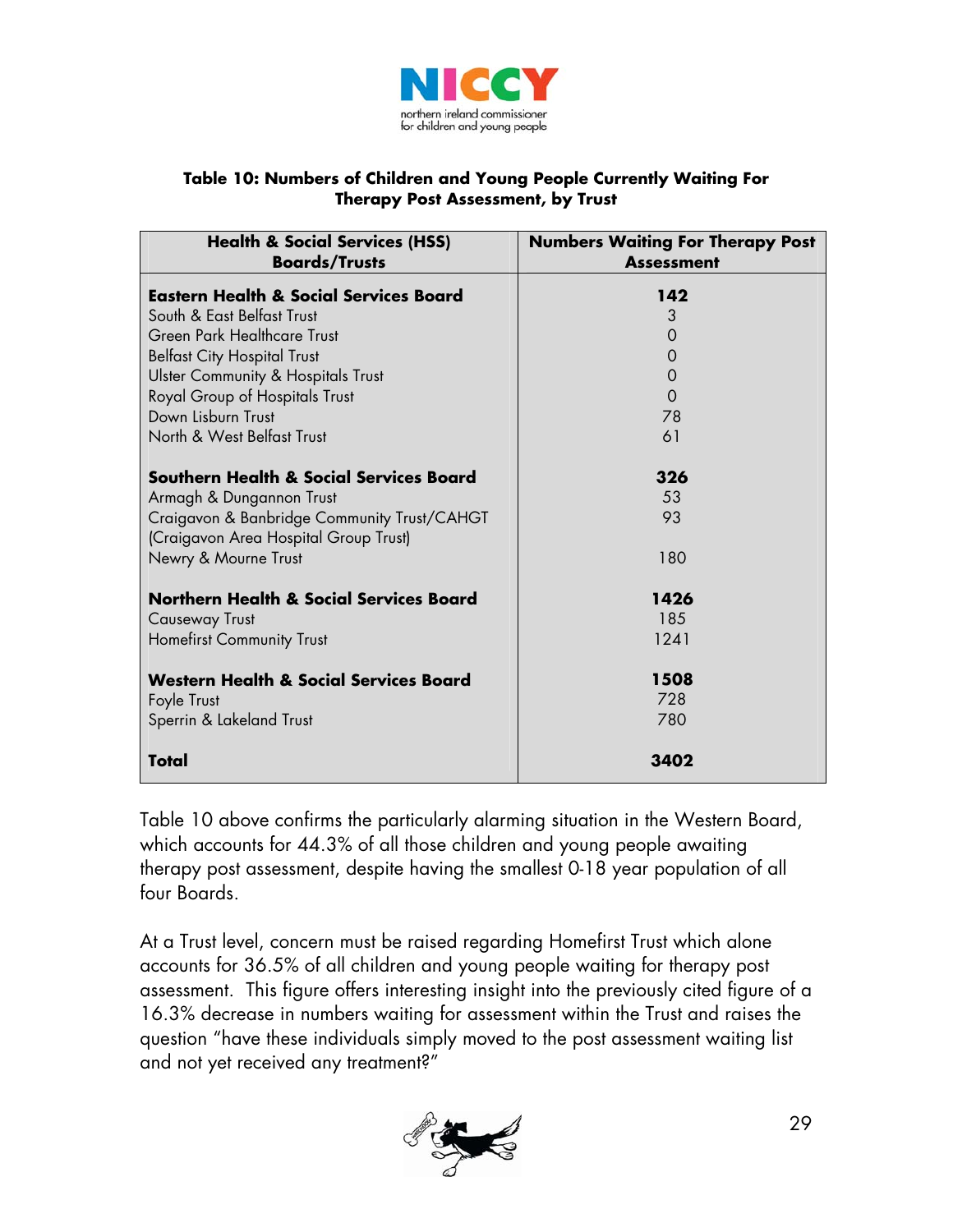**Table 10: Numbers of Children and Young People Currently Waiting For Therapy Post Assessment, by Trust**

| Health & Social Services (HSS) Boards/Trusts | Numbers Waiting For Therapy Post Assessment |
|---|---|
| **Eastern Health & Social Services Board** | **142** |
| South & East Belfast Trust | 3 |
| Green Park Healthcare Trust | 0 |
| Belfast City Hospital Trust | 0 |
| Ulster Community & Hospitals Trust | 0 |
| Royal Group of Hospitals Trust | 0 |
| Down Lisburn Trust | 78 |
| North & West Belfast Trust | 61 |
| **Southern Health & Social Services Board** | **326** |
| Armagh & Dungannon Trust | 53 |
| Craigavon & Banbridge Community Trust/CAHGT (Craigavon Area Hospital Group Trust) | 93 |
| Newry & Mourne Trust | 180 |
| **Northern Health & Social Services Board** | **1426** |
| Causeway Trust | 185 |
| Homefirst Community Trust | 1241 |
| **Western Health & Social Services Board** | **1508** |
| Foyle Trust | 728 |
| Sperrin & Lakeland Trust | 780 |
| **Total** | **3402** |

Table 10 above confirms the particularly alarming situation in the Western Board, which accounts for 44.3% of all those children and young people awaiting therapy post assessment, despite having the smallest 0-18 year population of all four Boards.

At a Trust level, concern must be raised regarding Homefirst Trust which alone accounts for 36.5% of all children and young people waiting for therapy post assessment. This figure offers interesting insight into the previously cited figure of a 16.3% decrease in numbers waiting for assessment within the Trust and raises the question "have these individuals simply moved to the post assessment waiting list and not yet received any treatment?"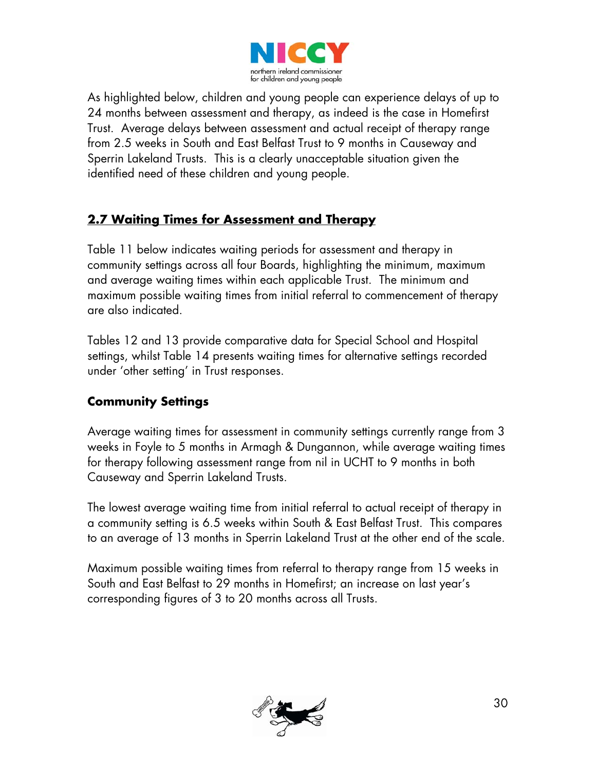As highlighted below, children and young people can experience delays of up to 24 months between assessment and therapy, as indeed is the case in Homefirst Trust. Average delays between assessment and actual receipt of therapy range from 2.5 weeks in South and East Belfast Trust to 9 months in Causeway and Sperrin Lakeland Trusts. This is a clearly unacceptable situation given the identified need of these children and young people.

## **2.7 Waiting Times for Assessment and Therapy**

Table 11 below indicates waiting periods for assessment and therapy in community settings across all four Boards, highlighting the minimum, maximum and average waiting times within each applicable Trust. The minimum and maximum possible waiting times from initial referral to commencement of therapy are also indicated.

Tables 12 and 13 provide comparative data for Special School and Hospital settings, whilst Table 14 presents waiting times for alternative settings recorded under 'other setting' in Trust responses.

### **Community Settings**

Average waiting times for assessment in community settings currently range from 3 weeks in Foyle to 5 months in Armagh & Dungannon, while average waiting times for therapy following assessment range from nil in UCHT to 9 months in both Causeway and Sperrin Lakeland Trusts.

The lowest average waiting time from initial referral to actual receipt of therapy in a community setting is 6.5 weeks within South & East Belfast Trust. This compares to an average of 13 months in Sperrin Lakeland Trust at the other end of the scale.

Maximum possible waiting times from referral to therapy range from 15 weeks in South and East Belfast to 29 months in Homefirst; an increase on last year's corresponding figures of 3 to 20 months across all Trusts.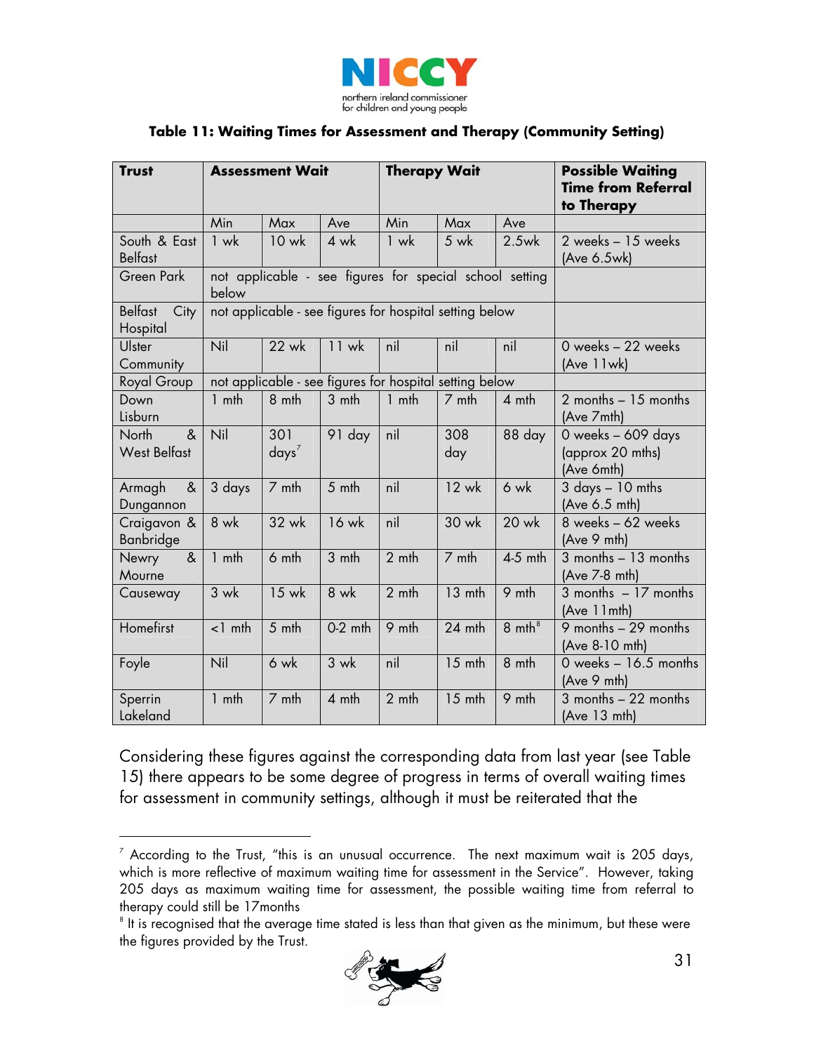**Table 11: Waiting Times for Assessment and Therapy (Community Setting)**

| Trust | Assessment Wait | | | Therapy Wait | | | Possible Waiting Time from Referral to Therapy |
|---|---|---|---|---|---|---|---|
| | Min | Max | Ave | Min | Max | Ave | |
| South & East Belfast | 1 wk | 10 wk | 4 wk | 1 wk | 5 wk | 2.5wk | 2 weeks – 15 weeks (Ave 6.5wk) |
| Green Park | not applicable - see figures for special school setting below | | | | | | |
| Belfast City Hospital | not applicable - see figures for hospital setting below | | | | | | |
| Ulster Community | Nil | 22 wk | 11 wk | nil | nil | nil | 0 weeks – 22 weeks (Ave 11wk) |
| Royal Group | not applicable - see figures for hospital setting below | | | | | | |
| Down Lisburn | 1 mth | 8 mth | 3 mth | 1 mth | 7 mth | 4 mth | 2 months – 15 months (Ave 7mth) |
| North & West Belfast | Nil | 301 days[7] | 91 day | nil | 308 day | 88 day | 0 weeks – 609 days (approx 20 mths) (Ave 6mth) |
| Armagh & Dungannon | 3 days | 7 mth | 5 mth | nil | 12 wk | 6 wk | 3 days – 10 mths (Ave 6.5 mth) |
| Craigavon & Banbridge | 8 wk | 32 wk | 16 wk | nil | 30 wk | 20 wk | 8 weeks – 62 weeks (Ave 9 mth) |
| Newry & Mourne | 1 mth | 6 mth | 3 mth | 2 mth | 7 mth | 4-5 mth | 3 months – 13 months (Ave 7-8 mth) |
| Causeway | 3 wk | 15 wk | 8 wk | 2 mth | 13 mth | 9 mth | 3 months – 17 months (Ave 11mth) |
| Homefirst | <1 mth | 5 mth | 0-2 mth | 9 mth | 24 mth | 8 mth[8] | 9 months – 29 months (Ave 8-10 mth) |
| Foyle | Nil | 6 wk | 3 wk | nil | 15 mth | 8 mth | 0 weeks – 16.5 months (Ave 9 mth) |
| Sperrin Lakeland | 1 mth | 7 mth | 4 mth | 2 mth | 15 mth | 9 mth | 3 months – 22 months (Ave 13 mth) |

Considering these figures against the corresponding data from last year (see Table 15) there appears to be some degree of progress in terms of overall waiting times for assessment in community settings, although it must be reiterated that the

[7] According to the Trust, "this is an unusual occurrence. The next maximum wait is 205 days, which is more reflective of maximum waiting time for assessment in the Service". However, taking 205 days as maximum waiting time for assessment, the possible waiting time from referral to therapy could still be 17months

[8] It is recognised that the average time stated is less than that given as the minimum, but these were the figures provided by the Trust.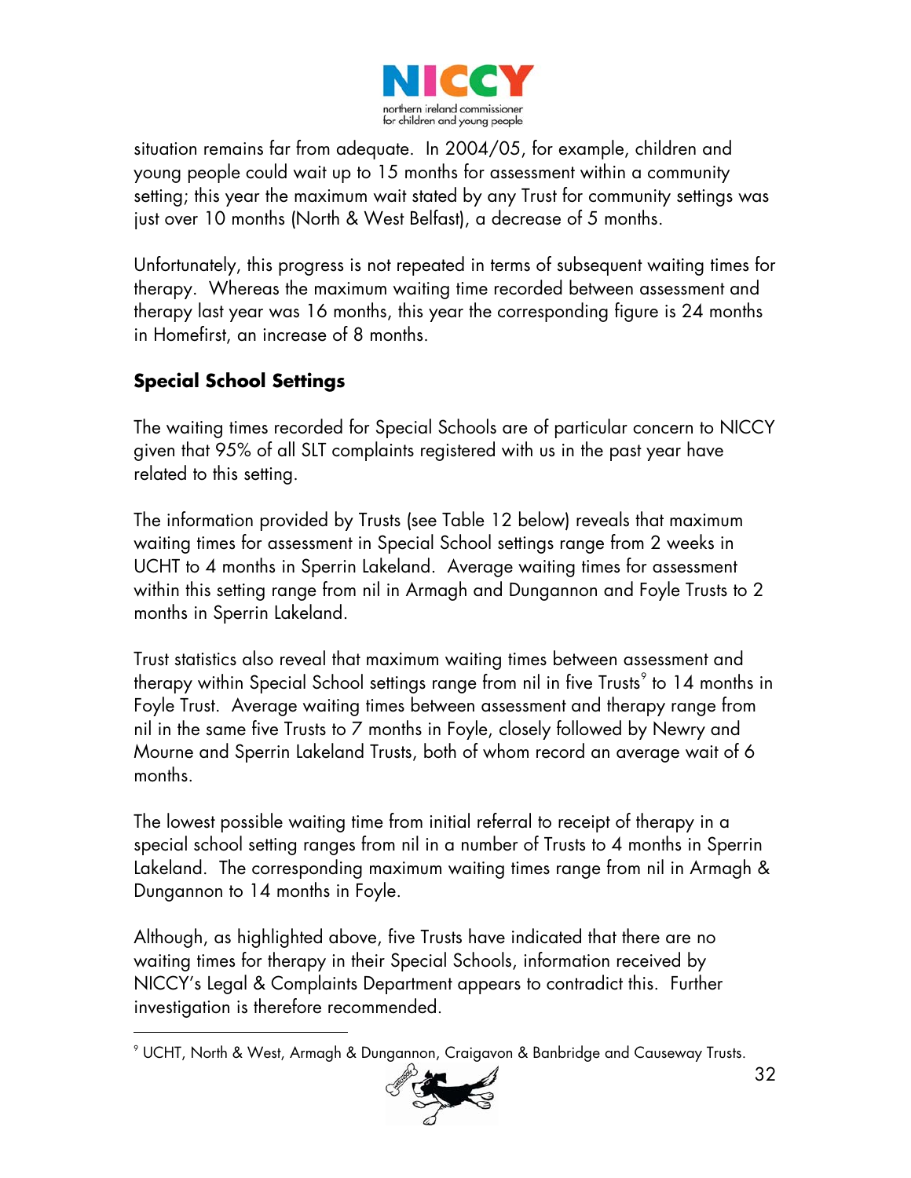situation remains far from adequate. In 2004/05, for example, children and young people could wait up to 15 months for assessment within a community setting; this year the maximum wait stated by any Trust for community settings was just over 10 months (North & West Belfast), a decrease of 5 months.

Unfortunately, this progress is not repeated in terms of subsequent waiting times for therapy. Whereas the maximum waiting time recorded between assessment and therapy last year was 16 months, this year the corresponding figure is 24 months in Homefirst, an increase of 8 months.

### Special School Settings

The waiting times recorded for Special Schools are of particular concern to NICCY given that 95% of all SLT complaints registered with us in the past year have related to this setting.

The information provided by Trusts (see Table 12 below) reveals that maximum waiting times for assessment in Special School settings range from 2 weeks in UCHT to 4 months in Sperrin Lakeland. Average waiting times for assessment within this setting range from nil in Armagh and Dungannon and Foyle Trusts to 2 months in Sperrin Lakeland.

Trust statistics also reveal that maximum waiting times between assessment and therapy within Special School settings range from nil in five Trusts[9] to 14 months in Foyle Trust. Average waiting times between assessment and therapy range from nil in the same five Trusts to 7 months in Foyle, closely followed by Newry and Mourne and Sperrin Lakeland Trusts, both of whom record an average wait of 6 months.

The lowest possible waiting time from initial referral to receipt of therapy in a special school setting ranges from nil in a number of Trusts to 4 months in Sperrin Lakeland. The corresponding maximum waiting times range from nil in Armagh & Dungannon to 14 months in Foyle.

Although, as highlighted above, five Trusts have indicated that there are no waiting times for therapy in their Special Schools, information received by NICCY's Legal & Complaints Department appears to contradict this. Further investigation is therefore recommended.

[9] UCHT, North & West, Armagh & Dungannon, Craigavon & Banbridge and Causeway Trusts.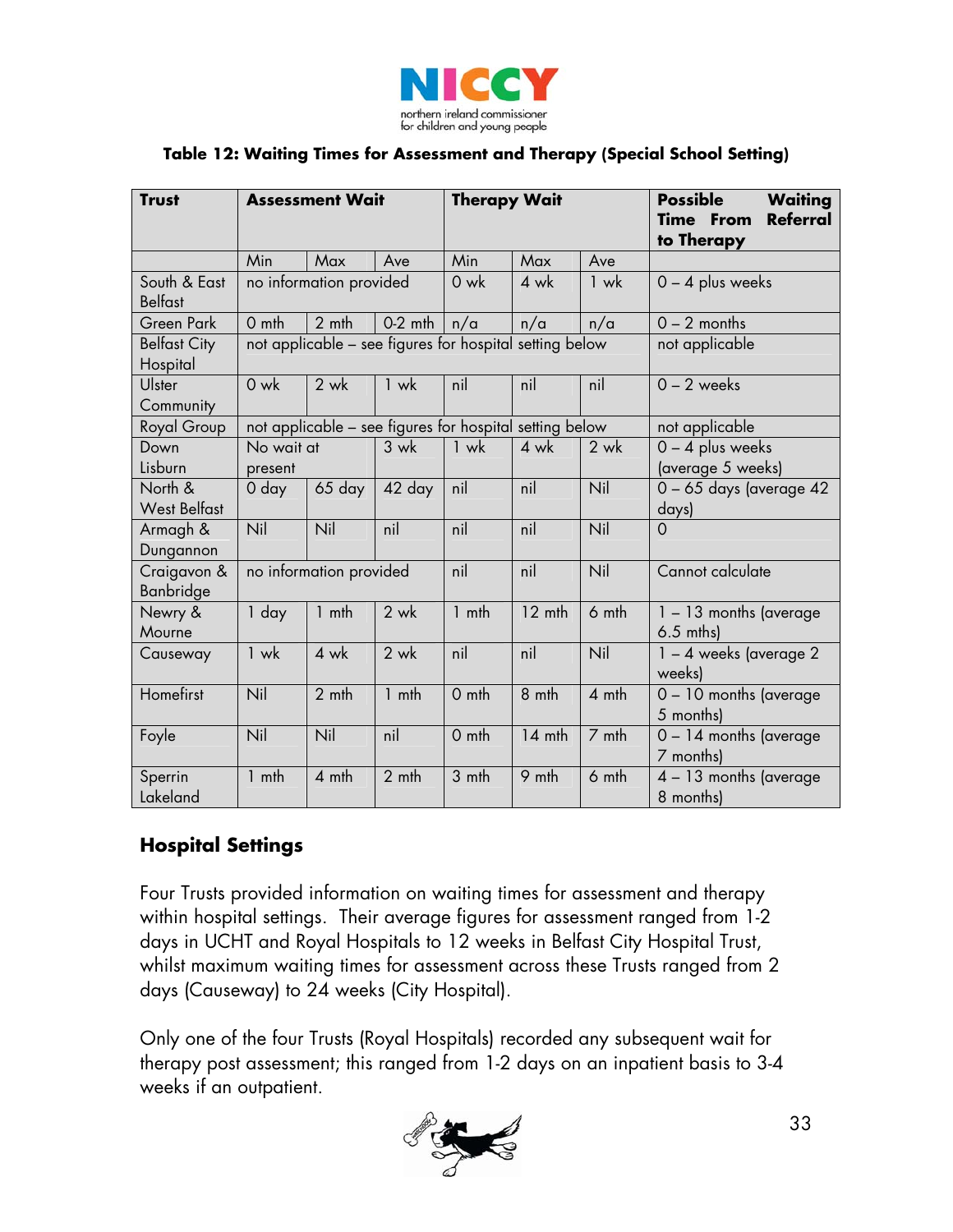**Table 12: Waiting Times for Assessment and Therapy (Special School Setting)**

| Trust | Assessment Wait | | | Therapy Wait | | | Possible Waiting Time From Referral to Therapy |
|---|---|---|---|---|---|---|---|
| | Min | Max | Ave | Min | Max | Ave | |
| South & East Belfast | no information provided | | | 0 wk | 4 wk | 1 wk | 0 – 4 plus weeks |
| Green Park | 0 mth | 2 mth | 0-2 mth | n/a | n/a | n/a | 0 – 2 months |
| Belfast City Hospital | not applicable – see figures for hospital setting below | | | | | | not applicable |
| Ulster Community | 0 wk | 2 wk | 1 wk | nil | nil | nil | 0 – 2 weeks |
| Royal Group | not applicable – see figures for hospital setting below | | | | | | not applicable |
| Down Lisburn | No wait at present | | 3 wk | 1 wk | 4 wk | 2 wk | 0 – 4 plus weeks (average 5 weeks) |
| North & West Belfast | 0 day | 65 day | 42 day | nil | nil | Nil | 0 – 65 days (average 42 days) |
| Armagh & Dungannon | Nil | Nil | nil | nil | nil | Nil | 0 |
| Craigavon & Banbridge | no information provided | | | nil | nil | Nil | Cannot calculate |
| Newry & Mourne | 1 day | 1 mth | 2 wk | 1 mth | 12 mth | 6 mth | 1 – 13 months (average 6.5 mths) |
| Causeway | 1 wk | 4 wk | 2 wk | nil | nil | Nil | 1 – 4 weeks (average 2 weeks) |
| Homefirst | Nil | 2 mth | 1 mth | 0 mth | 8 mth | 4 mth | 0 – 10 months (average 5 months) |
| Foyle | Nil | Nil | nil | 0 mth | 14 mth | 7 mth | 0 – 14 months (average 7 months) |
| Sperrin Lakeland | 1 mth | 4 mth | 2 mth | 3 mth | 9 mth | 6 mth | 4 – 13 months (average 8 months) |

## Hospital Settings

Four Trusts provided information on waiting times for assessment and therapy within hospital settings. Their average figures for assessment ranged from 1-2 days in UCHT and Royal Hospitals to 12 weeks in Belfast City Hospital Trust, whilst maximum waiting times for assessment across these Trusts ranged from 2 days (Causeway) to 24 weeks (City Hospital).

Only one of the four Trusts (Royal Hospitals) recorded any subsequent wait for therapy post assessment; this ranged from 1-2 days on an inpatient basis to 3-4 weeks if an outpatient.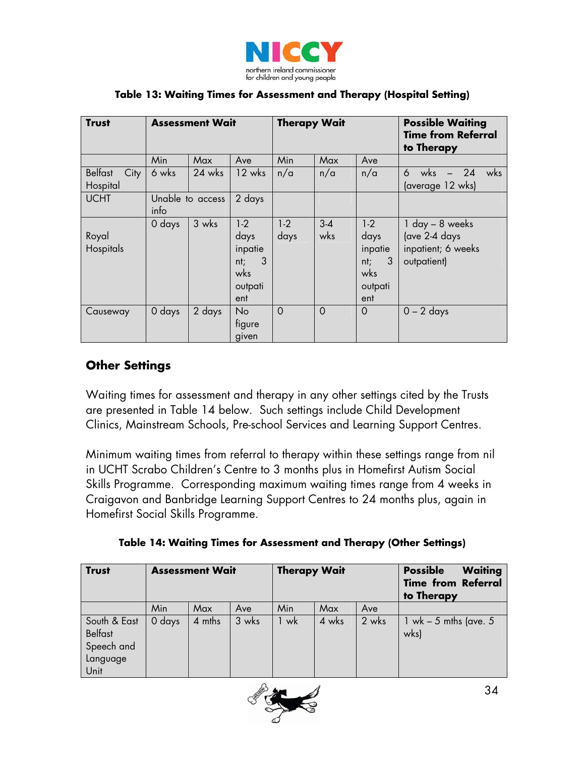**Table 13: Waiting Times for Assessment and Therapy (Hospital Setting)**

| Trust | Assessment Wait | | | Therapy Wait | | | Possible Waiting Time from Referral to Therapy |
|---|---|---|---|---|---|---|---|
| | Min | Max | Ave | Min | Max | Ave | |
| Belfast City Hospital | 6 wks | 24 wks | 12 wks | n/a | n/a | n/a | 6 wks – 24 wks (average 12 wks) |
| UCHT | Unable to access info | | 2 days | | | | |
| Royal Hospitals | 0 days | 3 wks | 1-2 days inpatient; 3 wks outpatient | 1-2 days | 3-4 wks | 1-2 days inpatient; 3 wks outpatient | 1 day – 8 weeks (ave 2-4 days inpatient; 6 weeks outpatient) |
| Causeway | 0 days | 2 days | No figure given | 0 | 0 | 0 | 0 – 2 days |

## Other Settings

Waiting times for assessment and therapy in any other settings cited by the Trusts are presented in Table 14 below. Such settings include Child Development Clinics, Mainstream Schools, Pre-school Services and Learning Support Centres.

Minimum waiting times from referral to therapy within these settings range from nil in UCHT Scrabo Children's Centre to 3 months plus in Homefirst Autism Social Skills Programme. Corresponding maximum waiting times range from 4 weeks in Craigavon and Banbridge Learning Support Centres to 24 months plus, again in Homefirst Social Skills Programme.

**Table 14: Waiting Times for Assessment and Therapy (Other Settings)**

| Trust | Assessment Wait | | | Therapy Wait | | | Possible Waiting Time from Referral to Therapy |
|---|---|---|---|---|---|---|---|
| | Min | Max | Ave | Min | Max | Ave | |
| South & East Belfast Speech and Language Unit | 0 days | 4 mths | 3 wks | 1 wk | 4 wks | 2 wks | 1 wk – 5 mths (ave. 5 wks) |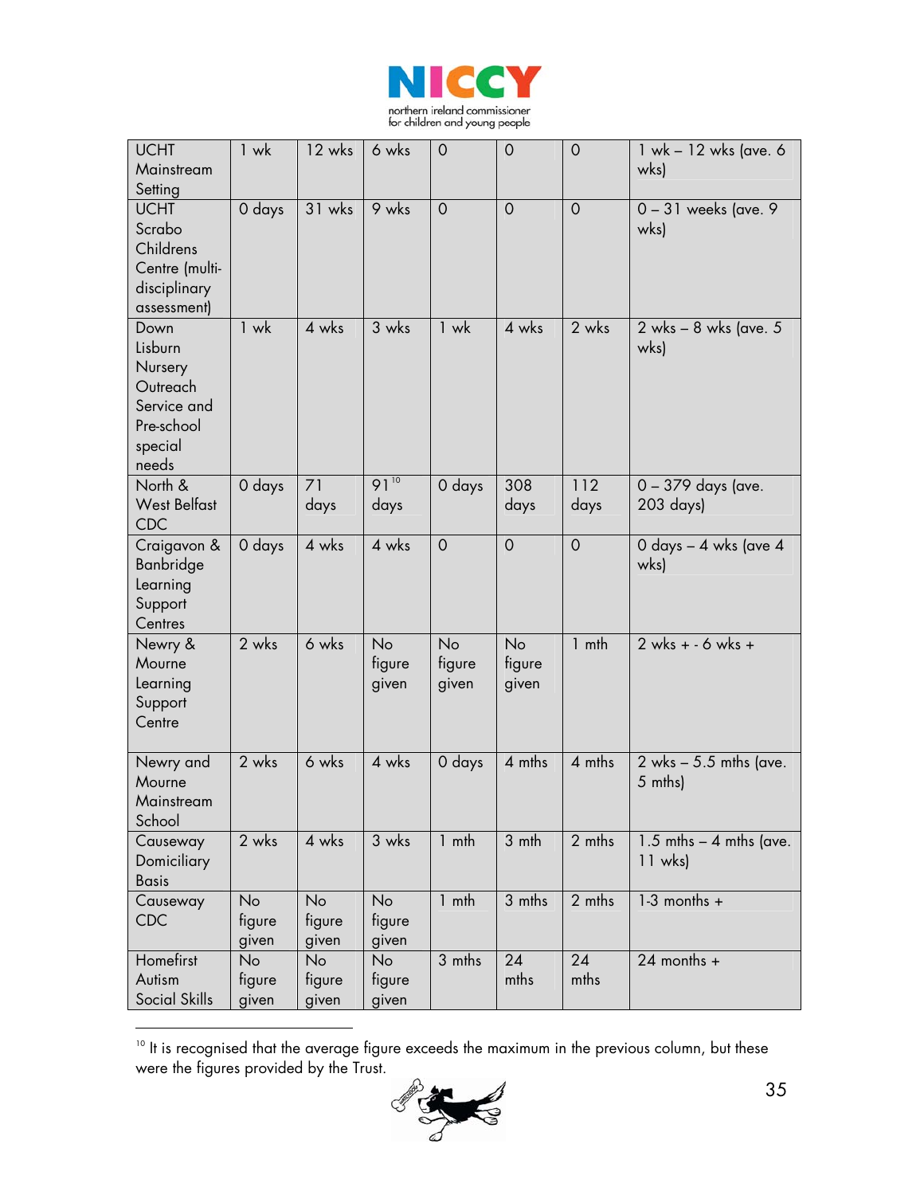| | | | | | | | |
|---|---|---|---|---|---|---|---|
| UCHT Mainstream Setting | 1 wk | 12 wks | 6 wks | 0 | 0 | 0 | 1 wk – 12 wks (ave. 6 wks) |
| UCHT Scrabo Childrens Centre (multi-disciplinary assessment) | 0 days | 31 wks | 9 wks | 0 | 0 | 0 | 0 – 31 weeks (ave. 9 wks) |
| Down Lisburn Nursery Outreach Service and Pre-school special needs | 1 wk | 4 wks | 3 wks | 1 wk | 4 wks | 2 wks | 2 wks – 8 wks (ave. 5 wks) |
| North & West Belfast CDC | 0 days | 71 days | 91[10] days | 0 days | 308 days | 112 days | 0 – 379 days (ave. 203 days) |
| Craigavon & Banbridge Learning Support Centres | 0 days | 4 wks | 4 wks | 0 | 0 | 0 | 0 days – 4 wks (ave 4 wks) |
| Newry & Mourne Learning Support Centre | 2 wks | 6 wks | No figure given | No figure given | No figure given | 1 mth | 2 wks + - 6 wks + |
| Newry and Mourne Mainstream School | 2 wks | 6 wks | 4 wks | 0 days | 4 mths | 4 mths | 2 wks – 5.5 mths (ave. 5 mths) |
| Causeway Domiciliary Basis | 2 wks | 4 wks | 3 wks | 1 mth | 3 mth | 2 mths | 1.5 mths – 4 mths (ave. 11 wks) |
| Causeway CDC | No figure given | No figure given | No figure given | 1 mth | 3 mths | 2 mths | 1-3 months + |
| Homefirst Autism Social Skills | No figure given | No figure given | No figure given | 3 mths | 24 mths | 24 mths | 24 months + |

[10] It is recognised that the average figure exceeds the maximum in the previous column, but these were the figures provided by the Trust.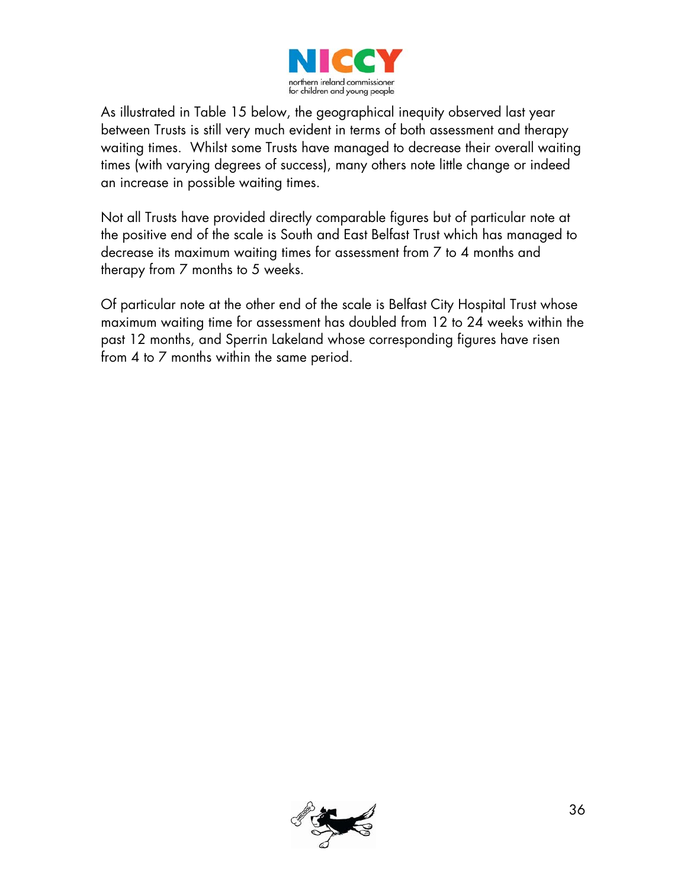As illustrated in Table 15 below, the geographical inequity observed last year between Trusts is still very much evident in terms of both assessment and therapy waiting times. Whilst some Trusts have managed to decrease their overall waiting times (with varying degrees of success), many others note little change or indeed an increase in possible waiting times.

Not all Trusts have provided directly comparable figures but of particular note at the positive end of the scale is South and East Belfast Trust which has managed to decrease its maximum waiting times for assessment from 7 to 4 months and therapy from 7 months to 5 weeks.

Of particular note at the other end of the scale is Belfast City Hospital Trust whose maximum waiting time for assessment has doubled from 12 to 24 weeks within the past 12 months, and Sperrin Lakeland whose corresponding figures have risen from 4 to 7 months within the same period.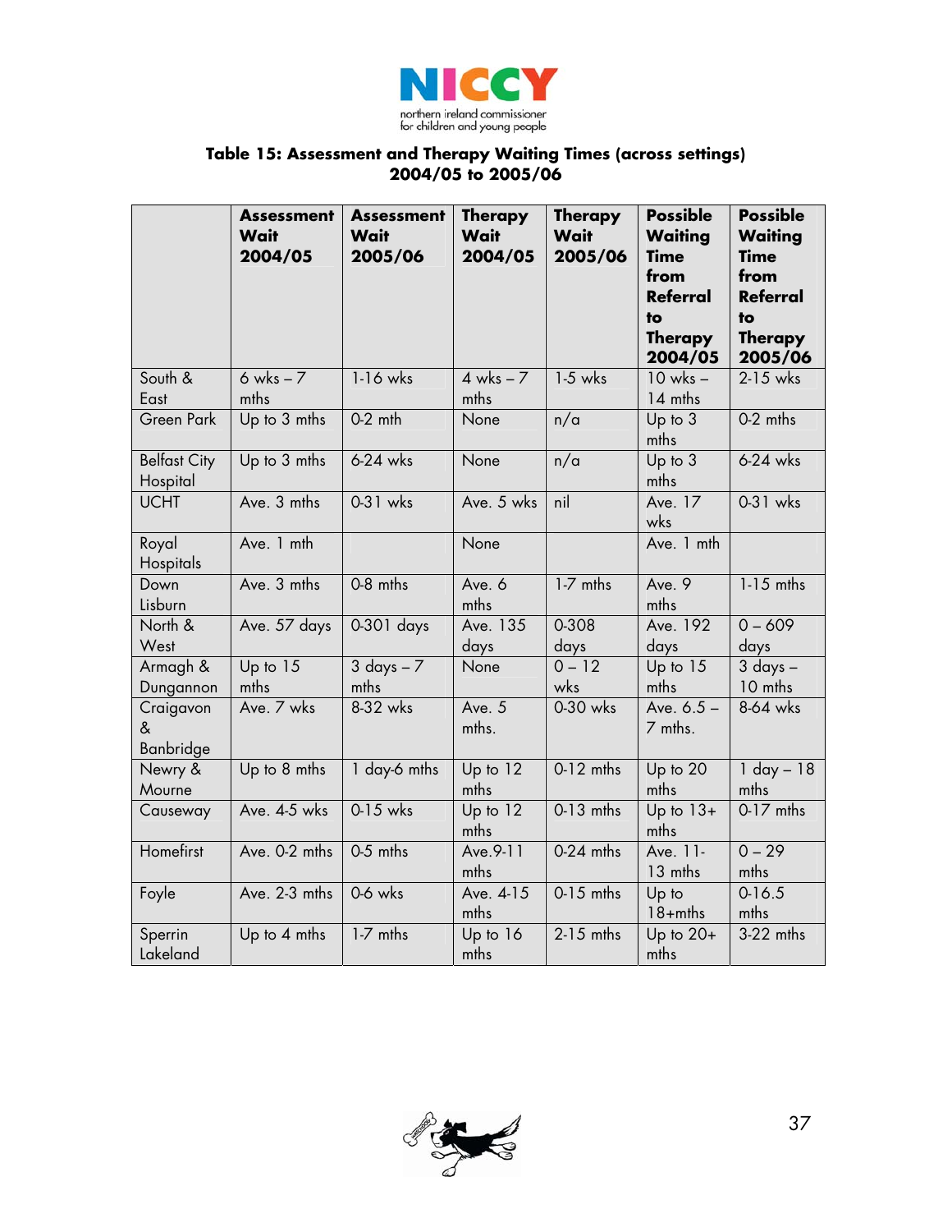**Table 15: Assessment and Therapy Waiting Times (across settings) 2004/05 to 2005/06**

| | Assessment Wait 2004/05 | Assessment Wait 2005/06 | Therapy Wait 2004/05 | Therapy Wait 2005/06 | Possible Waiting Time from Referral to Therapy 2004/05 | Possible Waiting Time from Referral to Therapy 2005/06 |
|---|---|---|---|---|---|---|
| South & East | 6 wks – 7 mths | 1-16 wks | 4 wks – 7 mths | 1-5 wks | 10 wks – 14 mths | 2-15 wks |
| Green Park | Up to 3 mths | 0-2 mth | None | n/a | Up to 3 mths | 0-2 mths |
| Belfast City Hospital | Up to 3 mths | 6-24 wks | None | n/a | Up to 3 mths | 6-24 wks |
| UCHT | Ave. 3 mths | 0-31 wks | Ave. 5 wks | nil | Ave. 17 wks | 0-31 wks |
| Royal Hospitals | Ave. 1 mth | | None | | Ave. 1 mth | |
| Down Lisburn | Ave. 3 mths | 0-8 mths | Ave. 6 mths | 1-7 mths | Ave. 9 mths | 1-15 mths |
| North & West | Ave. 57 days | 0-301 days | Ave. 135 days | 0-308 days | Ave. 192 days | 0 – 609 days |
| Armagh & Dungannon | Up to 15 mths | 3 days – 7 mths | None | 0 – 12 wks | Up to 15 mths | 3 days – 10 mths |
| Craigavon & Banbridge | Ave. 7 wks | 8-32 wks | Ave. 5 mths. | 0-30 wks | Ave. 6.5 – 7 mths. | 8-64 wks |
| Newry & Mourne | Up to 8 mths | 1 day-6 mths | Up to 12 mths | 0-12 mths | Up to 20 mths | 1 day – 18 mths |
| Causeway | Ave. 4-5 wks | 0-15 wks | Up to 12 mths | 0-13 mths | Up to 13+ mths | 0-17 mths |
| Homefirst | Ave. 0-2 mths | 0-5 mths | Ave.9-11 mths | 0-24 mths | Ave. 11-13 mths | 0 – 29 mths |
| Foyle | Ave. 2-3 mths | 0-6 wks | Ave. 4-15 mths | 0-15 mths | Up to 18+mths | 0-16.5 mths |
| Sperrin Lakeland | Up to 4 mths | 1-7 mths | Up to 16 mths | 2-15 mths | Up to 20+ mths | 3-22 mths |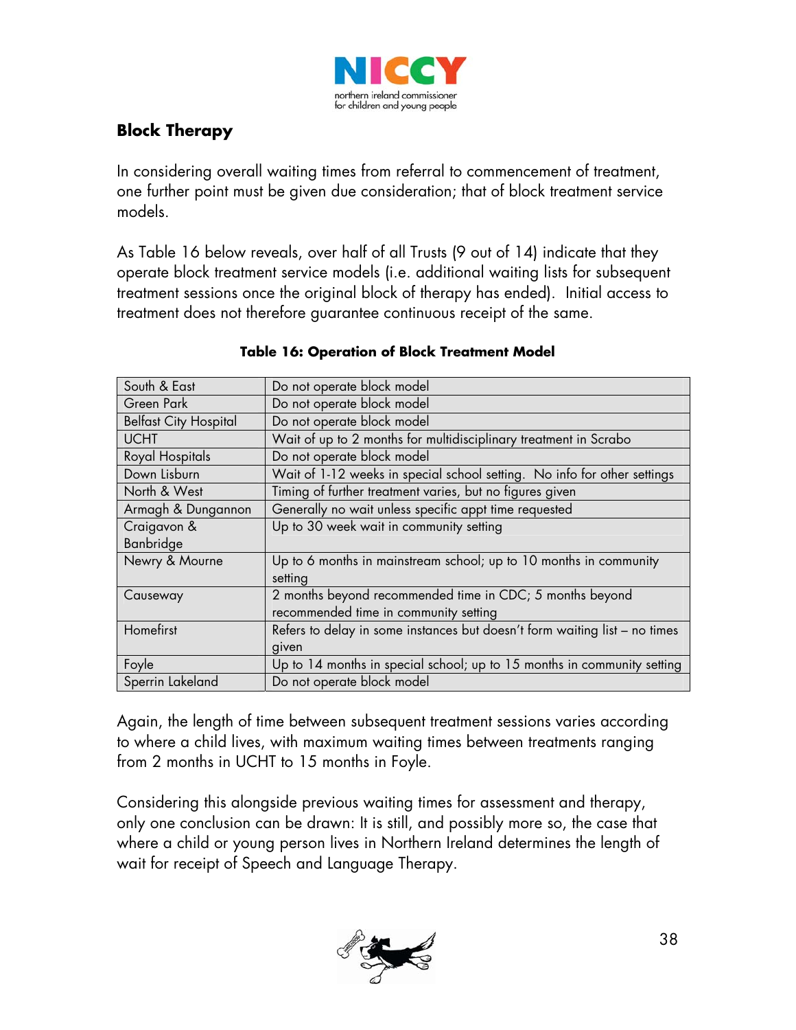## Block Therapy

In considering overall waiting times from referral to commencement of treatment, one further point must be given due consideration; that of block treatment service models.

As Table 16 below reveals, over half of all Trusts (9 out of 14) indicate that they operate block treatment service models (i.e. additional waiting lists for subsequent treatment sessions once the original block of therapy has ended). Initial access to treatment does not therefore guarantee continuous receipt of the same.

**Table 16: Operation of Block Treatment Model**

| | |
|---|---|
| South & East | Do not operate block model |
| Green Park | Do not operate block model |
| Belfast City Hospital | Do not operate block model |
| UCHT | Wait of up to 2 months for multidisciplinary treatment in Scrabo |
| Royal Hospitals | Do not operate block model |
| Down Lisburn | Wait of 1-12 weeks in special school setting. No info for other settings |
| North & West | Timing of further treatment varies, but no figures given |
| Armagh & Dungannon | Generally no wait unless specific appt time requested |
| Craigavon & Banbridge | Up to 30 week wait in community setting |
| Newry & Mourne | Up to 6 months in mainstream school; up to 10 months in community setting |
| Causeway | 2 months beyond recommended time in CDC; 5 months beyond recommended time in community setting |
| Homefirst | Refers to delay in some instances but doesn't form waiting list – no times given |
| Foyle | Up to 14 months in special school; up to 15 months in community setting |
| Sperrin Lakeland | Do not operate block model |

Again, the length of time between subsequent treatment sessions varies according to where a child lives, with maximum waiting times between treatments ranging from 2 months in UCHT to 15 months in Foyle.

Considering this alongside previous waiting times for assessment and therapy, only one conclusion can be drawn: It is still, and possibly more so, the case that where a child or young person lives in Northern Ireland determines the length of wait for receipt of Speech and Language Therapy.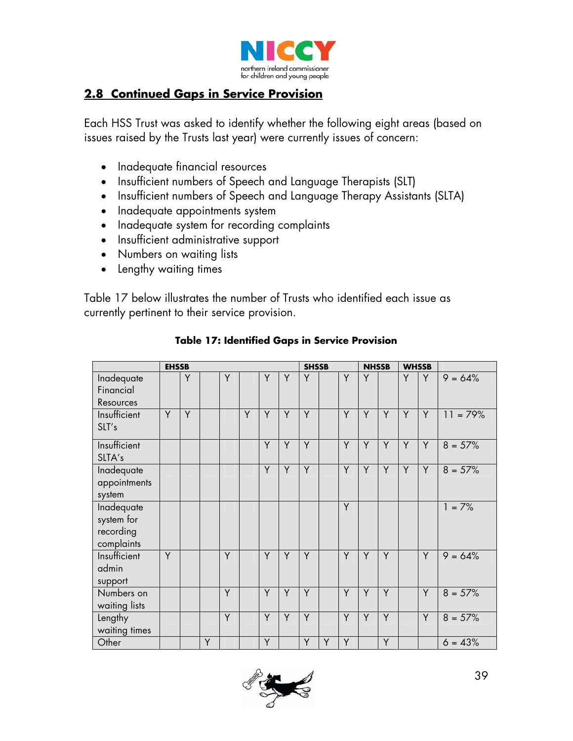## 2.8 Continued Gaps in Service Provision

Each HSS Trust was asked to identify whether the following eight areas (based on issues raised by the Trusts last year) were currently issues of concern:

- Inadequate financial resources
- Insufficient numbers of Speech and Language Therapists (SLT)
- Insufficient numbers of Speech and Language Therapy Assistants (SLTA)
- Inadequate appointments system
- Inadequate system for recording complaints
- Insufficient administrative support
- Numbers on waiting lists
- Lengthy waiting times

Table 17 below illustrates the number of Trusts who identified each issue as currently pertinent to their service provision.

**Table 17: Identified Gaps in Service Provision**

| | EHSSB | | | | | | | SHSSB | | | NHSSB | | WHSSB | | |
|---|---|---|---|---|---|---|---|---|---|---|---|---|---|---|---|
| Inadequate Financial Resources | | Y | | Y | | Y | Y | Y | | Y | Y | | Y | Y | 9 = 64% |
| Insufficient SLT's | Y | Y | | | Y | Y | Y | Y | | Y | Y | Y | Y | Y | 11 = 79% |
| Insufficient SLTA's | | | | | | Y | Y | Y | | Y | Y | Y | Y | Y | 8 = 57% |
| Inadequate appointments system | | | | | | Y | Y | Y | | Y | Y | Y | Y | Y | 8 = 57% |
| Inadequate system for recording complaints | | | | | | | | | | Y | | | | | 1 = 7% |
| Insufficient admin support | Y | | | Y | | Y | Y | Y | | Y | Y | Y | | Y | 9 = 64% |
| Numbers on waiting lists | | | | Y | | Y | Y | Y | | Y | Y | Y | | Y | 8 = 57% |
| Lengthy waiting times | | | | Y | | Y | Y | Y | | Y | Y | Y | | Y | 8 = 57% |
| Other | | | Y | | | Y | | Y | Y | Y | | Y | | | 6 = 43% |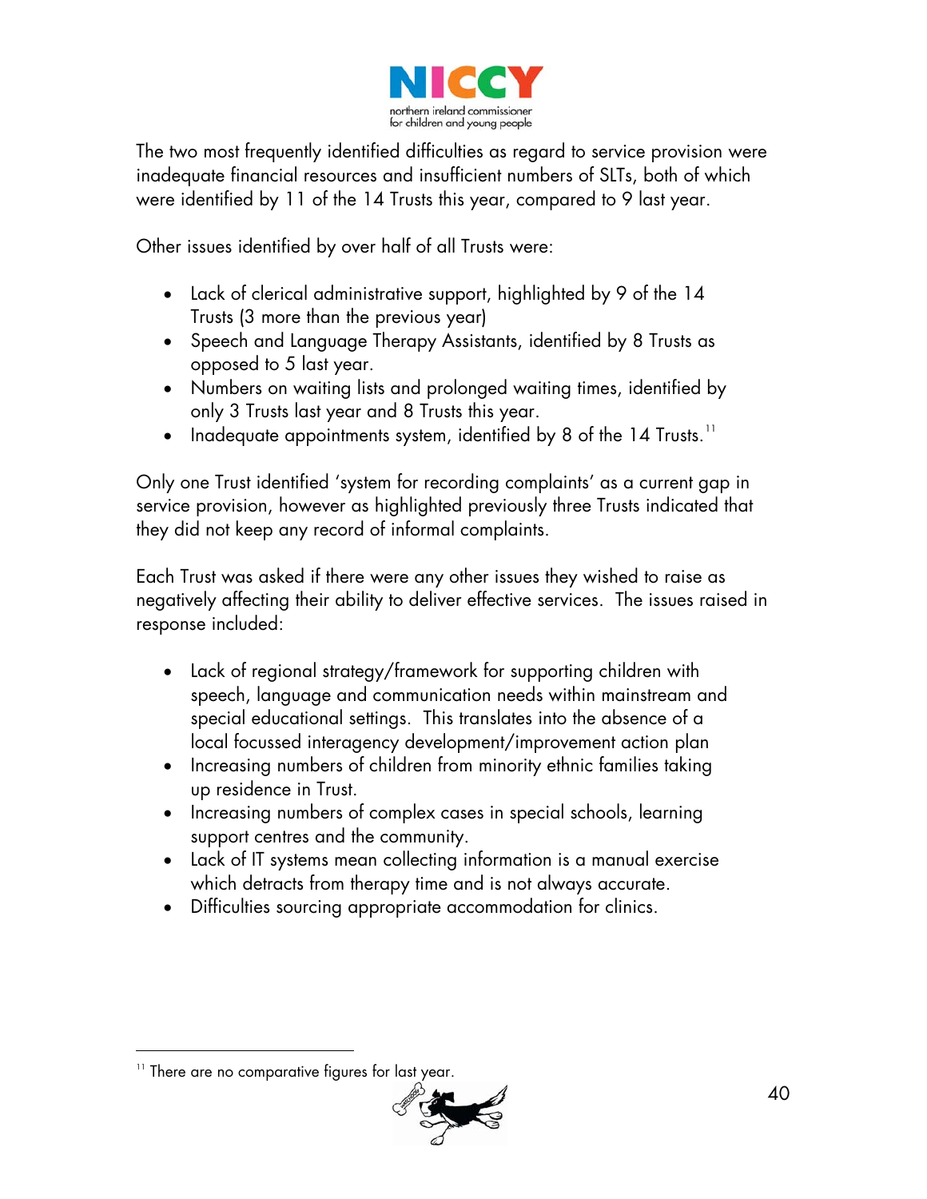The two most frequently identified difficulties as regard to service provision were inadequate financial resources and insufficient numbers of SLTs, both of which were identified by 11 of the 14 Trusts this year, compared to 9 last year.

Other issues identified by over half of all Trusts were:

- Lack of clerical administrative support, highlighted by 9 of the 14 Trusts (3 more than the previous year)
- Speech and Language Therapy Assistants, identified by 8 Trusts as opposed to 5 last year.
- Numbers on waiting lists and prolonged waiting times, identified by only 3 Trusts last year and 8 Trusts this year.
- Inadequate appointments system, identified by 8 of the 14 Trusts.[11]

Only one Trust identified 'system for recording complaints' as a current gap in service provision, however as highlighted previously three Trusts indicated that they did not keep any record of informal complaints.

Each Trust was asked if there were any other issues they wished to raise as negatively affecting their ability to deliver effective services. The issues raised in response included:

- Lack of regional strategy/framework for supporting children with speech, language and communication needs within mainstream and special educational settings. This translates into the absence of a local focussed interagency development/improvement action plan
- Increasing numbers of children from minority ethnic families taking up residence in Trust.
- Increasing numbers of complex cases in special schools, learning support centres and the community.
- Lack of IT systems mean collecting information is a manual exercise which detracts from therapy time and is not always accurate.
- Difficulties sourcing appropriate accommodation for clinics.

[11] There are no comparative figures for last year.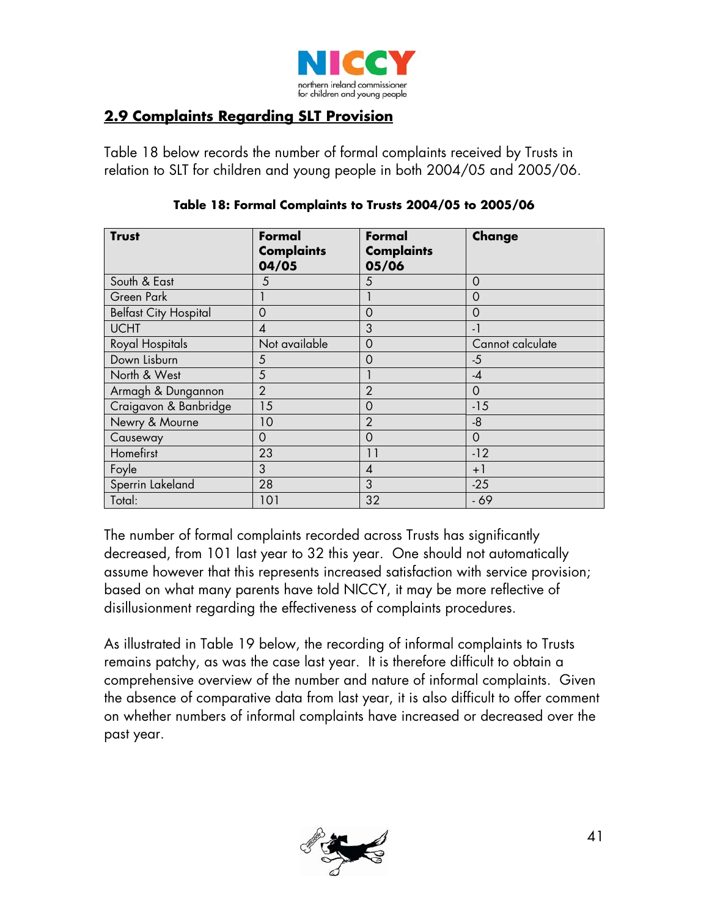## 2.9 Complaints Regarding SLT Provision

Table 18 below records the number of formal complaints received by Trusts in relation to SLT for children and young people in both 2004/05 and 2005/06.

**Table 18: Formal Complaints to Trusts 2004/05 to 2005/06**

| Trust | Formal Complaints 04/05 | Formal Complaints 05/06 | Change |
|---|---|---|---|
| South & East | 5 | 5 | 0 |
| Green Park | 1 | 1 | 0 |
| Belfast City Hospital | 0 | 0 | 0 |
| UCHT | 4 | 3 | -1 |
| Royal Hospitals | Not available | 0 | Cannot calculate |
| Down Lisburn | 5 | 0 | -5 |
| North & West | 5 | 1 | -4 |
| Armagh & Dungannon | 2 | 2 | 0 |
| Craigavon & Banbridge | 15 | 0 | -15 |
| Newry & Mourne | 10 | 2 | -8 |
| Causeway | 0 | 0 | 0 |
| Homefirst | 23 | 11 | -12 |
| Foyle | 3 | 4 | +1 |
| Sperrin Lakeland | 28 | 3 | -25 |
| Total: | 101 | 32 | - 69 |

The number of formal complaints recorded across Trusts has significantly decreased, from 101 last year to 32 this year. One should not automatically assume however that this represents increased satisfaction with service provision; based on what many parents have told NICCY, it may be more reflective of disillusionment regarding the effectiveness of complaints procedures.

As illustrated in Table 19 below, the recording of informal complaints to Trusts remains patchy, as was the case last year. It is therefore difficult to obtain a comprehensive overview of the number and nature of informal complaints. Given the absence of comparative data from last year, it is also difficult to offer comment on whether numbers of informal complaints have increased or decreased over the past year.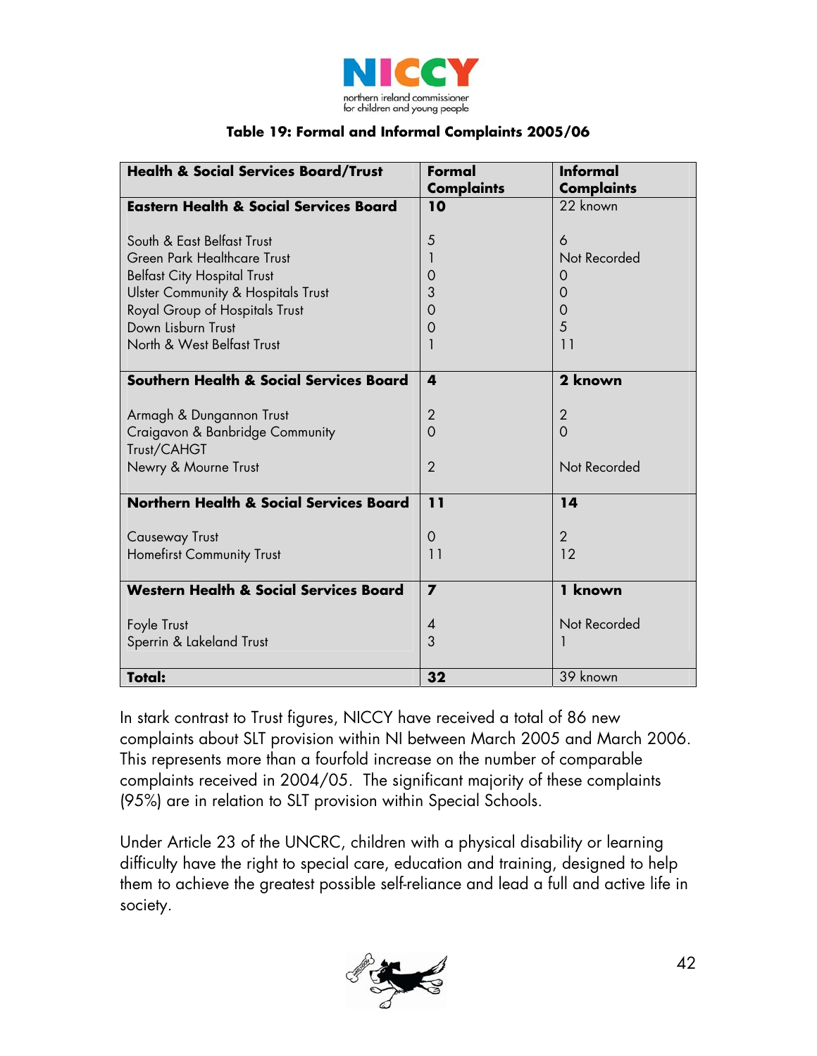**Table 19: Formal and Informal Complaints 2005/06**

| Health & Social Services Board/Trust | Formal Complaints | Informal Complaints |
|---|---|---|
| **Eastern Health & Social Services Board** | **10** | 22 known |
| South & East Belfast Trust | 5 | 6 |
| Green Park Healthcare Trust | 1 | Not Recorded |
| Belfast City Hospital Trust | 0 | 0 |
| Ulster Community & Hospitals Trust | 3 | 0 |
| Royal Group of Hospitals Trust | 0 | 0 |
| Down Lisburn Trust | 0 | 5 |
| North & West Belfast Trust | 1 | 11 |
| **Southern Health & Social Services Board** | **4** | **2 known** |
| Armagh & Dungannon Trust | 2 | 2 |
| Craigavon & Banbridge Community Trust/CAHGT | 0 | 0 |
| Newry & Mourne Trust | 2 | Not Recorded |
| **Northern Health & Social Services Board** | **11** | **14** |
| Causeway Trust | 0 | 2 |
| Homefirst Community Trust | 11 | 12 |
| **Western Health & Social Services Board** | **7** | **1 known** |
| Foyle Trust | 4 | Not Recorded |
| Sperrin & Lakeland Trust | 3 | 1 |
| **Total:** | **32** | 39 known |

In stark contrast to Trust figures, NICCY have received a total of 86 new complaints about SLT provision within NI between March 2005 and March 2006. This represents more than a fourfold increase on the number of comparable complaints received in 2004/05. The significant majority of these complaints (95%) are in relation to SLT provision within Special Schools.

Under Article 23 of the UNCRC, children with a physical disability or learning difficulty have the right to special care, education and training, designed to help them to achieve the greatest possible self-reliance and lead a full and active life in society.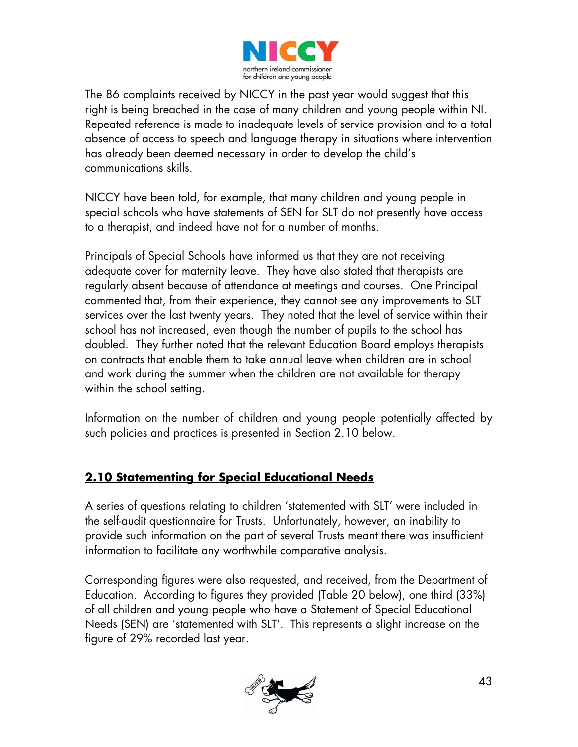The 86 complaints received by NICCY in the past year would suggest that this right is being breached in the case of many children and young people within NI. Repeated reference is made to inadequate levels of service provision and to a total absence of access to speech and language therapy in situations where intervention has already been deemed necessary in order to develop the child's communications skills.

NICCY have been told, for example, that many children and young people in special schools who have statements of SEN for SLT do not presently have access to a therapist, and indeed have not for a number of months.

Principals of Special Schools have informed us that they are not receiving adequate cover for maternity leave. They have also stated that therapists are regularly absent because of attendance at meetings and courses. One Principal commented that, from their experience, they cannot see any improvements to SLT services over the last twenty years. They noted that the level of service within their school has not increased, even though the number of pupils to the school has doubled. They further noted that the relevant Education Board employs therapists on contracts that enable them to take annual leave when children are in school and work during the summer when the children are not available for therapy within the school setting.

Information on the number of children and young people potentially affected by such policies and practices is presented in Section 2.10 below.

## 2.10 Statementing for Special Educational Needs

A series of questions relating to children 'statemented with SLT' were included in the self-audit questionnaire for Trusts. Unfortunately, however, an inability to provide such information on the part of several Trusts meant there was insufficient information to facilitate any worthwhile comparative analysis.

Corresponding figures were also requested, and received, from the Department of Education. According to figures they provided (Table 20 below), one third (33%) of all children and young people who have a Statement of Special Educational Needs (SEN) are 'statemented with SLT'. This represents a slight increase on the figure of 29% recorded last year.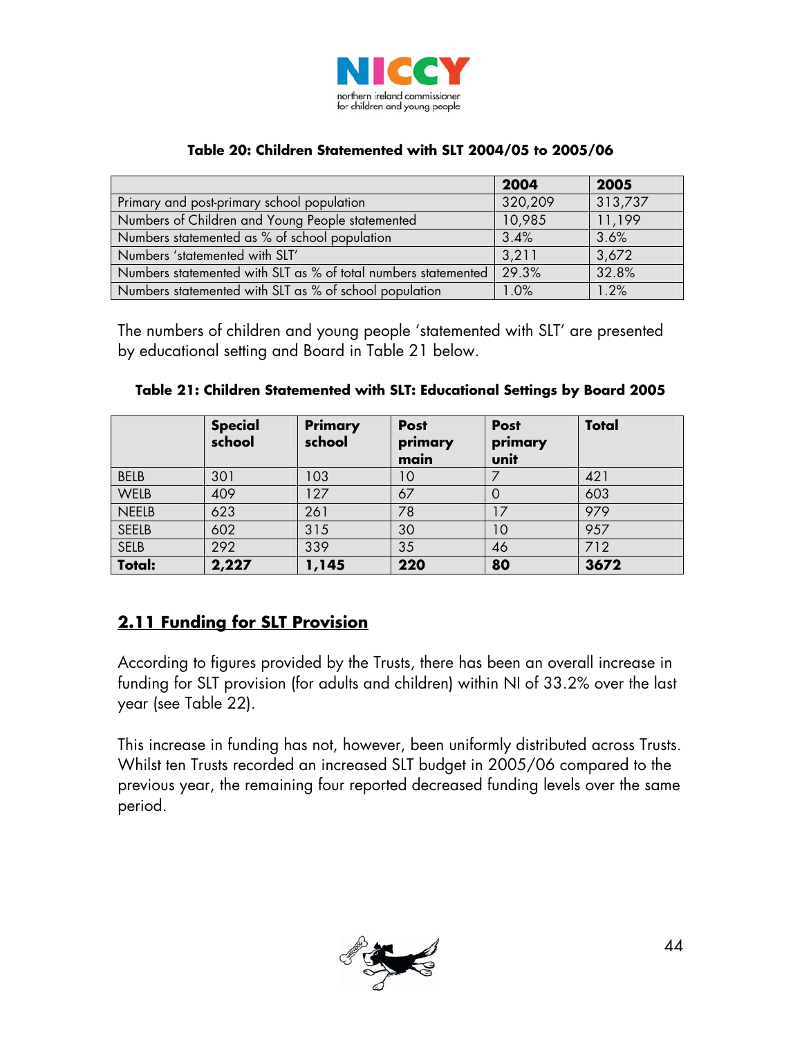**Table 20: Children Statemented with SLT 2004/05 to 2005/06**

| | 2004 | 2005 |
|---|---|---|
| Primary and post-primary school population | 320,209 | 313,737 |
| Numbers of Children and Young People statemented | 10,985 | 11,199 |
| Numbers statemented as % of school population | 3.4% | 3.6% |
| Numbers 'statemented with SLT' | 3,211 | 3,672 |
| Numbers statemented with SLT as % of total numbers statemented | 29.3% | 32.8% |
| Numbers statemented with SLT as % of school population | 1.0% | 1.2% |

The numbers of children and young people 'statemented with SLT' are presented by educational setting and Board in Table 21 below.

**Table 21: Children Statemented with SLT: Educational Settings by Board 2005**

| | Special school | Primary school | Post primary main | Post primary unit | Total |
|---|---|---|---|---|---|
| BELB | 301 | 103 | 10 | 7 | 421 |
| WELB | 409 | 127 | 67 | 0 | 603 |
| NEELB | 623 | 261 | 78 | 17 | 979 |
| SEELB | 602 | 315 | 30 | 10 | 957 |
| SELB | 292 | 339 | 35 | 46 | 712 |
| **Total:** | **2,227** | **1,145** | **220** | **80** | **3672** |

## 2.11 Funding for SLT Provision

According to figures provided by the Trusts, there has been an overall increase in funding for SLT provision (for adults and children) within NI of 33.2% over the last year (see Table 22).

This increase in funding has not, however, been uniformly distributed across Trusts. Whilst ten Trusts recorded an increased SLT budget in 2005/06 compared to the previous year, the remaining four reported decreased funding levels over the same period.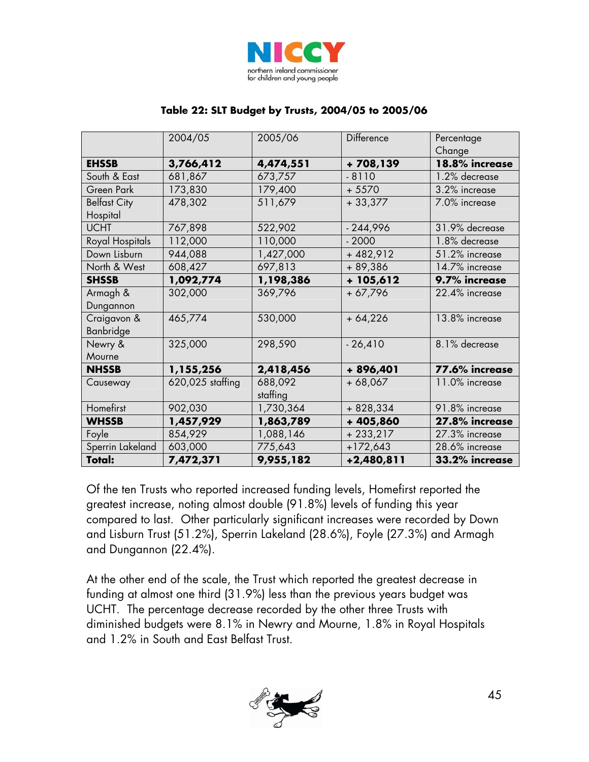**Table 22: SLT Budget by Trusts, 2004/05 to 2005/06**

| | 2004/05 | 2005/06 | Difference | Percentage Change |
|---|---|---|---|---|
| **EHSSB** | **3,766,412** | **4,474,551** | **+ 708,139** | **18.8% increase** |
| South & East | 681,867 | 673,757 | - 8110 | 1.2% decrease |
| Green Park | 173,830 | 179,400 | + 5570 | 3.2% increase |
| Belfast City Hospital | 478,302 | 511,679 | + 33,377 | 7.0% increase |
| UCHT | 767,898 | 522,902 | - 244,996 | 31.9% decrease |
| Royal Hospitals | 112,000 | 110,000 | - 2000 | 1.8% decrease |
| Down Lisburn | 944,088 | 1,427,000 | + 482,912 | 51.2% increase |
| North & West | 608,427 | 697,813 | + 89,386 | 14.7% increase |
| **SHSSB** | **1,092,774** | **1,198,386** | **+ 105,612** | **9.7% increase** |
| Armagh & Dungannon | 302,000 | 369,796 | + 67,796 | 22.4% increase |
| Craigavon & Banbridge | 465,774 | 530,000 | + 64,226 | 13.8% increase |
| Newry & Mourne | 325,000 | 298,590 | - 26,410 | 8.1% decrease |
| **NHSSB** | **1,155,256** | **2,418,456** | **+ 896,401** | **77.6% increase** |
| Causeway | 620,025 staffing | 688,092 staffing | + 68,067 | 11.0% increase |
| Homefirst | 902,030 | 1,730,364 | + 828,334 | 91.8% increase |
| **WHSSB** | **1,457,929** | **1,863,789** | **+ 405,860** | **27.8% increase** |
| Foyle | 854,929 | 1,088,146 | + 233,217 | 27.3% increase |
| Sperrin Lakeland | 603,000 | 775,643 | +172,643 | 28.6% increase |
| **Total:** | **7,472,371** | **9,955,182** | **+2,480,811** | **33.2% increase** |

Of the ten Trusts who reported increased funding levels, Homefirst reported the greatest increase, noting almost double (91.8%) levels of funding this year compared to last. Other particularly significant increases were recorded by Down and Lisburn Trust (51.2%), Sperrin Lakeland (28.6%), Foyle (27.3%) and Armagh and Dungannon (22.4%).

At the other end of the scale, the Trust which reported the greatest decrease in funding at almost one third (31.9%) less than the previous years budget was UCHT. The percentage decrease recorded by the other three Trusts with diminished budgets were 8.1% in Newry and Mourne, 1.8% in Royal Hospitals and 1.2% in South and East Belfast Trust.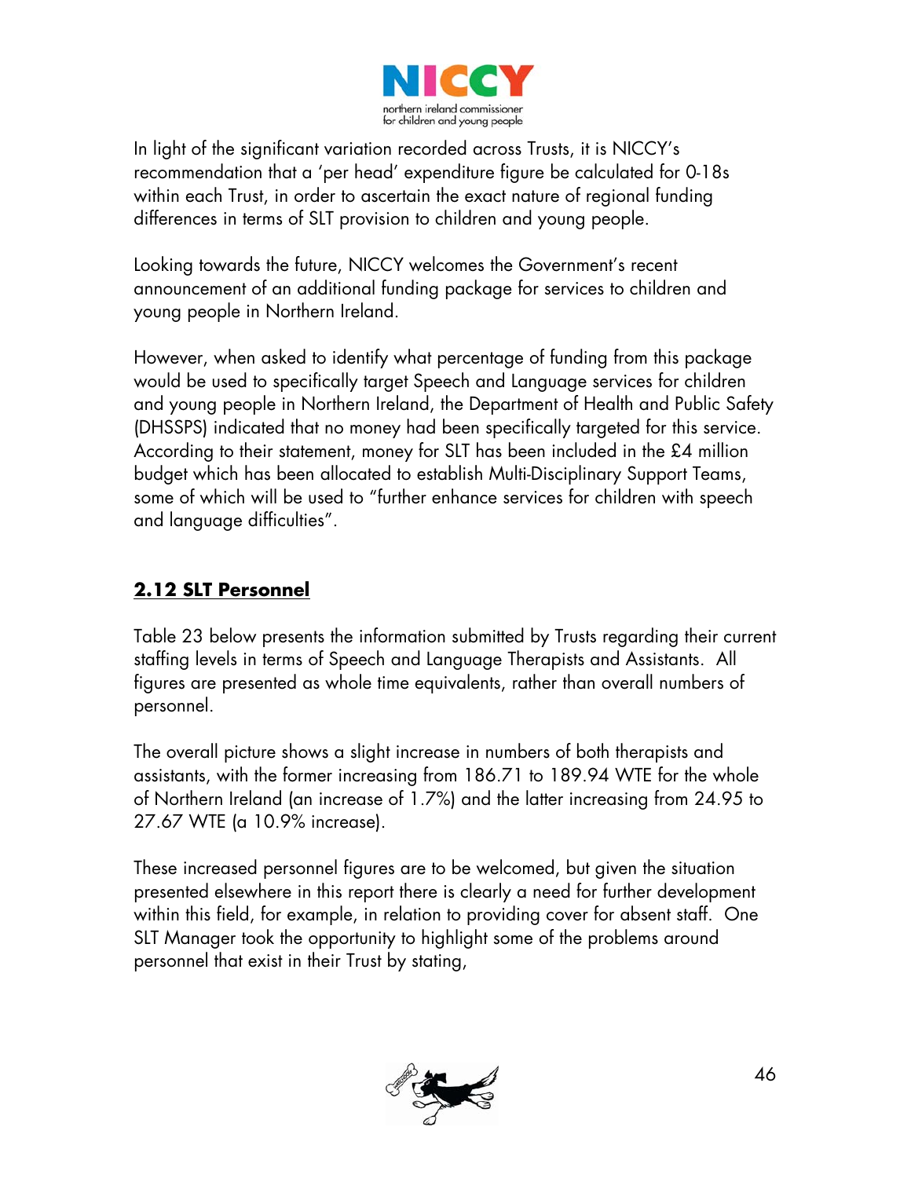In light of the significant variation recorded across Trusts, it is NICCY's recommendation that a 'per head' expenditure figure be calculated for 0-18s within each Trust, in order to ascertain the exact nature of regional funding differences in terms of SLT provision to children and young people.

Looking towards the future, NICCY welcomes the Government's recent announcement of an additional funding package for services to children and young people in Northern Ireland.

However, when asked to identify what percentage of funding from this package would be used to specifically target Speech and Language services for children and young people in Northern Ireland, the Department of Health and Public Safety (DHSSPS) indicated that no money had been specifically targeted for this service. According to their statement, money for SLT has been included in the £4 million budget which has been allocated to establish Multi-Disciplinary Support Teams, some of which will be used to "further enhance services for children with speech and language difficulties".

## 2.12 SLT Personnel

Table 23 below presents the information submitted by Trusts regarding their current staffing levels in terms of Speech and Language Therapists and Assistants. All figures are presented as whole time equivalents, rather than overall numbers of personnel.

The overall picture shows a slight increase in numbers of both therapists and assistants, with the former increasing from 186.71 to 189.94 WTE for the whole of Northern Ireland (an increase of 1.7%) and the latter increasing from 24.95 to 27.67 WTE (a 10.9% increase).

These increased personnel figures are to be welcomed, but given the situation presented elsewhere in this report there is clearly a need for further development within this field, for example, in relation to providing cover for absent staff. One SLT Manager took the opportunity to highlight some of the problems around personnel that exist in their Trust by stating,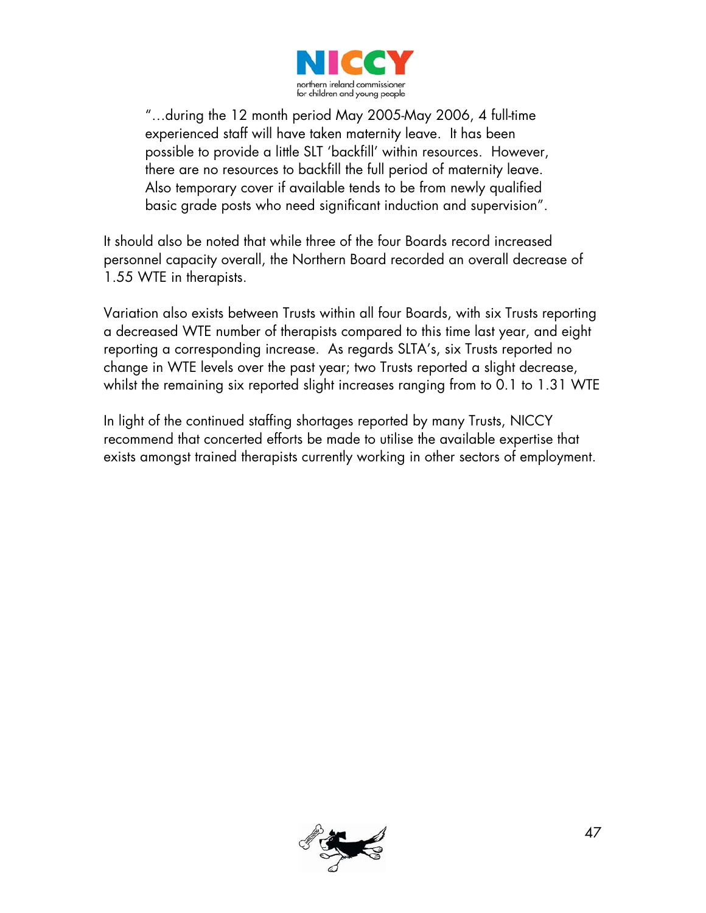> "…during the 12 month period May 2005-May 2006, 4 full-time experienced staff will have taken maternity leave. It has been possible to provide a little SLT 'backfill' within resources. However, there are no resources to backfill the full period of maternity leave. Also temporary cover if available tends to be from newly qualified basic grade posts who need significant induction and supervision".

It should also be noted that while three of the four Boards record increased personnel capacity overall, the Northern Board recorded an overall decrease of 1.55 WTE in therapists.

Variation also exists between Trusts within all four Boards, with six Trusts reporting a decreased WTE number of therapists compared to this time last year, and eight reporting a corresponding increase. As regards SLTA's, six Trusts reported no change in WTE levels over the past year; two Trusts reported a slight decrease, whilst the remaining six reported slight increases ranging from to 0.1 to 1.31 WTE

In light of the continued staffing shortages reported by many Trusts, NICCY recommend that concerted efforts be made to utilise the available expertise that exists amongst trained therapists currently working in other sectors of employment.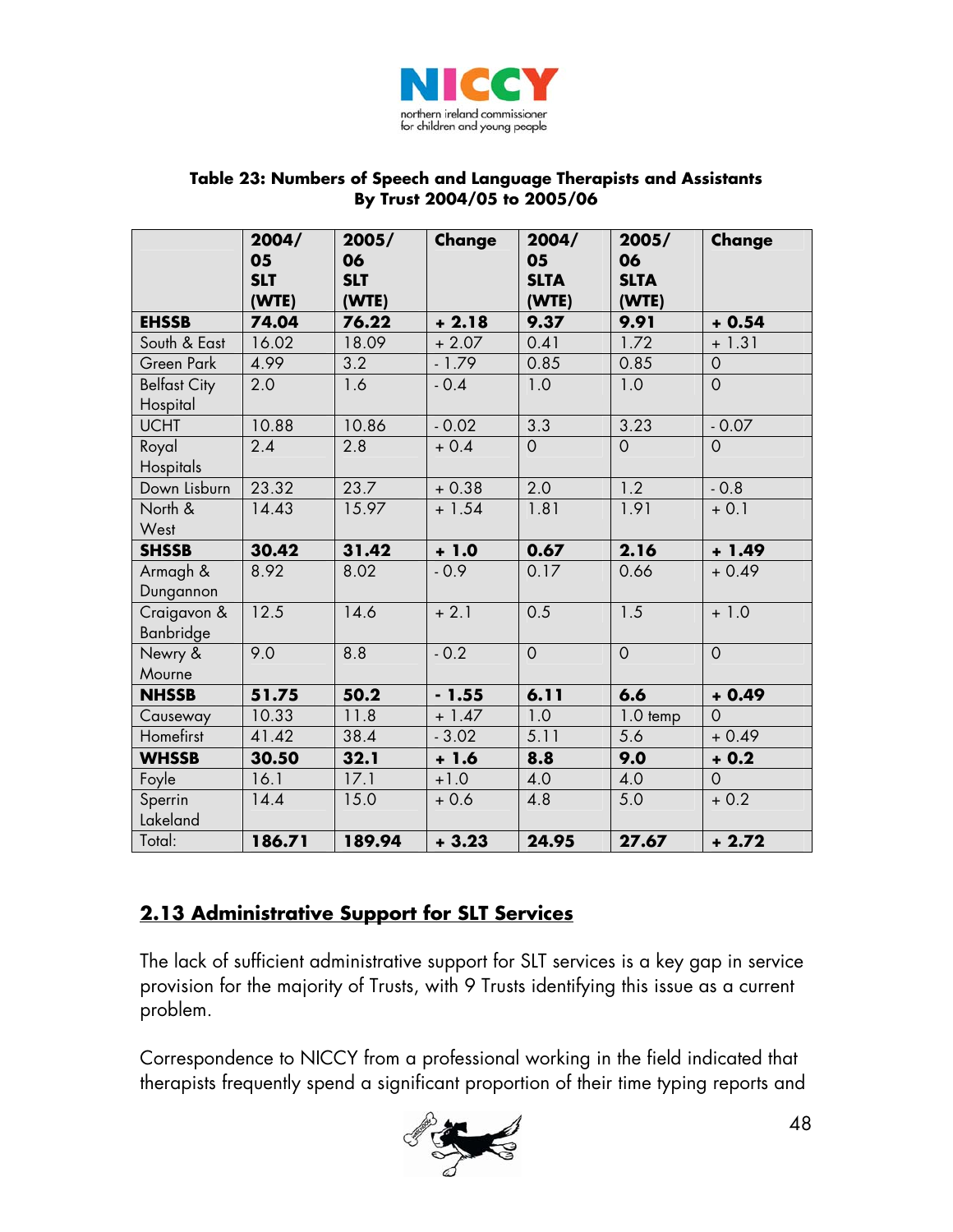**Table 23: Numbers of Speech and Language Therapists and Assistants By Trust 2004/05 to 2005/06**

| | 2004/05 SLT (WTE) | 2005/06 SLT (WTE) | Change | 2004/05 SLTA (WTE) | 2005/06 SLTA (WTE) | Change |
|---|---|---|---|---|---|---|
| **EHSSB** | **74.04** | **76.22** | **+ 2.18** | **9.37** | **9.91** | **+ 0.54** |
| South & East | 16.02 | 18.09 | + 2.07 | 0.41 | 1.72 | + 1.31 |
| Green Park | 4.99 | 3.2 | - 1.79 | 0.85 | 0.85 | 0 |
| Belfast City Hospital | 2.0 | 1.6 | - 0.4 | 1.0 | 1.0 | 0 |
| UCHT | 10.88 | 10.86 | - 0.02 | 3.3 | 3.23 | - 0.07 |
| Royal Hospitals | 2.4 | 2.8 | + 0.4 | 0 | 0 | 0 |
| Down Lisburn | 23.32 | 23.7 | + 0.38 | 2.0 | 1.2 | - 0.8 |
| North & West | 14.43 | 15.97 | + 1.54 | 1.81 | 1.91 | + 0.1 |
| **SHSSB** | **30.42** | **31.42** | **+ 1.0** | **0.67** | **2.16** | **+ 1.49** |
| Armagh & Dungannon | 8.92 | 8.02 | - 0.9 | 0.17 | 0.66 | + 0.49 |
| Craigavon & Banbridge | 12.5 | 14.6 | + 2.1 | 0.5 | 1.5 | + 1.0 |
| Newry & Mourne | 9.0 | 8.8 | - 0.2 | 0 | 0 | 0 |
| **NHSSB** | **51.75** | **50.2** | **- 1.55** | **6.11** | **6.6** | **+ 0.49** |
| Causeway | 10.33 | 11.8 | + 1.47 | 1.0 | 1.0 temp | 0 |
| Homefirst | 41.42 | 38.4 | - 3.02 | 5.11 | 5.6 | + 0.49 |
| **WHSSB** | **30.50** | **32.1** | **+ 1.6** | **8.8** | **9.0** | **+ 0.2** |
| Foyle | 16.1 | 17.1 | +1.0 | 4.0 | 4.0 | 0 |
| Sperrin Lakeland | 14.4 | 15.0 | + 0.6 | 4.8 | 5.0 | + 0.2 |
| Total: | **186.71** | **189.94** | **+ 3.23** | **24.95** | **27.67** | **+ 2.72** |

## 2.13 Administrative Support for SLT Services

The lack of sufficient administrative support for SLT services is a key gap in service provision for the majority of Trusts, with 9 Trusts identifying this issue as a current problem.

Correspondence to NICCY from a professional working in the field indicated that therapists frequently spend a significant proportion of their time typing reports and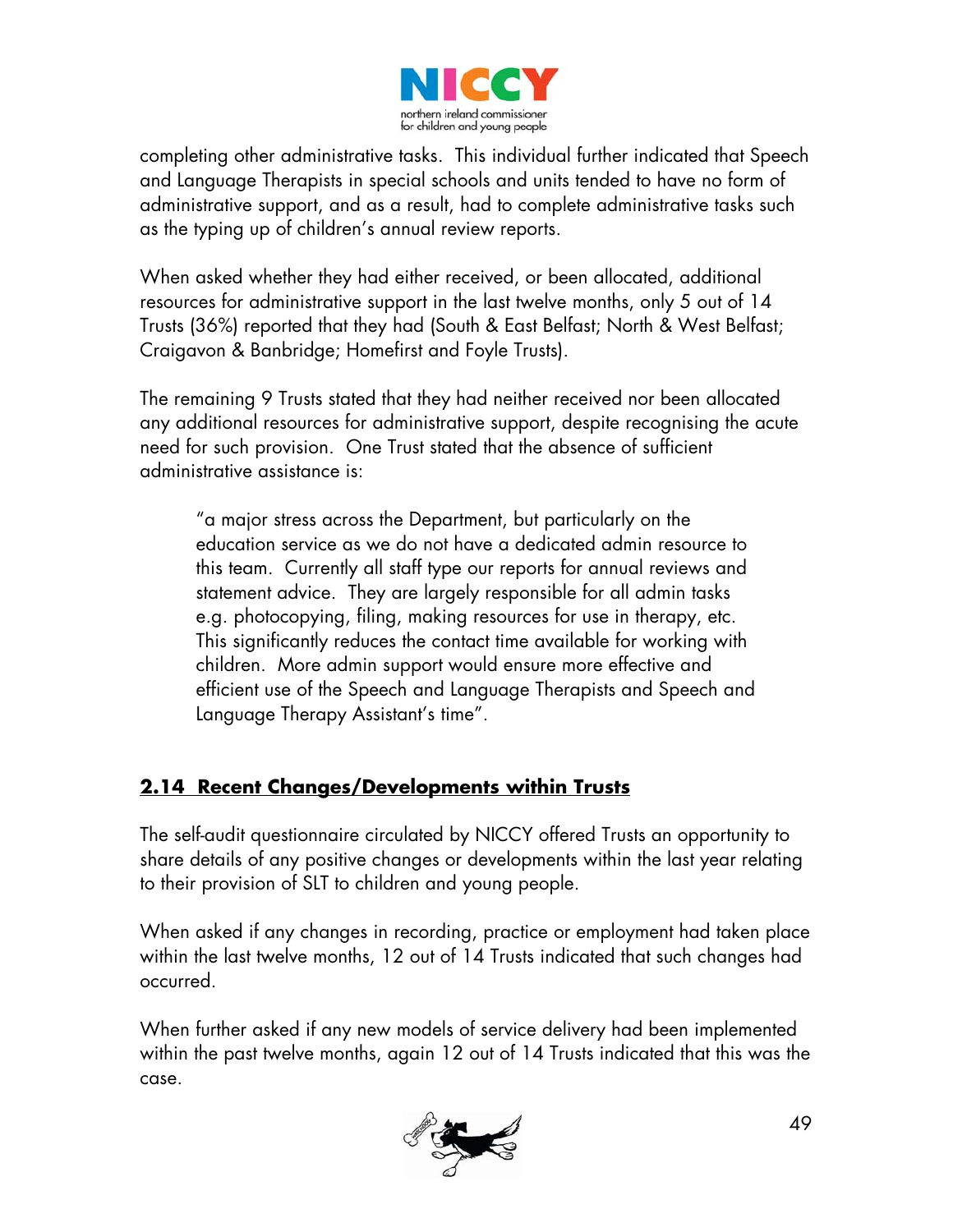completing other administrative tasks. This individual further indicated that Speech and Language Therapists in special schools and units tended to have no form of administrative support, and as a result, had to complete administrative tasks such as the typing up of children's annual review reports.

When asked whether they had either received, or been allocated, additional resources for administrative support in the last twelve months, only 5 out of 14 Trusts (36%) reported that they had (South & East Belfast; North & West Belfast; Craigavon & Banbridge; Homefirst and Foyle Trusts).

The remaining 9 Trusts stated that they had neither received nor been allocated any additional resources for administrative support, despite recognising the acute need for such provision. One Trust stated that the absence of sufficient administrative assistance is:

> "a major stress across the Department, but particularly on the education service as we do not have a dedicated admin resource to this team. Currently all staff type our reports for annual reviews and statement advice. They are largely responsible for all admin tasks e.g. photocopying, filing, making resources for use in therapy, etc. This significantly reduces the contact time available for working with children. More admin support would ensure more effective and efficient use of the Speech and Language Therapists and Speech and Language Therapy Assistant's time".

## 2.14 Recent Changes/Developments within Trusts

The self-audit questionnaire circulated by NICCY offered Trusts an opportunity to share details of any positive changes or developments within the last year relating to their provision of SLT to children and young people.

When asked if any changes in recording, practice or employment had taken place within the last twelve months, 12 out of 14 Trusts indicated that such changes had occurred.

When further asked if any new models of service delivery had been implemented within the past twelve months, again 12 out of 14 Trusts indicated that this was the case.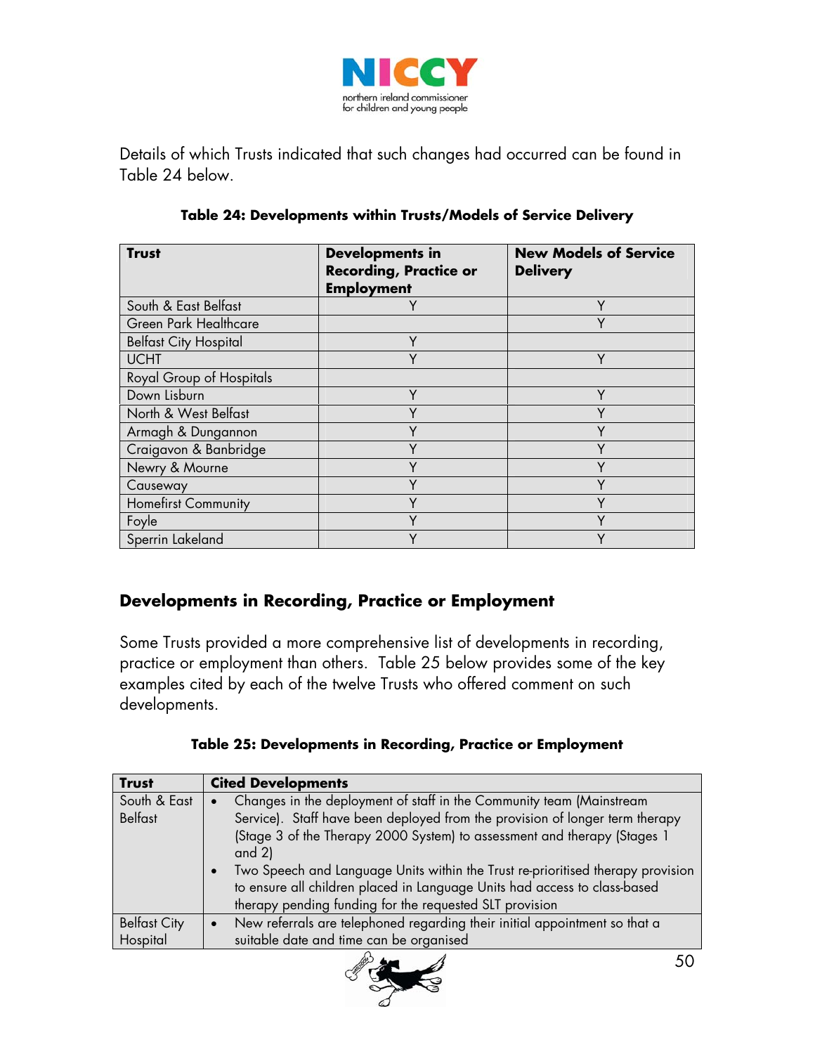Details of which Trusts indicated that such changes had occurred can be found in Table 24 below.

**Table 24: Developments within Trusts/Models of Service Delivery**

| Trust | Developments in Recording, Practice or Employment | New Models of Service Delivery |
|---|---|---|
| South & East Belfast | Y | Y |
| Green Park Healthcare | | Y |
| Belfast City Hospital | Y | |
| UCHT | Y | Y |
| Royal Group of Hospitals | | |
| Down Lisburn | Y | Y |
| North & West Belfast | Y | Y |
| Armagh & Dungannon | Y | Y |
| Craigavon & Banbridge | Y | Y |
| Newry & Mourne | Y | Y |
| Causeway | Y | Y |
| Homefirst Community | Y | Y |
| Foyle | Y | Y |
| Sperrin Lakeland | Y | Y |

## Developments in Recording, Practice or Employment

Some Trusts provided a more comprehensive list of developments in recording, practice or employment than others. Table 25 below provides some of the key examples cited by each of the twelve Trusts who offered comment on such developments.

**Table 25: Developments in Recording, Practice or Employment**

| Trust | Cited Developments |
|---|---|
| South & East Belfast | • Changes in the deployment of staff in the Community team (Mainstream Service). Staff have been deployed from the provision of longer term therapy (Stage 3 of the Therapy 2000 System) to assessment and therapy (Stages 1 and 2)<br>• Two Speech and Language Units within the Trust re-prioritised therapy provision to ensure all children placed in Language Units had access to class-based therapy pending funding for the requested SLT provision |
| Belfast City Hospital | • New referrals are telephoned regarding their initial appointment so that a suitable date and time can be organised |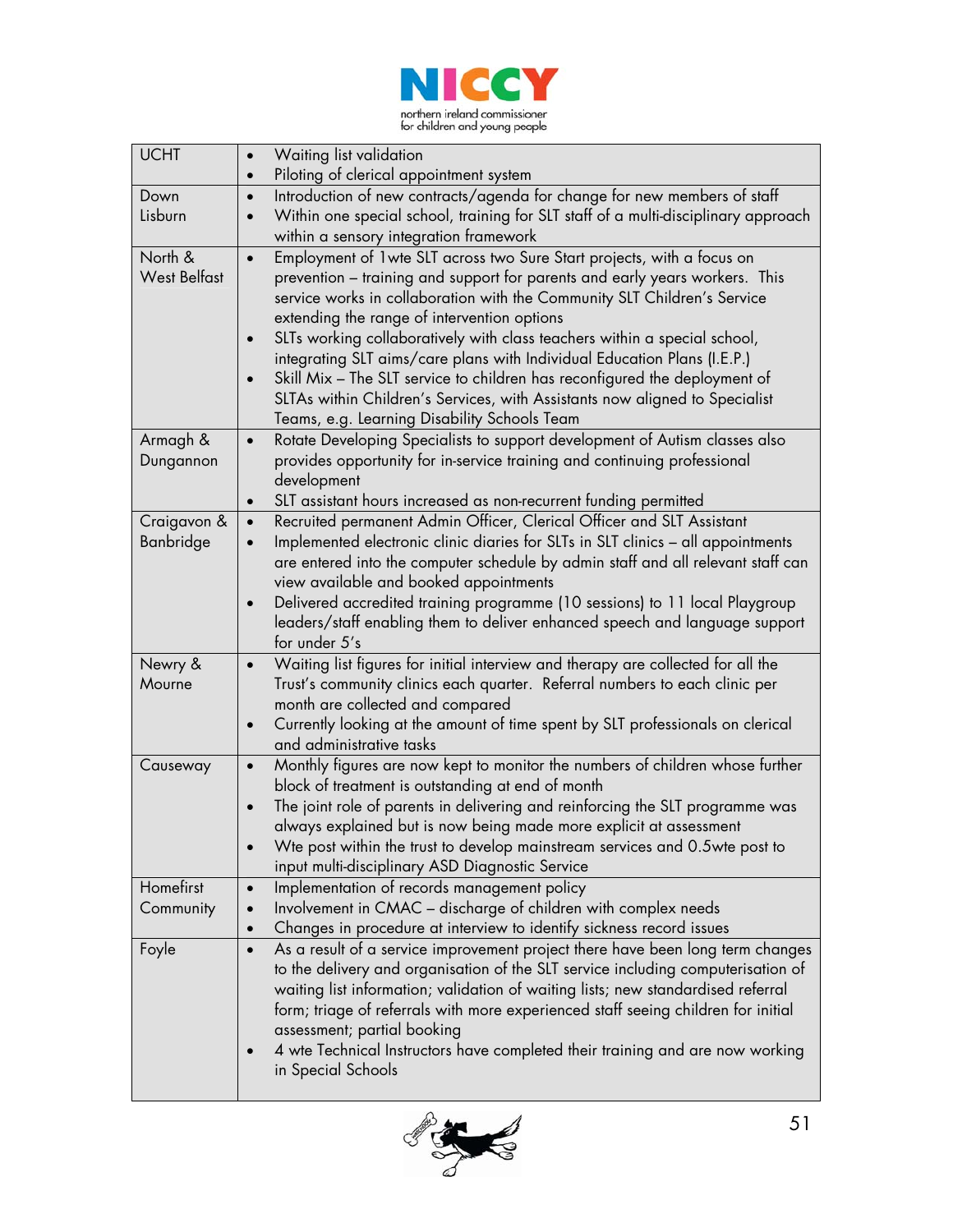| | |
|---|---|
| UCHT | • Waiting list validation<br>• Piloting of clerical appointment system |
| Down Lisburn | • Introduction of new contracts/agenda for change for new members of staff<br>• Within one special school, training for SLT staff of a multi-disciplinary approach within a sensory integration framework |
| North & West Belfast | • Employment of 1wte SLT across two Sure Start projects, with a focus on prevention – training and support for parents and early years workers. This service works in collaboration with the Community SLT Children's Service extending the range of intervention options<br>• SLTs working collaboratively with class teachers within a special school, integrating SLT aims/care plans with Individual Education Plans (I.E.P.)<br>• Skill Mix – The SLT service to children has reconfigured the deployment of SLTAs within Children's Services, with Assistants now aligned to Specialist Teams, e.g. Learning Disability Schools Team |
| Armagh & Dungannon | • Rotate Developing Specialists to support development of Autism classes also provides opportunity for in-service training and continuing professional development<br>• SLT assistant hours increased as non-recurrent funding permitted |
| Craigavon & Banbridge | • Recruited permanent Admin Officer, Clerical Officer and SLT Assistant<br>• Implemented electronic clinic diaries for SLTs in SLT clinics – all appointments are entered into the computer schedule by admin staff and all relevant staff can view available and booked appointments<br>• Delivered accredited training programme (10 sessions) to 11 local Playgroup leaders/staff enabling them to deliver enhanced speech and language support for under 5's |
| Newry & Mourne | • Waiting list figures for initial interview and therapy are collected for all the Trust's community clinics each quarter. Referral numbers to each clinic per month are collected and compared<br>• Currently looking at the amount of time spent by SLT professionals on clerical and administrative tasks |
| Causeway | • Monthly figures are now kept to monitor the numbers of children whose further block of treatment is outstanding at end of month<br>• The joint role of parents in delivering and reinforcing the SLT programme was always explained but is now being made more explicit at assessment<br>• Wte post within the trust to develop mainstream services and 0.5wte post to input multi-disciplinary ASD Diagnostic Service |
| Homefirst Community | • Implementation of records management policy<br>• Involvement in CMAC – discharge of children with complex needs<br>• Changes in procedure at interview to identify sickness record issues |
| Foyle | • As a result of a service improvement project there have been long term changes to the delivery and organisation of the SLT service including computerisation of waiting list information; validation of waiting lists; new standardised referral form; triage of referrals with more experienced staff seeing children for initial assessment; partial booking<br>• 4 wte Technical Instructors have completed their training and are now working in Special Schools |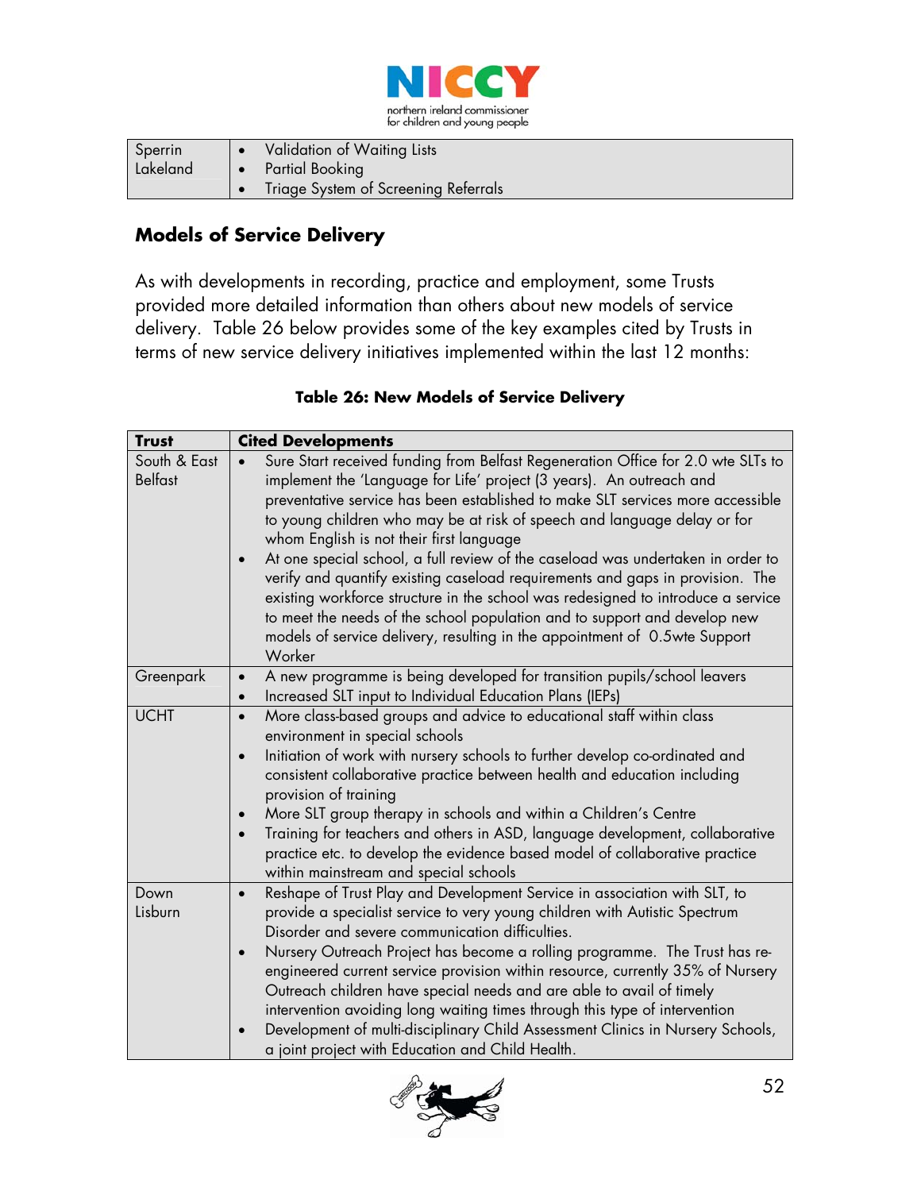| Sperrin Lakeland | • Validation of Waiting Lists<br>• Partial Booking<br>• Triage System of Screening Referrals |
|---|---|

## Models of Service Delivery

As with developments in recording, practice and employment, some Trusts provided more detailed information than others about new models of service delivery. Table 26 below provides some of the key examples cited by Trusts in terms of new service delivery initiatives implemented within the last 12 months:

**Table 26: New Models of Service Delivery**

| Trust | Cited Developments |
|---|---|
| South & East Belfast | • Sure Start received funding from Belfast Regeneration Office for 2.0 wte SLTs to implement the 'Language for Life' project (3 years). An outreach and preventative service has been established to make SLT services more accessible to young children who may be at risk of speech and language delay or for whom English is not their first language<br>• At one special school, a full review of the caseload was undertaken in order to verify and quantify existing caseload requirements and gaps in provision. The existing workforce structure in the school was redesigned to introduce a service to meet the needs of the school population and to support and develop new models of service delivery, resulting in the appointment of 0.5wte Support Worker |
| Greenpark | • A new programme is being developed for transition pupils/school leavers<br>• Increased SLT input to Individual Education Plans (IEPs) |
| UCHT | • More class-based groups and advice to educational staff within class environment in special schools<br>• Initiation of work with nursery schools to further develop co-ordinated and consistent collaborative practice between health and education including provision of training<br>• More SLT group therapy in schools and within a Children's Centre<br>• Training for teachers and others in ASD, language development, collaborative practice etc. to develop the evidence based model of collaborative practice within mainstream and special schools |
| Down Lisburn | • Reshape of Trust Play and Development Service in association with SLT, to provide a specialist service to very young children with Autistic Spectrum Disorder and severe communication difficulties.<br>• Nursery Outreach Project has become a rolling programme. The Trust has re-engineered current service provision within resource, currently 35% of Nursery Outreach children have special needs and are able to avail of timely intervention avoiding long waiting times through this type of intervention<br>• Development of multi-disciplinary Child Assessment Clinics in Nursery Schools, a joint project with Education and Child Health. |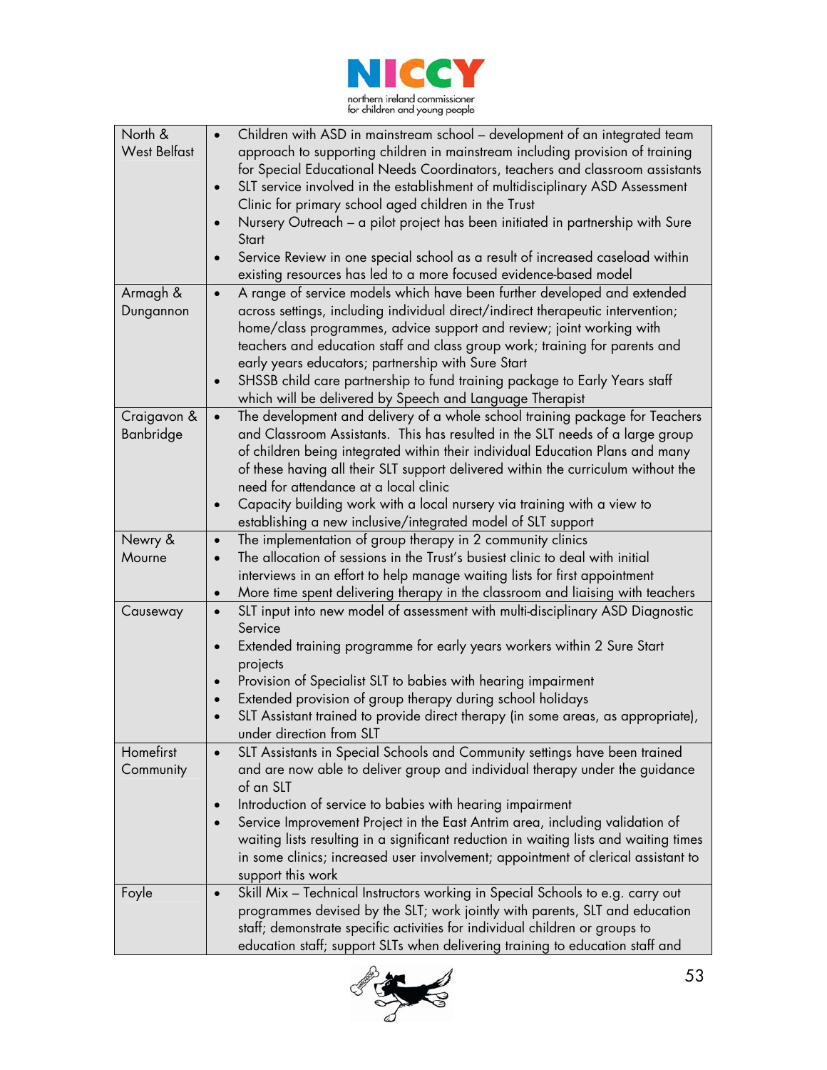| | |
|---|---|
| North & West Belfast | • Children with ASD in mainstream school – development of an integrated team approach to supporting children in mainstream including provision of training for Special Educational Needs Coordinators, teachers and classroom assistants<br>• SLT service involved in the establishment of multidisciplinary ASD Assessment Clinic for primary school aged children in the Trust<br>• Nursery Outreach – a pilot project has been initiated in partnership with Sure Start<br>• Service Review in one special school as a result of increased caseload within existing resources has led to a more focused evidence-based model |
| Armagh & Dungannon | • A range of service models which have been further developed and extended across settings, including individual direct/indirect therapeutic intervention; home/class programmes, advice support and review; joint working with teachers and education staff and class group work; training for parents and early years educators; partnership with Sure Start<br>• SHSSB child care partnership to fund training package to Early Years staff which will be delivered by Speech and Language Therapist |
| Craigavon & Banbridge | • The development and delivery of a whole school training package for Teachers and Classroom Assistants. This has resulted in the SLT needs of a large group of children being integrated within their individual Education Plans and many of these having all their SLT support delivered within the curriculum without the need for attendance at a local clinic<br>• Capacity building work with a local nursery via training with a view to establishing a new inclusive/integrated model of SLT support |
| Newry & Mourne | • The implementation of group therapy in 2 community clinics<br>• The allocation of sessions in the Trust's busiest clinic to deal with initial interviews in an effort to help manage waiting lists for first appointment<br>• More time spent delivering therapy in the classroom and liaising with teachers |
| Causeway | • SLT input into new model of assessment with multi-disciplinary ASD Diagnostic Service<br>• Extended training programme for early years workers within 2 Sure Start projects<br>• Provision of Specialist SLT to babies with hearing impairment<br>• Extended provision of group therapy during school holidays<br>• SLT Assistant trained to provide direct therapy (in some areas, as appropriate), under direction from SLT |
| Homefirst Community | • SLT Assistants in Special Schools and Community settings have been trained and are now able to deliver group and individual therapy under the guidance of an SLT<br>• Introduction of service to babies with hearing impairment<br>• Service Improvement Project in the East Antrim area, including validation of waiting lists resulting in a significant reduction in waiting lists and waiting times in some clinics; increased user involvement; appointment of clerical assistant to support this work |
| Foyle | • Skill Mix – Technical Instructors working in Special Schools to e.g. carry out programmes devised by the SLT; work jointly with parents, SLT and education staff; demonstrate specific activities for individual children or groups to education staff; support SLTs when delivering training to education staff and |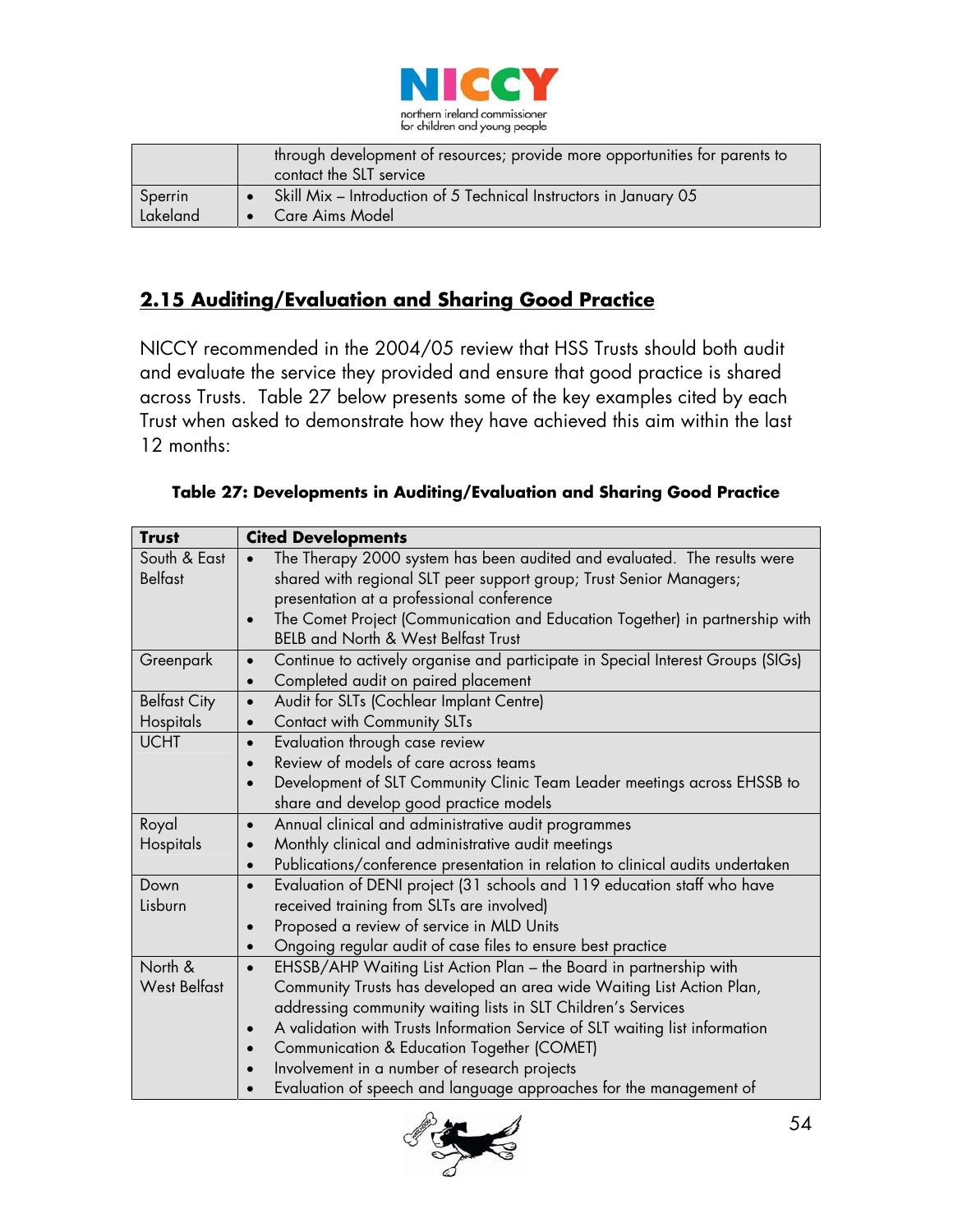| | |
|---|---|
| | through development of resources; provide more opportunities for parents to contact the SLT service |
| Sperrin Lakeland | • Skill Mix – Introduction of 5 Technical Instructors in January 05<br>• Care Aims Model |

## 2.15 Auditing/Evaluation and Sharing Good Practice

NICCY recommended in the 2004/05 review that HSS Trusts should both audit and evaluate the service they provided and ensure that good practice is shared across Trusts. Table 27 below presents some of the key examples cited by each Trust when asked to demonstrate how they have achieved this aim within the last 12 months:

**Table 27: Developments in Auditing/Evaluation and Sharing Good Practice**

| Trust | Cited Developments |
|---|---|
| South & East Belfast | • The Therapy 2000 system has been audited and evaluated. The results were shared with regional SLT peer support group; Trust Senior Managers; presentation at a professional conference<br>• The Comet Project (Communication and Education Together) in partnership with BELB and North & West Belfast Trust |
| Greenpark | • Continue to actively organise and participate in Special Interest Groups (SIGs)<br>• Completed audit on paired placement |
| Belfast City Hospitals | • Audit for SLTs (Cochlear Implant Centre)<br>• Contact with Community SLTs |
| UCHT | • Evaluation through case review<br>• Review of models of care across teams<br>• Development of SLT Community Clinic Team Leader meetings across EHSSB to share and develop good practice models |
| Royal Hospitals | • Annual clinical and administrative audit programmes<br>• Monthly clinical and administrative audit meetings<br>• Publications/conference presentation in relation to clinical audits undertaken |
| Down Lisburn | • Evaluation of DENI project (31 schools and 119 education staff who have received training from SLTs are involved)<br>• Proposed a review of service in MLD Units<br>• Ongoing regular audit of case files to ensure best practice |
| North & West Belfast | • EHSSB/AHP Waiting List Action Plan – the Board in partnership with Community Trusts has developed an area wide Waiting List Action Plan, addressing community waiting lists in SLT Children's Services<br>• A validation with Trusts Information Service of SLT waiting list information<br>• Communication & Education Together (COMET)<br>• Involvement in a number of research projects<br>• Evaluation of speech and language approaches for the management of |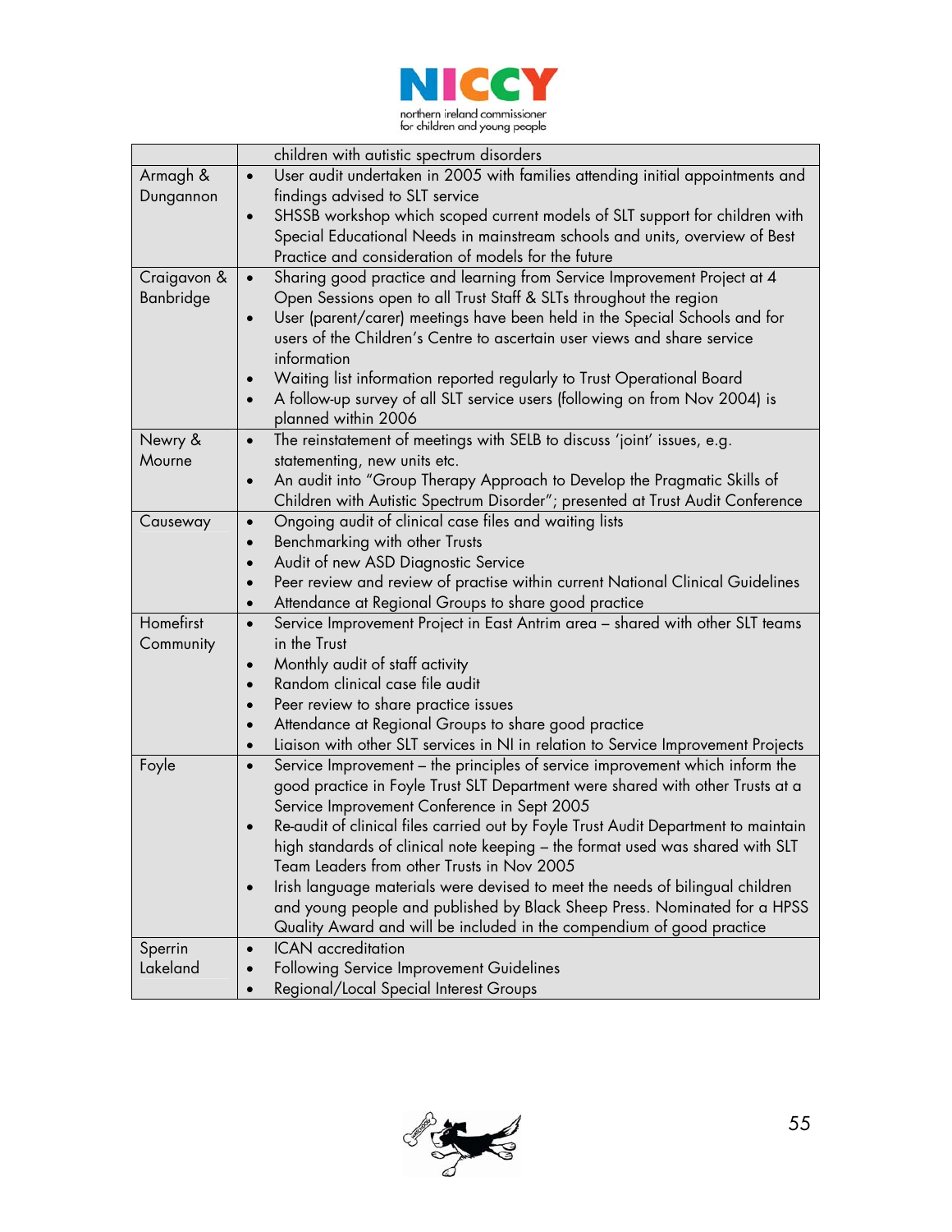|  |  |
|---|---|
|  | children with autistic spectrum disorders |
| Armagh & Dungannon | • User audit undertaken in 2005 with families attending initial appointments and findings advised to SLT service<br>• SHSSB workshop which scoped current models of SLT support for children with Special Educational Needs in mainstream schools and units, overview of Best Practice and consideration of models for the future |
| Craigavon & Banbridge | • Sharing good practice and learning from Service Improvement Project at 4 Open Sessions open to all Trust Staff & SLTs throughout the region<br>• User (parent/carer) meetings have been held in the Special Schools and for users of the Children's Centre to ascertain user views and share service information<br>• Waiting list information reported regularly to Trust Operational Board<br>• A follow-up survey of all SLT service users (following on from Nov 2004) is planned within 2006 |
| Newry & Mourne | • The reinstatement of meetings with SELB to discuss 'joint' issues, e.g. statementing, new units etc.<br>• An audit into "Group Therapy Approach to Develop the Pragmatic Skills of Children with Autistic Spectrum Disorder"; presented at Trust Audit Conference |
| Causeway | • Ongoing audit of clinical case files and waiting lists<br>• Benchmarking with other Trusts<br>• Audit of new ASD Diagnostic Service<br>• Peer review and review of practise within current National Clinical Guidelines<br>• Attendance at Regional Groups to share good practice |
| Homefirst Community | • Service Improvement Project in East Antrim area – shared with other SLT teams in the Trust<br>• Monthly audit of staff activity<br>• Random clinical case file audit<br>• Peer review to share practice issues<br>• Attendance at Regional Groups to share good practice<br>• Liaison with other SLT services in NI in relation to Service Improvement Projects |
| Foyle | • Service Improvement – the principles of service improvement which inform the good practice in Foyle Trust SLT Department were shared with other Trusts at a Service Improvement Conference in Sept 2005<br>• Re-audit of clinical files carried out by Foyle Trust Audit Department to maintain high standards of clinical note keeping – the format used was shared with SLT Team Leaders from other Trusts in Nov 2005<br>• Irish language materials were devised to meet the needs of bilingual children and young people and published by Black Sheep Press. Nominated for a HPSS Quality Award and will be included in the compendium of good practice |
| Sperrin Lakeland | • ICAN accreditation<br>• Following Service Improvement Guidelines<br>• Regional/Local Special Interest Groups |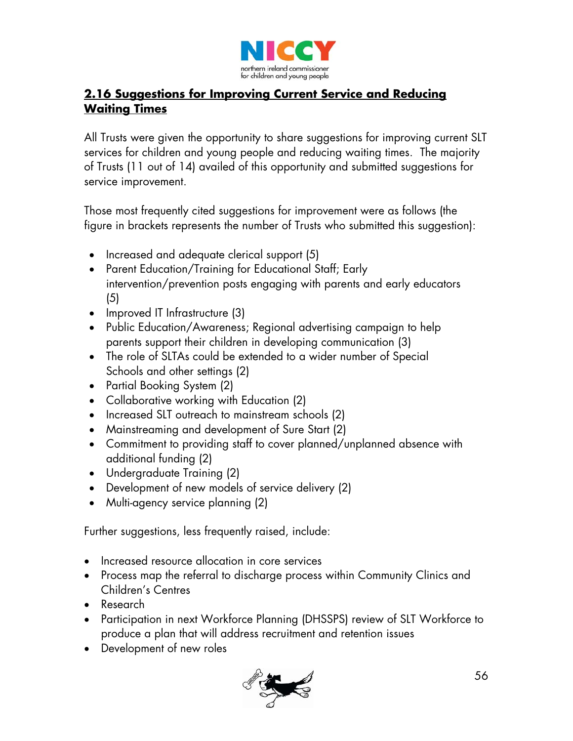## 2.16 Suggestions for Improving Current Service and Reducing Waiting Times

All Trusts were given the opportunity to share suggestions for improving current SLT services for children and young people and reducing waiting times. The majority of Trusts (11 out of 14) availed of this opportunity and submitted suggestions for service improvement.

Those most frequently cited suggestions for improvement were as follows (the figure in brackets represents the number of Trusts who submitted this suggestion):

- Increased and adequate clerical support (5)
- Parent Education/Training for Educational Staff; Early intervention/prevention posts engaging with parents and early educators (5)
- Improved IT Infrastructure (3)
- Public Education/Awareness; Regional advertising campaign to help parents support their children in developing communication (3)
- The role of SLTAs could be extended to a wider number of Special Schools and other settings (2)
- Partial Booking System (2)
- Collaborative working with Education (2)
- Increased SLT outreach to mainstream schools (2)
- Mainstreaming and development of Sure Start (2)
- Commitment to providing staff to cover planned/unplanned absence with additional funding (2)
- Undergraduate Training (2)
- Development of new models of service delivery (2)
- Multi-agency service planning (2)

Further suggestions, less frequently raised, include:

- Increased resource allocation in core services
- Process map the referral to discharge process within Community Clinics and Children's Centres
- Research
- Participation in next Workforce Planning (DHSSPS) review of SLT Workforce to produce a plan that will address recruitment and retention issues
- Development of new roles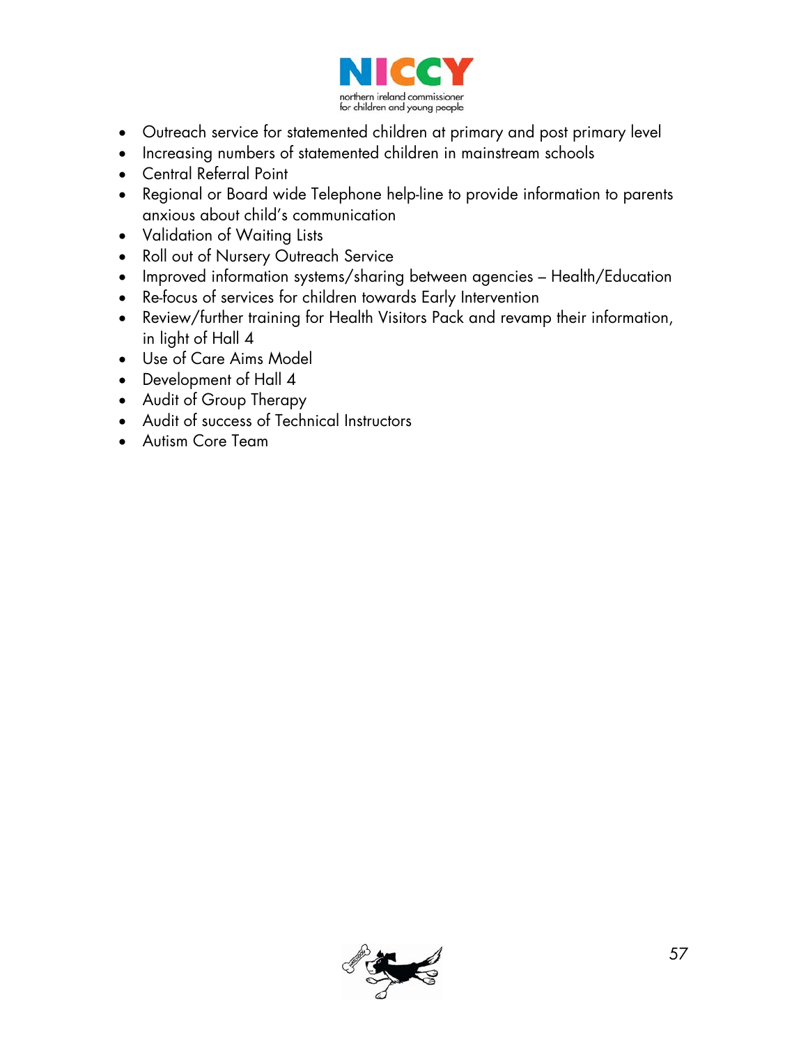- Outreach service for statemented children at primary and post primary level
- Increasing numbers of statemented children in mainstream schools
- Central Referral Point
- Regional or Board wide Telephone help-line to provide information to parents anxious about child's communication
- Validation of Waiting Lists
- Roll out of Nursery Outreach Service
- Improved information systems/sharing between agencies – Health/Education
- Re-focus of services for children towards Early Intervention
- Review/further training for Health Visitors Pack and revamp their information, in light of Hall 4
- Use of Care Aims Model
- Development of Hall 4
- Audit of Group Therapy
- Audit of success of Technical Instructors
- Autism Core Team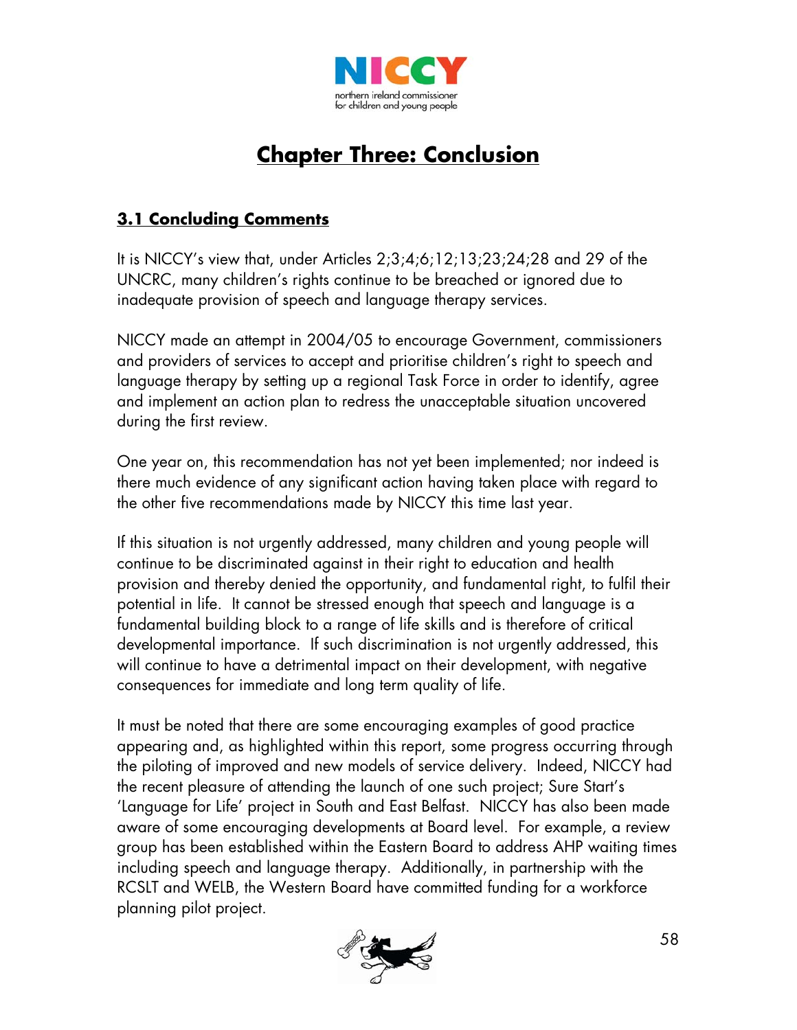# Chapter Three: Conclusion

## 3.1 Concluding Comments

It is NICCY's view that, under Articles 2;3;4;6;12;13;23;24;28 and 29 of the UNCRC, many children's rights continue to be breached or ignored due to inadequate provision of speech and language therapy services.

NICCY made an attempt in 2004/05 to encourage Government, commissioners and providers of services to accept and prioritise children's right to speech and language therapy by setting up a regional Task Force in order to identify, agree and implement an action plan to redress the unacceptable situation uncovered during the first review.

One year on, this recommendation has not yet been implemented; nor indeed is there much evidence of any significant action having taken place with regard to the other five recommendations made by NICCY this time last year.

If this situation is not urgently addressed, many children and young people will continue to be discriminated against in their right to education and health provision and thereby denied the opportunity, and fundamental right, to fulfil their potential in life. It cannot be stressed enough that speech and language is a fundamental building block to a range of life skills and is therefore of critical developmental importance. If such discrimination is not urgently addressed, this will continue to have a detrimental impact on their development, with negative consequences for immediate and long term quality of life.

It must be noted that there are some encouraging examples of good practice appearing and, as highlighted within this report, some progress occurring through the piloting of improved and new models of service delivery. Indeed, NICCY had the recent pleasure of attending the launch of one such project; Sure Start's 'Language for Life' project in South and East Belfast. NICCY has also been made aware of some encouraging developments at Board level. For example, a review group has been established within the Eastern Board to address AHP waiting times including speech and language therapy. Additionally, in partnership with the RCSLT and WELB, the Western Board have committed funding for a workforce planning pilot project.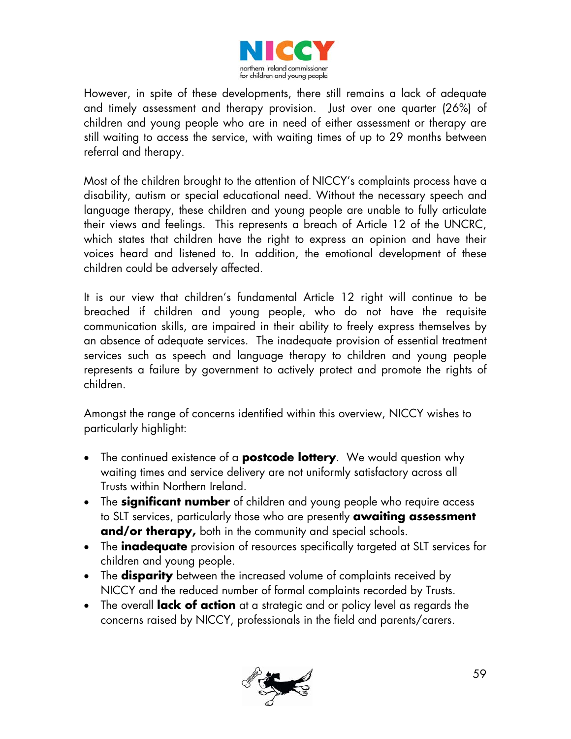However, in spite of these developments, there still remains a lack of adequate and timely assessment and therapy provision. Just over one quarter (26%) of children and young people who are in need of either assessment or therapy are still waiting to access the service, with waiting times of up to 29 months between referral and therapy.

Most of the children brought to the attention of NICCY's complaints process have a disability, autism or special educational need. Without the necessary speech and language therapy, these children and young people are unable to fully articulate their views and feelings. This represents a breach of Article 12 of the UNCRC, which states that children have the right to express an opinion and have their voices heard and listened to. In addition, the emotional development of these children could be adversely affected.

It is our view that children's fundamental Article 12 right will continue to be breached if children and young people, who do not have the requisite communication skills, are impaired in their ability to freely express themselves by an absence of adequate services. The inadequate provision of essential treatment services such as speech and language therapy to children and young people represents a failure by government to actively protect and promote the rights of children.

Amongst the range of concerns identified within this overview, NICCY wishes to particularly highlight:

- The continued existence of a **postcode lottery**. We would question why waiting times and service delivery are not uniformly satisfactory across all Trusts within Northern Ireland.
- The **significant number** of children and young people who require access to SLT services, particularly those who are presently **awaiting assessment and/or therapy,** both in the community and special schools.
- The **inadequate** provision of resources specifically targeted at SLT services for children and young people.
- The **disparity** between the increased volume of complaints received by NICCY and the reduced number of formal complaints recorded by Trusts.
- The overall **lack of action** at a strategic and or policy level as regards the concerns raised by NICCY, professionals in the field and parents/carers.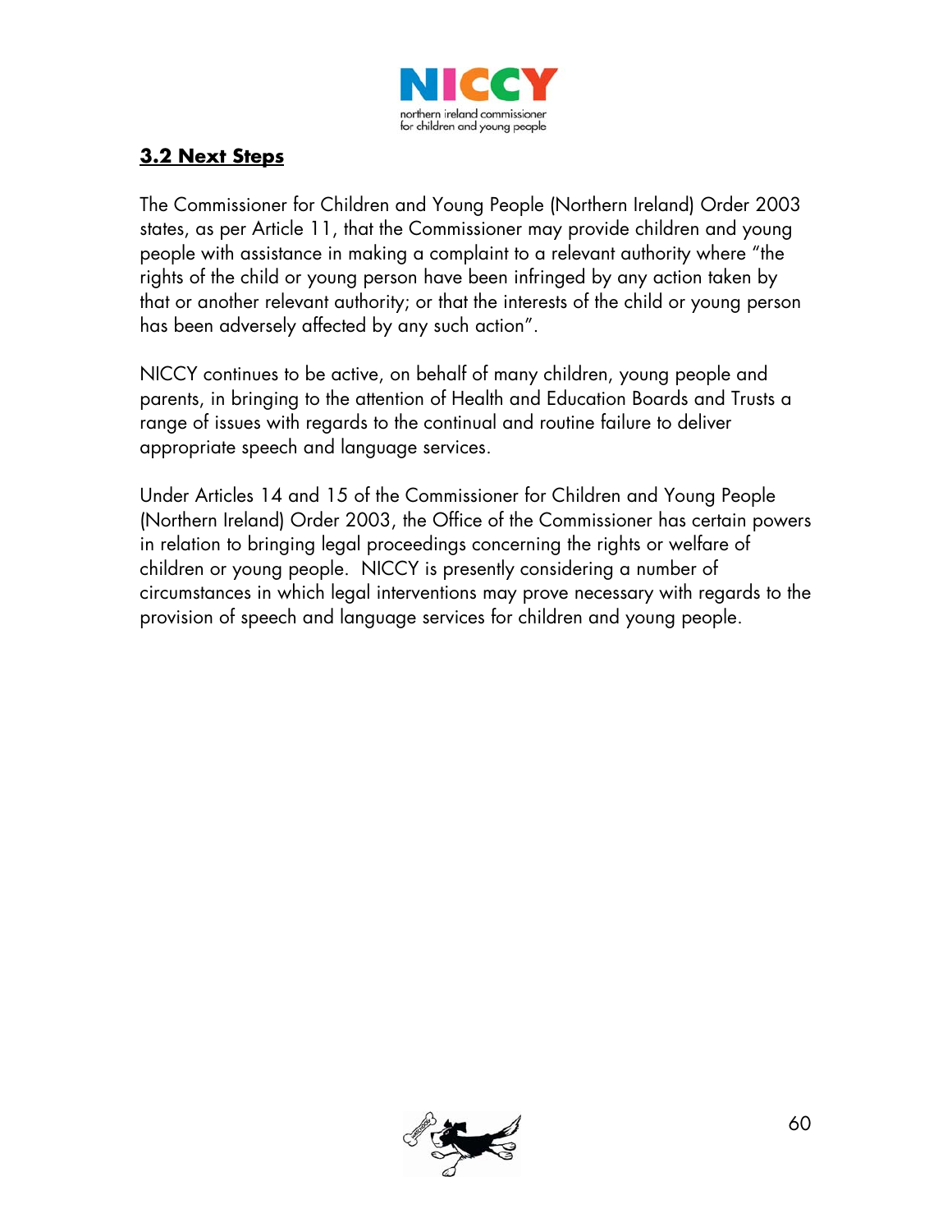## 3.2 Next Steps

The Commissioner for Children and Young People (Northern Ireland) Order 2003 states, as per Article 11, that the Commissioner may provide children and young people with assistance in making a complaint to a relevant authority where "the rights of the child or young person have been infringed by any action taken by that or another relevant authority; or that the interests of the child or young person has been adversely affected by any such action".

NICCY continues to be active, on behalf of many children, young people and parents, in bringing to the attention of Health and Education Boards and Trusts a range of issues with regards to the continual and routine failure to deliver appropriate speech and language services.

Under Articles 14 and 15 of the Commissioner for Children and Young People (Northern Ireland) Order 2003, the Office of the Commissioner has certain powers in relation to bringing legal proceedings concerning the rights or welfare of children or young people. NICCY is presently considering a number of circumstances in which legal interventions may prove necessary with regards to the provision of speech and language services for children and young people.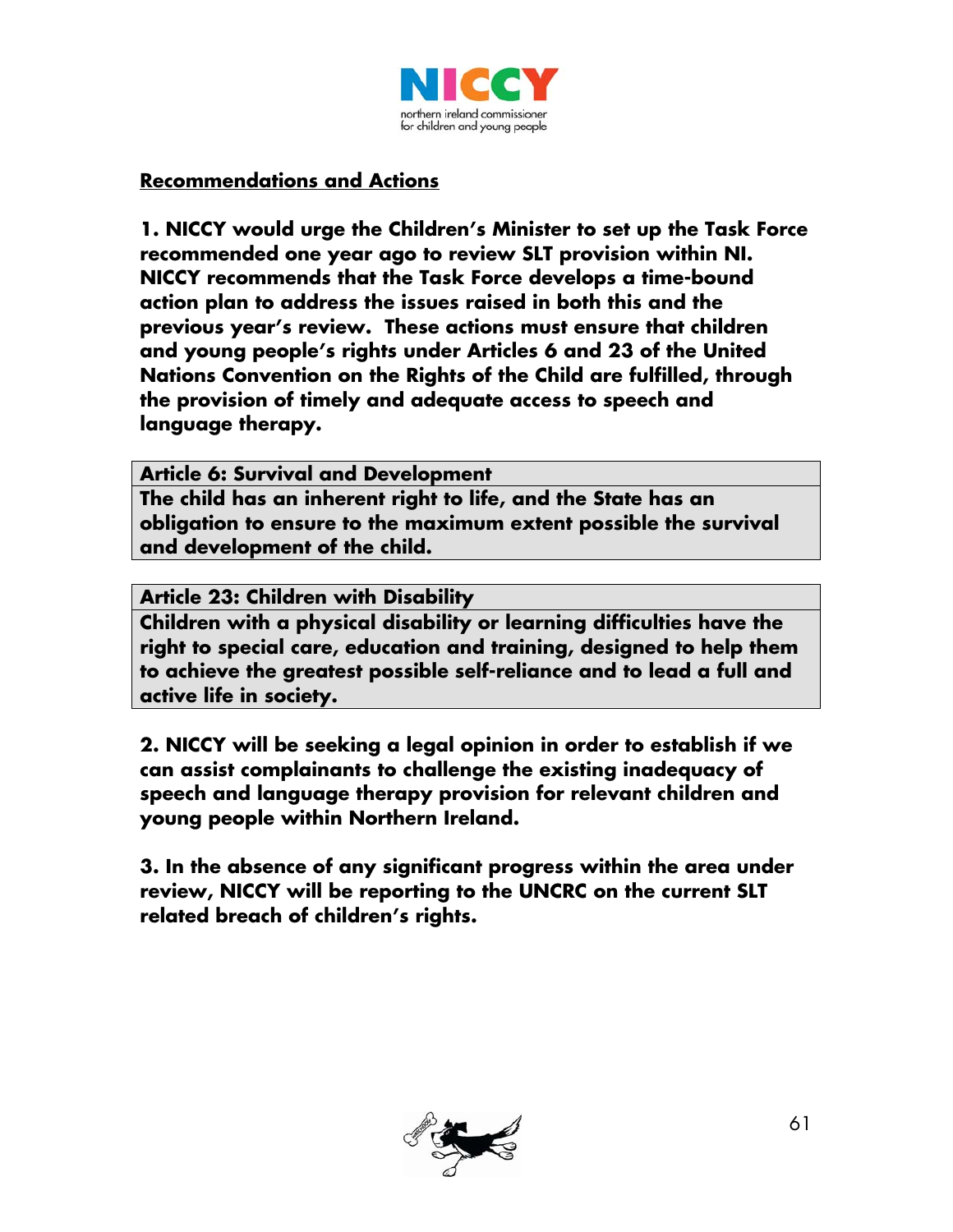## Recommendations and Actions

**1. NICCY would urge the Children's Minister to set up the Task Force recommended one year ago to review SLT provision within NI. NICCY recommends that the Task Force develops a time-bound action plan to address the issues raised in both this and the previous year's review. These actions must ensure that children and young people's rights under Articles 6 and 23 of the United Nations Convention on the Rights of the Child are fulfilled, through the provision of timely and adequate access to speech and language therapy.**

| **Article 6: Survival and Development** |
|---|
| **The child has an inherent right to life, and the State has an obligation to ensure to the maximum extent possible the survival and development of the child.** |

| **Article 23: Children with Disability** |
|---|
| **Children with a physical disability or learning difficulties have the right to special care, education and training, designed to help them to achieve the greatest possible self-reliance and to lead a full and active life in society.** |

**2. NICCY will be seeking a legal opinion in order to establish if we can assist complainants to challenge the existing inadequacy of speech and language therapy provision for relevant children and young people within Northern Ireland.**

**3. In the absence of any significant progress within the area under review, NICCY will be reporting to the UNCRC on the current SLT related breach of children's rights.**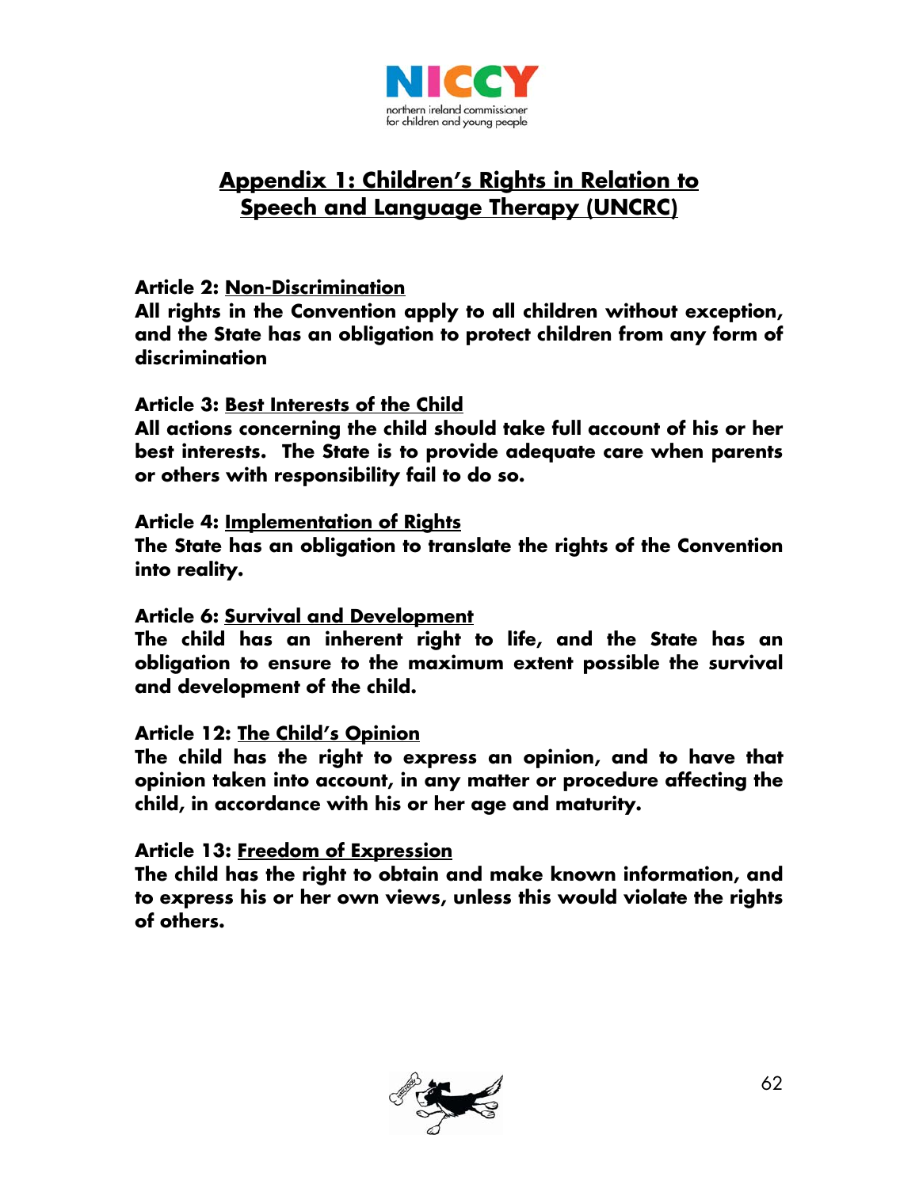# Appendix 1: Children's Rights in Relation to Speech and Language Therapy (UNCRC)

**Article 2: Non-Discrimination**
**All rights in the Convention apply to all children without exception, and the State has an obligation to protect children from any form of discrimination**

**Article 3: Best Interests of the Child**
**All actions concerning the child should take full account of his or her best interests. The State is to provide adequate care when parents or others with responsibility fail to do so.**

**Article 4: Implementation of Rights**
**The State has an obligation to translate the rights of the Convention into reality.**

**Article 6: Survival and Development**
**The child has an inherent right to life, and the State has an obligation to ensure to the maximum extent possible the survival and development of the child.**

**Article 12: The Child's Opinion**
**The child has the right to express an opinion, and to have that opinion taken into account, in any matter or procedure affecting the child, in accordance with his or her age and maturity.**

**Article 13: Freedom of Expression**
**The child has the right to obtain and make known information, and to express his or her own views, unless this would violate the rights of others.**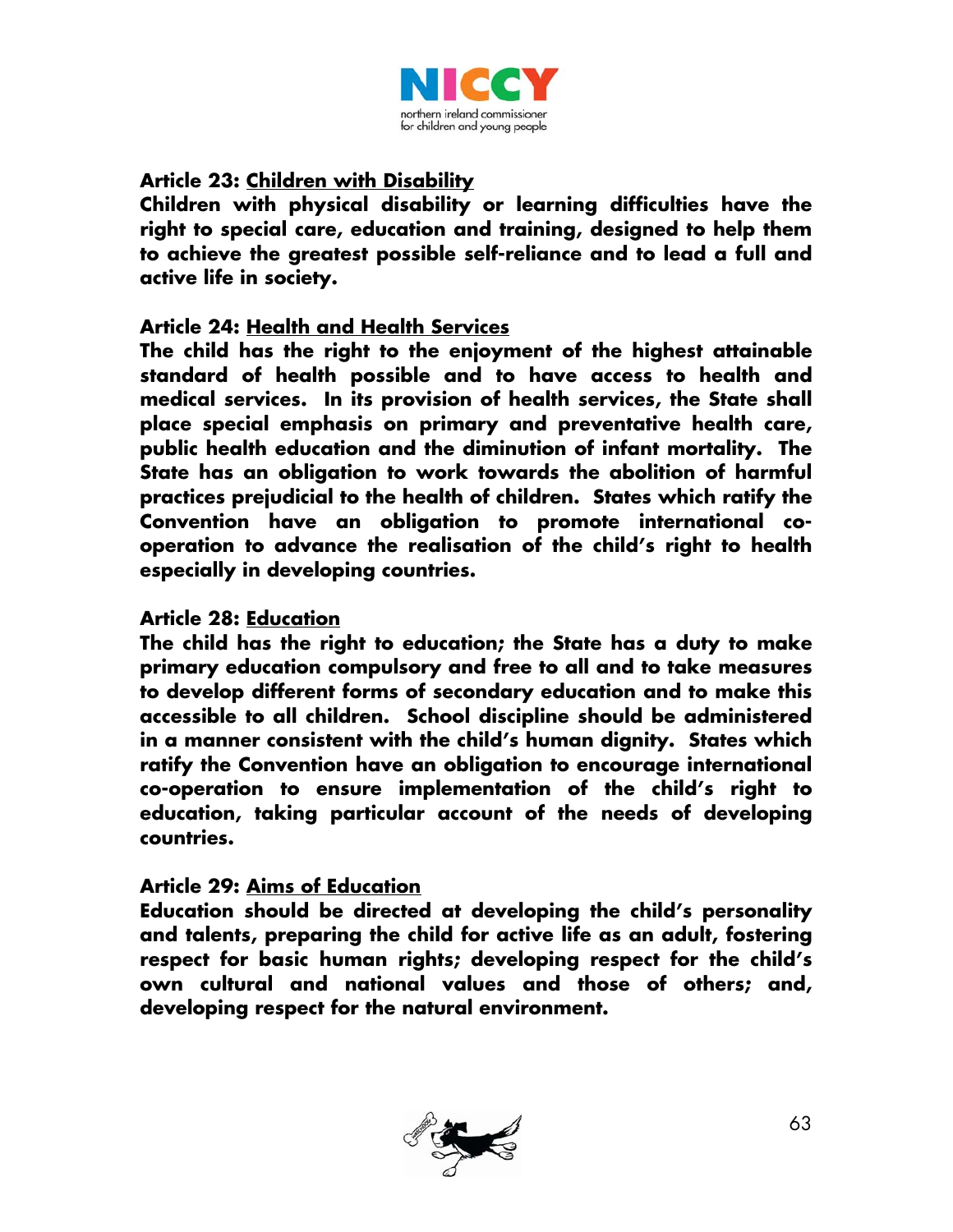**Article 23: Children with Disability**
**Children with physical disability or learning difficulties have the right to special care, education and training, designed to help them to achieve the greatest possible self-reliance and to lead a full and active life in society.**

**Article 24: Health and Health Services**
**The child has the right to the enjoyment of the highest attainable standard of health possible and to have access to health and medical services. In its provision of health services, the State shall place special emphasis on primary and preventative health care, public health education and the diminution of infant mortality. The State has an obligation to work towards the abolition of harmful practices prejudicial to the health of children. States which ratify the Convention have an obligation to promote international co-operation to advance the realisation of the child's right to health especially in developing countries.**

**Article 28: Education**
**The child has the right to education; the State has a duty to make primary education compulsory and free to all and to take measures to develop different forms of secondary education and to make this accessible to all children. School discipline should be administered in a manner consistent with the child's human dignity. States which ratify the Convention have an obligation to encourage international co-operation to ensure implementation of the child's right to education, taking particular account of the needs of developing countries.**

**Article 29: Aims of Education**
**Education should be directed at developing the child's personality and talents, preparing the child for active life as an adult, fostering respect for basic human rights; developing respect for the child's own cultural and national values and those of others; and, developing respect for the natural environment.**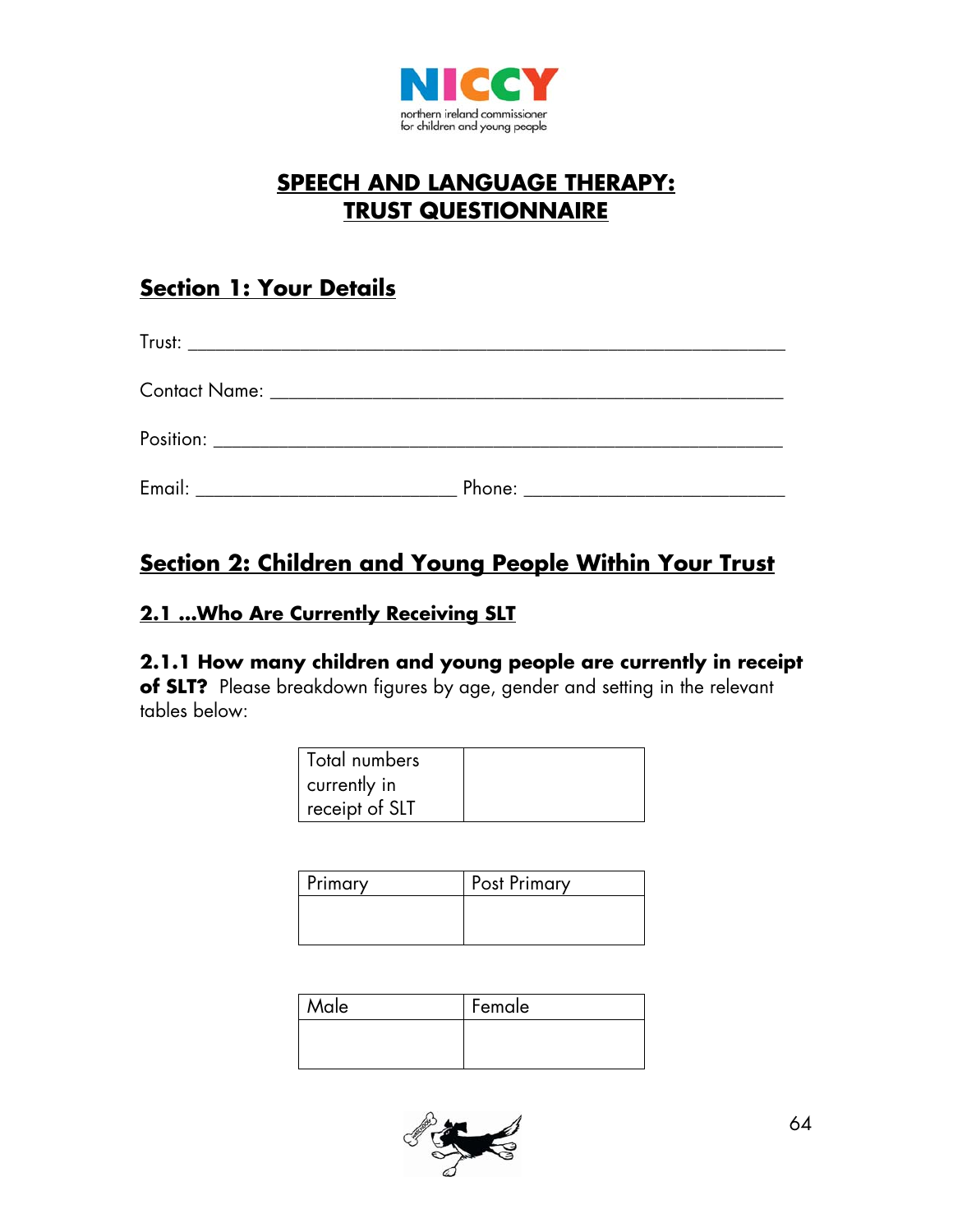# SPEECH AND LANGUAGE THERAPY: TRUST QUESTIONNAIRE

## Section 1: Your Details

Trust: ____________________________________________________________

Contact Name: _____________________________________________________

Position: _________________________________________________________

Email: ___________________________ Phone: ___________________________

## Section 2: Children and Young People Within Your Trust

### 2.1 ...Who Are Currently Receiving SLT

**2.1.1 How many children and young people are currently in receipt of SLT?** Please breakdown figures by age, gender and setting in the relevant tables below:

| Total numbers currently in receipt of SLT | |
|---|---|

| Primary | Post Primary |
|---|---|
| | |

| Male | Female |
|---|---|
| | |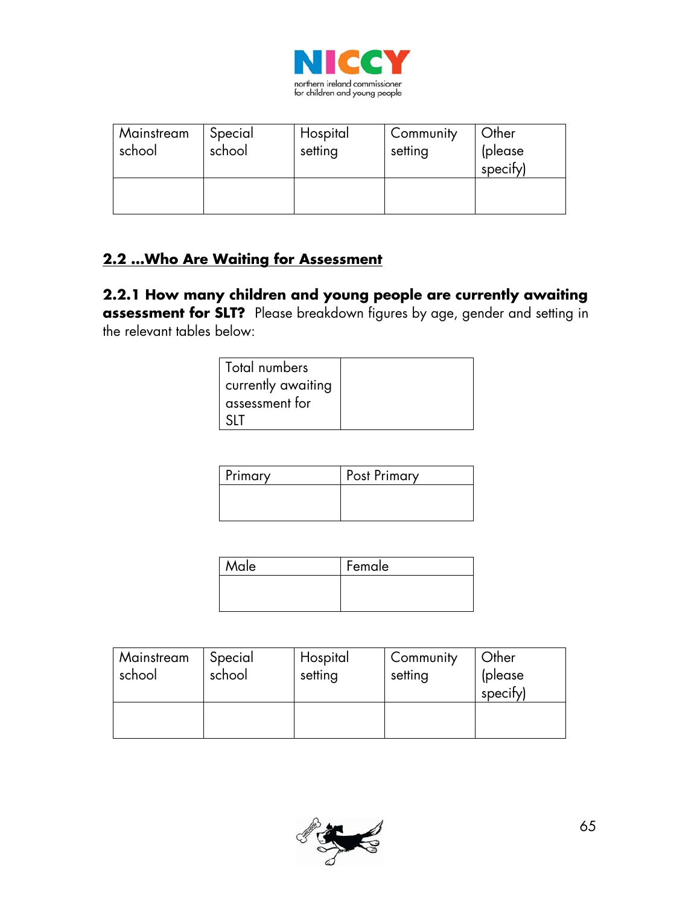| Mainstream school | Special school | Hospital setting | Community setting | Other (please specify) |
|---|---|---|---|---|
| | | | | |

## 2.2 ...Who Are Waiting for Assessment

**2.2.1 How many children and young people are currently awaiting assessment for SLT?** Please breakdown figures by age, gender and setting in the relevant tables below:

| Total numbers currently awaiting assessment for SLT | |
|---|---|

| Primary | Post Primary |
|---|---|
| | |

| Male | Female |
|---|---|
| | |

| Mainstream school | Special school | Hospital setting | Community setting | Other (please specify) |
|---|---|---|---|---|
| | | | | |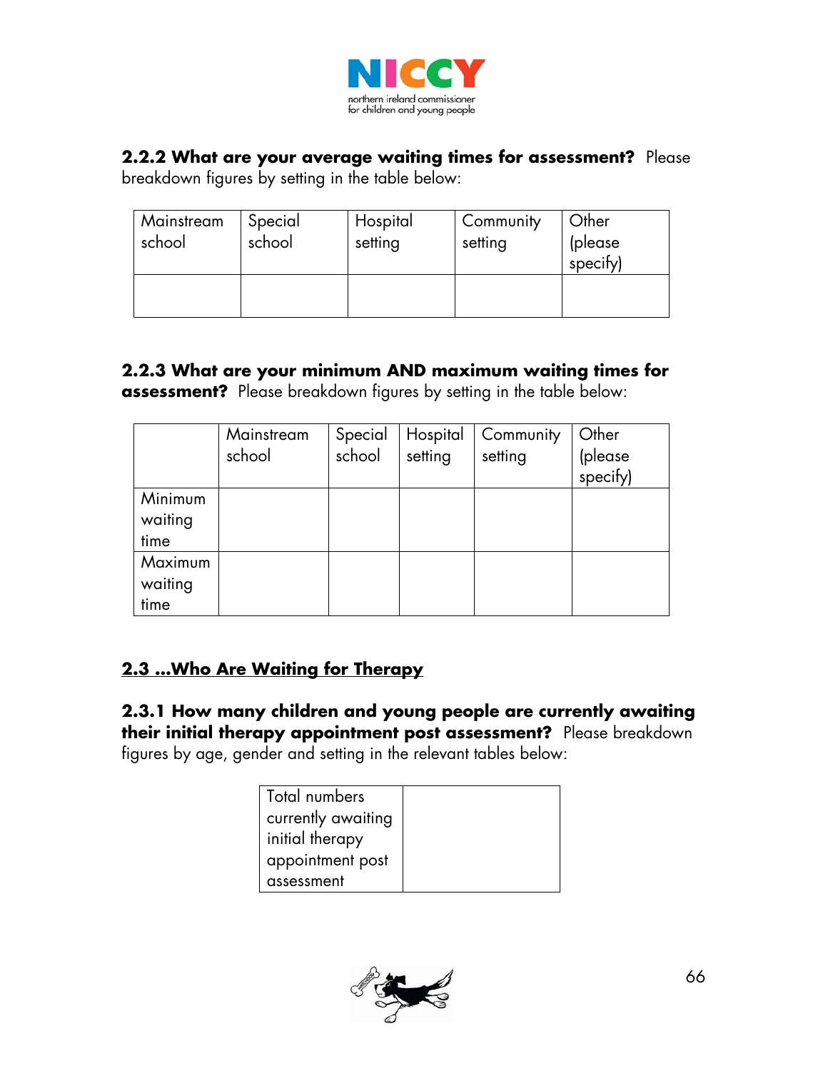**2.2.2 What are your average waiting times for assessment?** Please breakdown figures by setting in the table below:

| Mainstream school | Special school | Hospital setting | Community setting | Other (please specify) |
|---|---|---|---|---|
| | | | | |

**2.2.3 What are your minimum AND maximum waiting times for assessment?** Please breakdown figures by setting in the table below:

| | Mainstream school | Special school | Hospital setting | Community setting | Other (please specify) |
|---|---|---|---|---|---|
| Minimum waiting time | | | | | |
| Maximum waiting time | | | | | |

## 2.3 ...Who Are Waiting for Therapy

**2.3.1 How many children and young people are currently awaiting their initial therapy appointment post assessment?** Please breakdown figures by age, gender and setting in the relevant tables below:

| Total numbers currently awaiting initial therapy appointment post assessment | |
|---|---|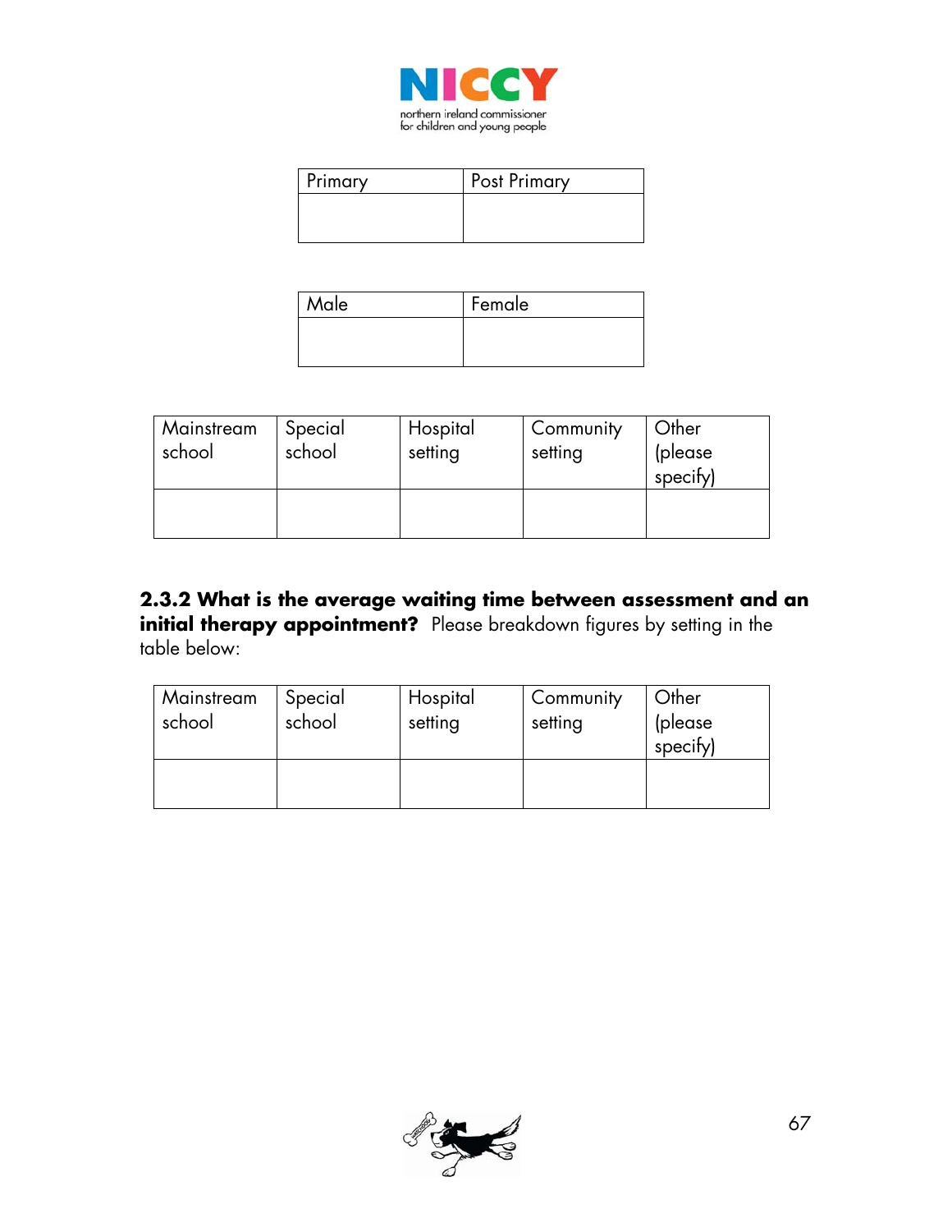| Primary | Post Primary |
|---|---|
| | |

| Male | Female |
|---|---|
| | |

| Mainstream school | Special school | Hospital setting | Community setting | Other (please specify) |
|---|---|---|---|---|
| | | | | |

**2.3.2 What is the average waiting time between assessment and an initial therapy appointment?** Please breakdown figures by setting in the table below:

| Mainstream school | Special school | Hospital setting | Community setting | Other (please specify) |
|---|---|---|---|---|
| | | | | |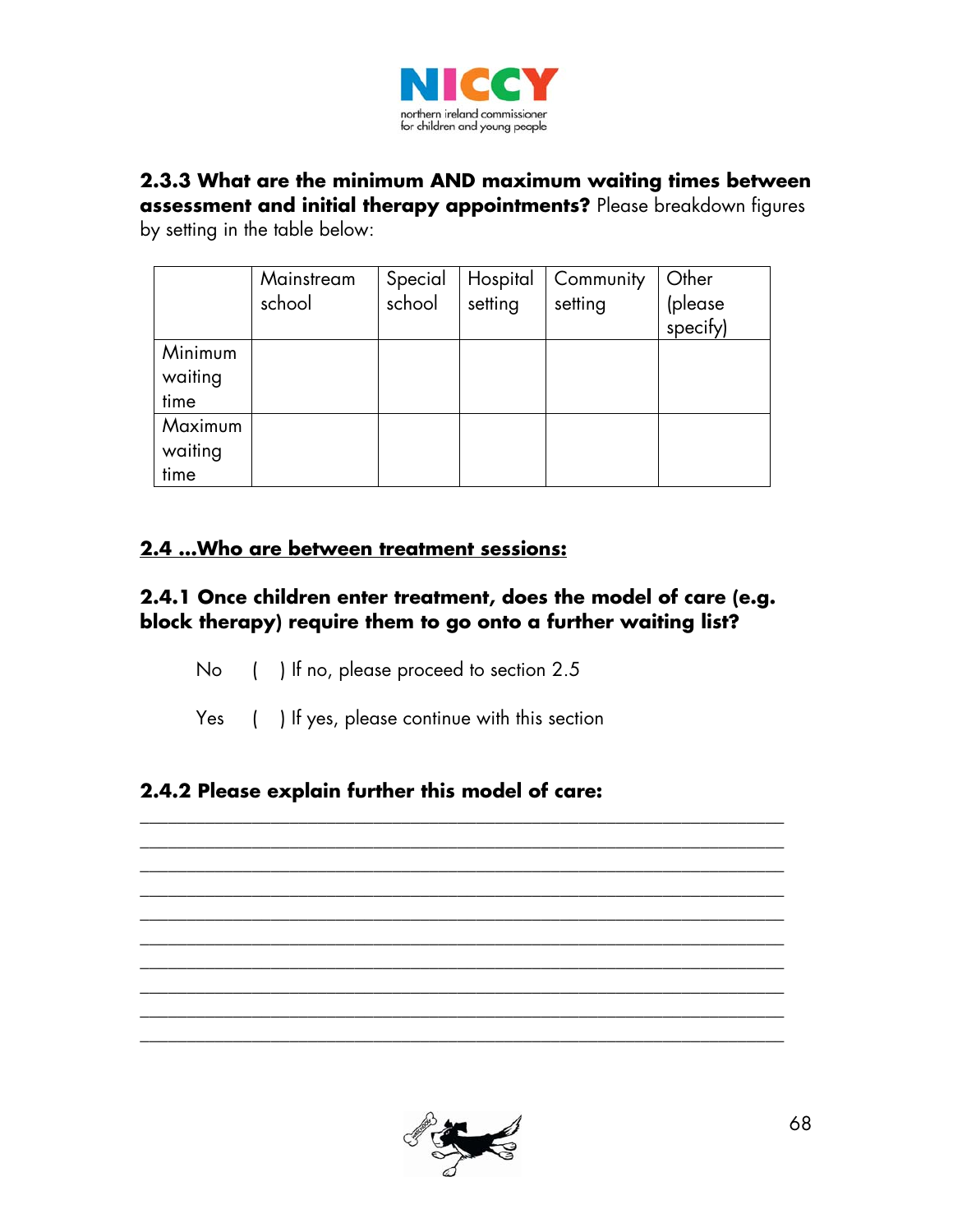**2.3.3 What are the minimum AND maximum waiting times between assessment and initial therapy appointments?** Please breakdown figures by setting in the table below:

| | Mainstream school | Special school | Hospital setting | Community setting | Other (please specify) |
|---|---|---|---|---|---|
| Minimum waiting time | | | | | |
| Maximum waiting time | | | | | |

## 2.4 ...Who are between treatment sessions:

**2.4.1 Once children enter treatment, does the model of care (e.g. block therapy) require them to go onto a further waiting list?**

No ( ) If no, please proceed to section 2.5

Yes ( ) If yes, please continue with this section

**2.4.2 Please explain further this model of care:**

\_\_\_\_\_\_\_\_\_\_\_\_\_\_\_\_\_\_\_\_\_\_\_\_\_\_\_\_\_\_\_\_\_\_\_\_\_\_\_\_\_\_\_\_\_\_\_\_\_\_\_\_\_\_\_\_\_\_\_\_\_\_
\_\_\_\_\_\_\_\_\_\_\_\_\_\_\_\_\_\_\_\_\_\_\_\_\_\_\_\_\_\_\_\_\_\_\_\_\_\_\_\_\_\_\_\_\_\_\_\_\_\_\_\_\_\_\_\_\_\_\_\_\_\_
\_\_\_\_\_\_\_\_\_\_\_\_\_\_\_\_\_\_\_\_\_\_\_\_\_\_\_\_\_\_\_\_\_\_\_\_\_\_\_\_\_\_\_\_\_\_\_\_\_\_\_\_\_\_\_\_\_\_\_\_\_\_
\_\_\_\_\_\_\_\_\_\_\_\_\_\_\_\_\_\_\_\_\_\_\_\_\_\_\_\_\_\_\_\_\_\_\_\_\_\_\_\_\_\_\_\_\_\_\_\_\_\_\_\_\_\_\_\_\_\_\_\_\_\_
\_\_\_\_\_\_\_\_\_\_\_\_\_\_\_\_\_\_\_\_\_\_\_\_\_\_\_\_\_\_\_\_\_\_\_\_\_\_\_\_\_\_\_\_\_\_\_\_\_\_\_\_\_\_\_\_\_\_\_\_\_\_
\_\_\_\_\_\_\_\_\_\_\_\_\_\_\_\_\_\_\_\_\_\_\_\_\_\_\_\_\_\_\_\_\_\_\_\_\_\_\_\_\_\_\_\_\_\_\_\_\_\_\_\_\_\_\_\_\_\_\_\_\_\_
\_\_\_\_\_\_\_\_\_\_\_\_\_\_\_\_\_\_\_\_\_\_\_\_\_\_\_\_\_\_\_\_\_\_\_\_\_\_\_\_\_\_\_\_\_\_\_\_\_\_\_\_\_\_\_\_\_\_\_\_\_\_
\_\_\_\_\_\_\_\_\_\_\_\_\_\_\_\_\_\_\_\_\_\_\_\_\_\_\_\_\_\_\_\_\_\_\_\_\_\_\_\_\_\_\_\_\_\_\_\_\_\_\_\_\_\_\_\_\_\_\_\_\_\_
\_\_\_\_\_\_\_\_\_\_\_\_\_\_\_\_\_\_\_\_\_\_\_\_\_\_\_\_\_\_\_\_\_\_\_\_\_\_\_\_\_\_\_\_\_\_\_\_\_\_\_\_\_\_\_\_\_\_\_\_\_\_
\_\_\_\_\_\_\_\_\_\_\_\_\_\_\_\_\_\_\_\_\_\_\_\_\_\_\_\_\_\_\_\_\_\_\_\_\_\_\_\_\_\_\_\_\_\_\_\_\_\_\_\_\_\_\_\_\_\_\_\_\_\_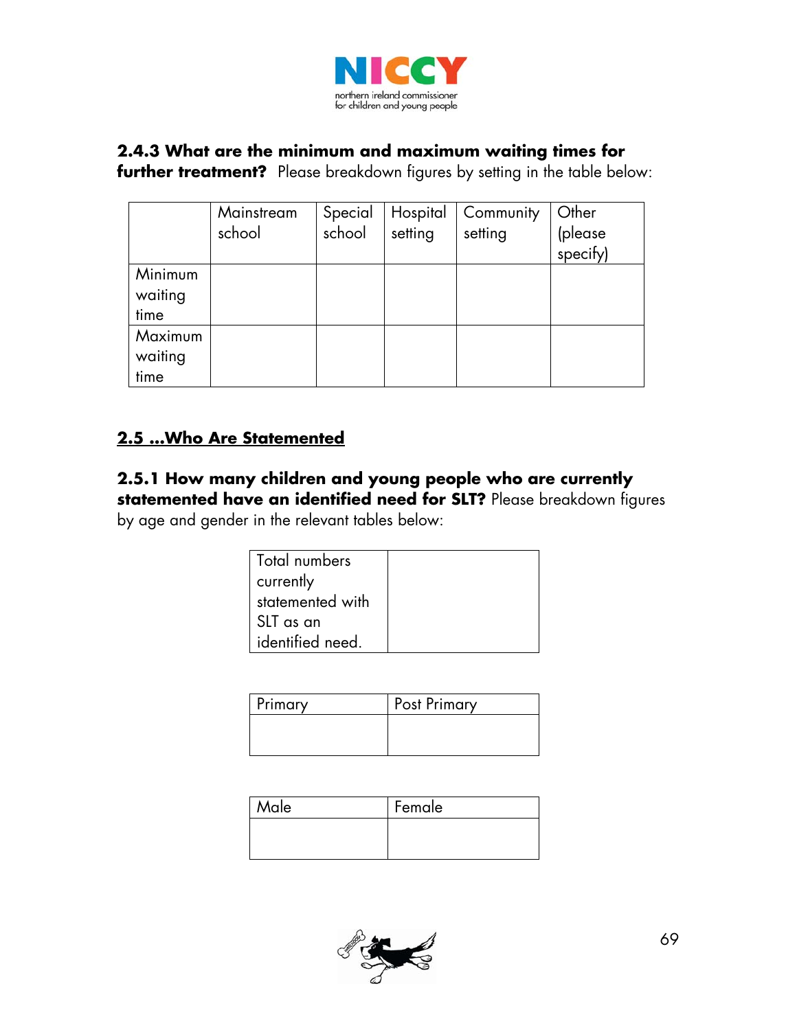**2.4.3 What are the minimum and maximum waiting times for further treatment?** Please breakdown figures by setting in the table below:

| | Mainstream school | Special school | Hospital setting | Community setting | Other (please specify) |
|---|---|---|---|---|---|
| Minimum waiting time | | | | | |
| Maximum waiting time | | | | | |

## 2.5 ...Who Are Statemented

**2.5.1 How many children and young people who are currently statemented have an identified need for SLT?** Please breakdown figures by age and gender in the relevant tables below:

| Total numbers currently statemented with SLT as an identified need. | |
|---|---|

| Primary | Post Primary |
|---|---|
| | |

| Male | Female |
|---|---|
| | |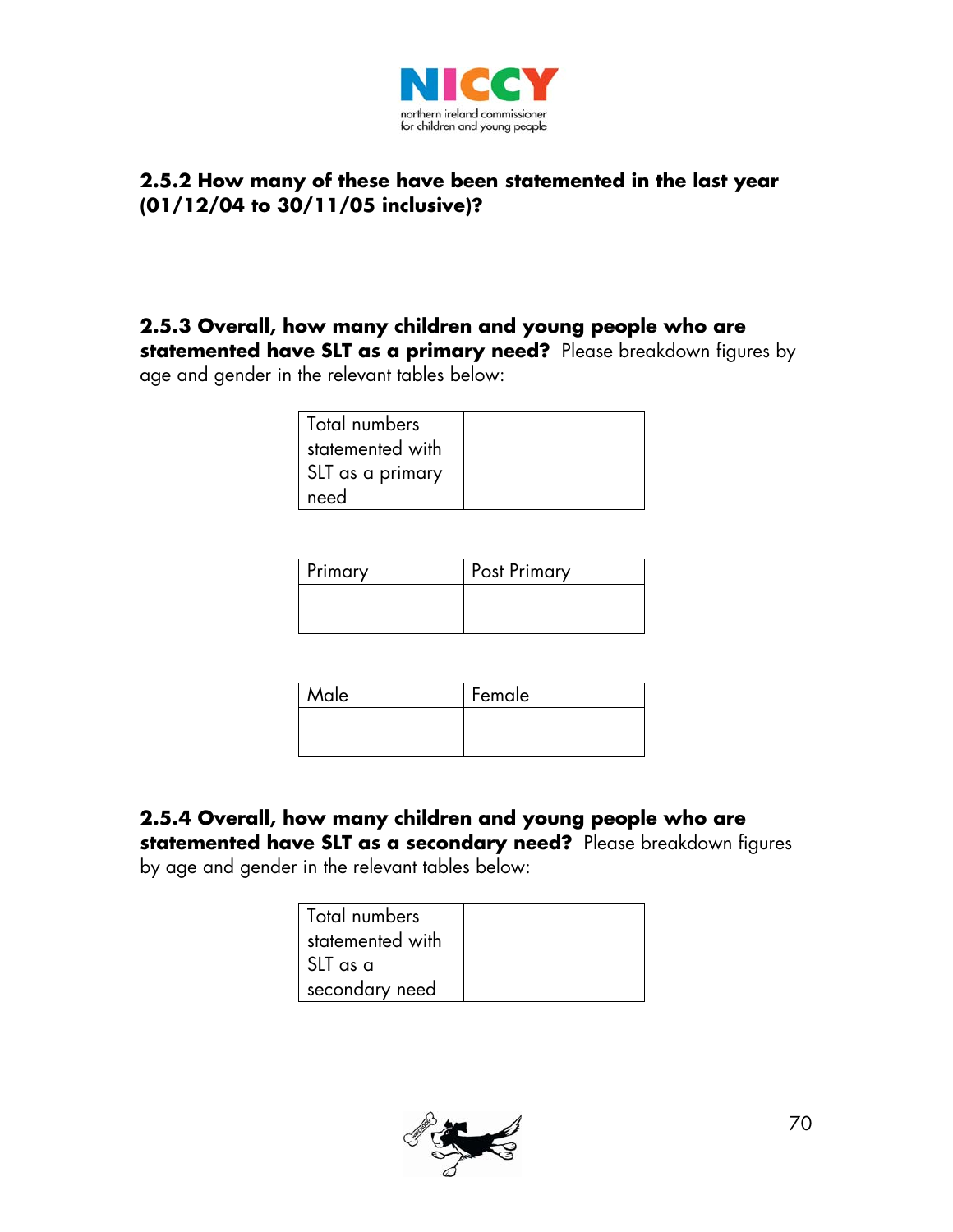**2.5.2 How many of these have been statemented in the last year (01/12/04 to 30/11/05 inclusive)?**

**2.5.3 Overall, how many children and young people who are statemented have SLT as a primary need?** Please breakdown figures by age and gender in the relevant tables below:

| Total numbers statemented with SLT as a primary need | |
|---|---|

| Primary | Post Primary |
|---|---|
| | |

| Male | Female |
|---|---|
| | |

**2.5.4 Overall, how many children and young people who are statemented have SLT as a secondary need?** Please breakdown figures by age and gender in the relevant tables below:

| Total numbers statemented with SLT as a secondary need | |
|---|---|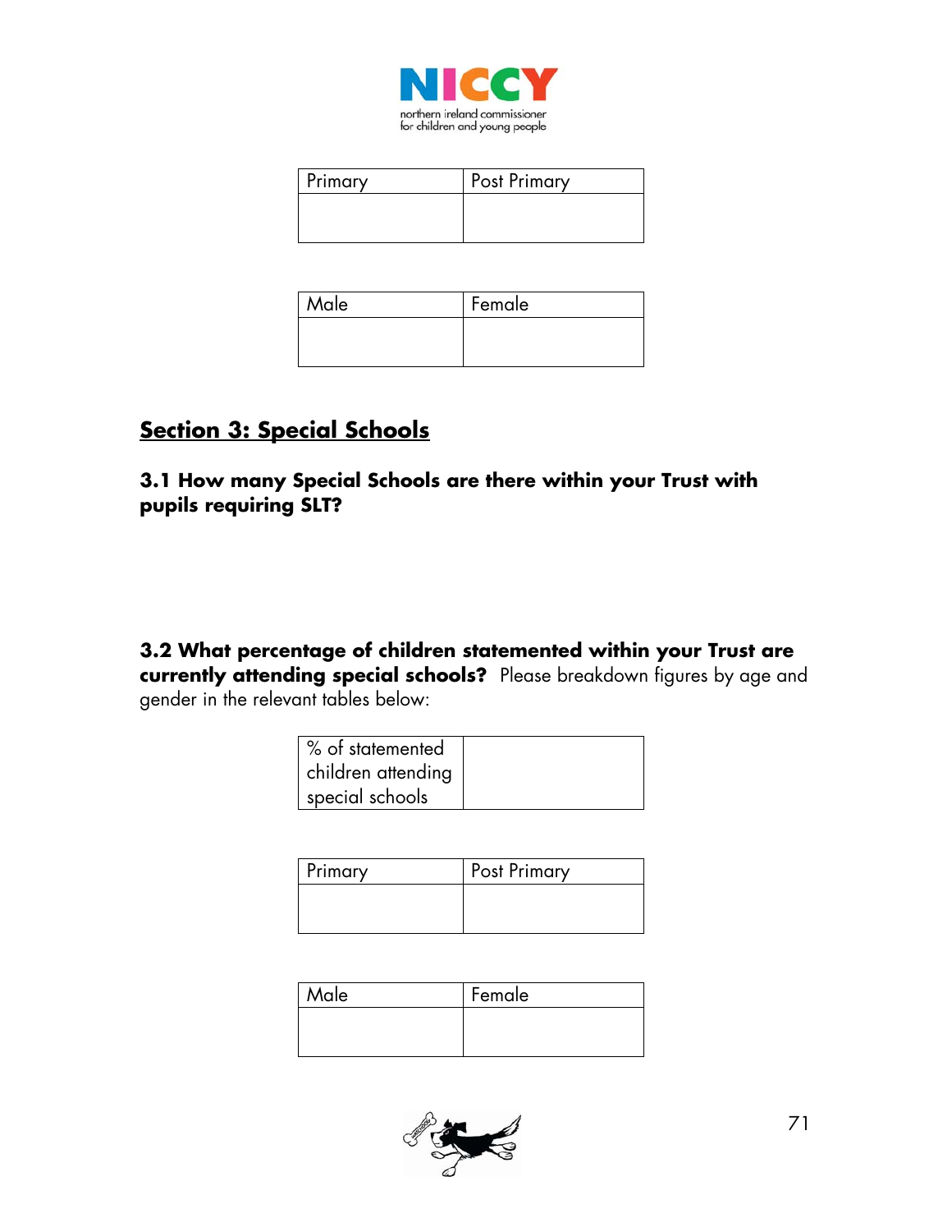| Primary | Post Primary |
|---|---|
| | |

| Male | Female |
|---|---|
| | |

## Section 3: Special Schools

**3.1 How many Special Schools are there within your Trust with pupils requiring SLT?**

**3.2 What percentage of children statemented within your Trust are currently attending special schools?** Please breakdown figures by age and gender in the relevant tables below:

| % of statemented children attending special schools | |
|---|---|

| Primary | Post Primary |
|---|---|
| | |

| Male | Female |
|---|---|
| | |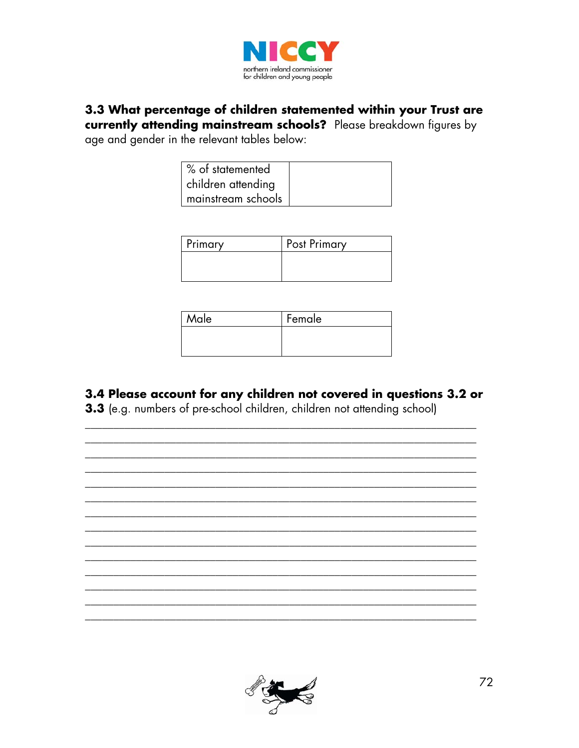**3.3 What percentage of children statemented within your Trust are currently attending mainstream schools?** Please breakdown figures by age and gender in the relevant tables below:

| % of statemented children attending mainstream schools | |
|---|---|

| Primary | Post Primary |
|---|---|
| | |

| Male | Female |
|---|---|
| | |

**3.4 Please account for any children not covered in questions 3.2 or 3.3** (e.g. numbers of pre-school children, children not attending school)

___________________________________________________________________

___________________________________________________________________

___________________________________________________________________

___________________________________________________________________

___________________________________________________________________

___________________________________________________________________

___________________________________________________________________

___________________________________________________________________

___________________________________________________________________

___________________________________________________________________

___________________________________________________________________

___________________________________________________________________

___________________________________________________________________

___________________________________________________________________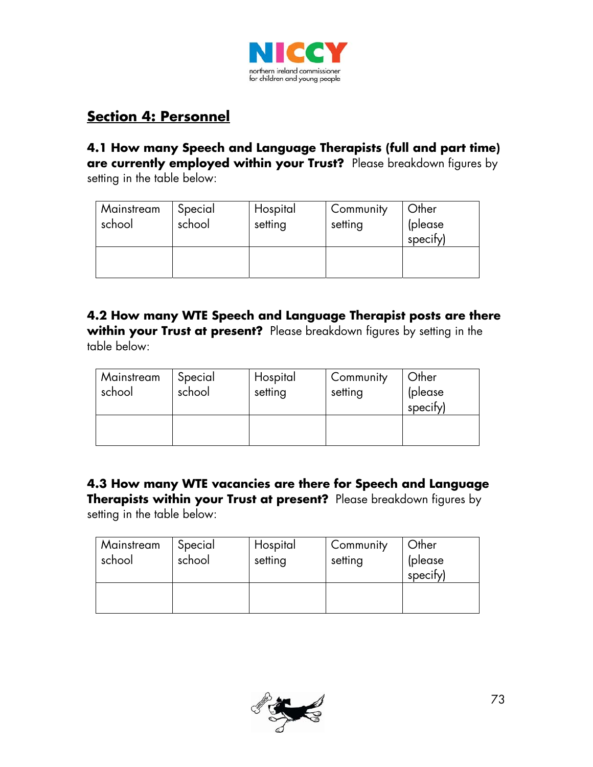## Section 4: Personnel

**4.1 How many Speech and Language Therapists (full and part time) are currently employed within your Trust?** Please breakdown figures by setting in the table below:

| Mainstream school | Special school | Hospital setting | Community setting | Other (please specify) |
|---|---|---|---|---|
| | | | | |

**4.2 How many WTE Speech and Language Therapist posts are there within your Trust at present?** Please breakdown figures by setting in the table below:

| Mainstream school | Special school | Hospital setting | Community setting | Other (please specify) |
|---|---|---|---|---|
| | | | | |

**4.3 How many WTE vacancies are there for Speech and Language Therapists within your Trust at present?** Please breakdown figures by setting in the table below:

| Mainstream school | Special school | Hospital setting | Community setting | Other (please specify) |
|---|---|---|---|---|
| | | | | |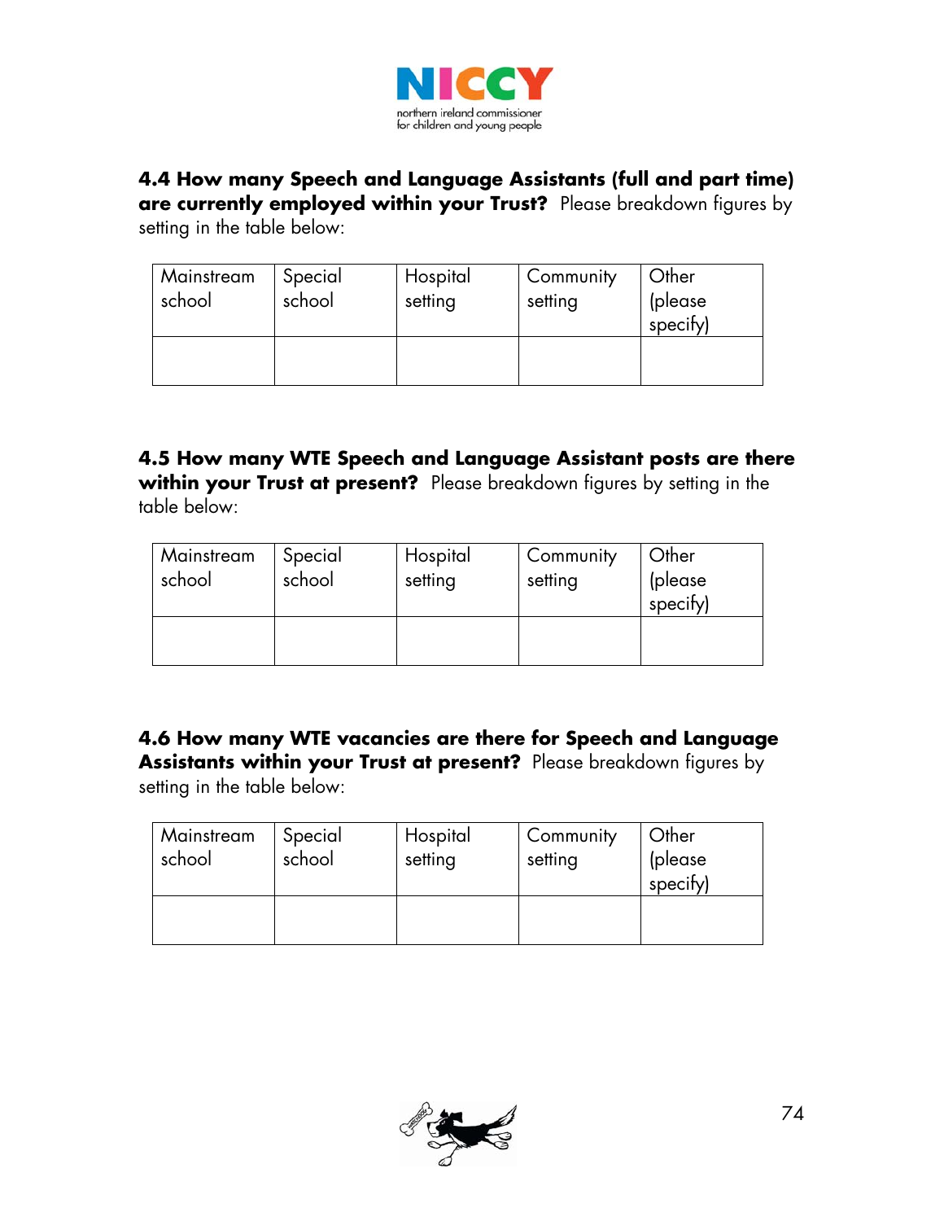**4.4 How many Speech and Language Assistants (full and part time) are currently employed within your Trust?** Please breakdown figures by setting in the table below:

| Mainstream school | Special school | Hospital setting | Community setting | Other (please specify) |
|---|---|---|---|---|
| | | | | |

**4.5 How many WTE Speech and Language Assistant posts are there within your Trust at present?** Please breakdown figures by setting in the table below:

| Mainstream school | Special school | Hospital setting | Community setting | Other (please specify) |
|---|---|---|---|---|
| | | | | |

**4.6 How many WTE vacancies are there for Speech and Language Assistants within your Trust at present?** Please breakdown figures by setting in the table below:

| Mainstream school | Special school | Hospital setting | Community setting | Other (please specify) |
|---|---|---|---|---|
| | | | | |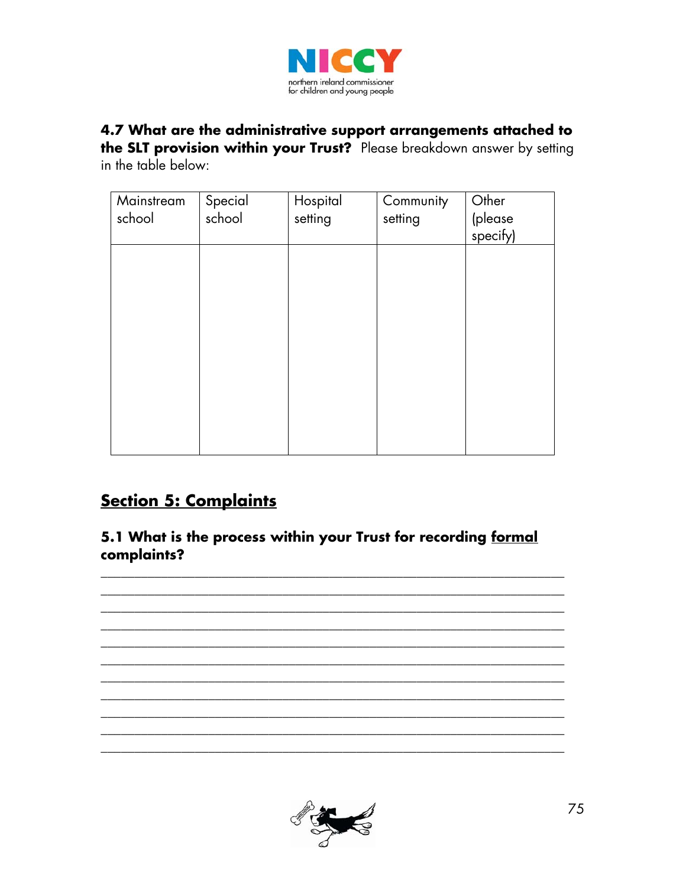**4.7 What are the administrative support arrangements attached to the SLT provision within your Trust?** Please breakdown answer by setting in the table below:

| Mainstream school | Special school | Hospital setting | Community setting | Other (please specify) |
|---|---|---|---|---|
| | | | | |

## Section 5: Complaints

**5.1 What is the process within your Trust for recording <u>formal</u> complaints?**

___________________________________________________________________
___________________________________________________________________
___________________________________________________________________
___________________________________________________________________
___________________________________________________________________
___________________________________________________________________
___________________________________________________________________
___________________________________________________________________
___________________________________________________________________
___________________________________________________________________
___________________________________________________________________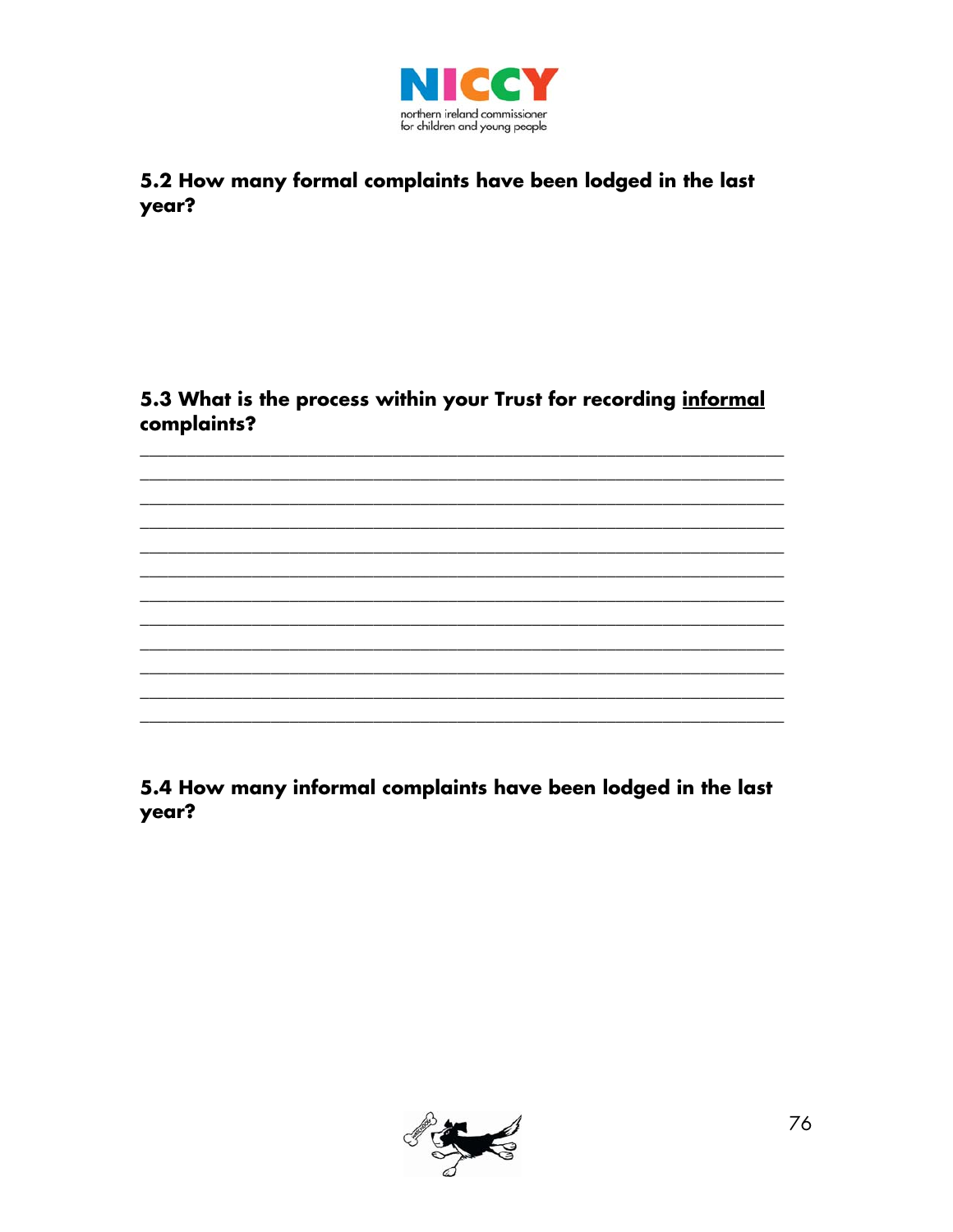**5.2 How many formal complaints have been lodged in the last year?**

**5.3 What is the process within your Trust for recording <u>informal</u> complaints?**

\_\_\_\_\_\_\_\_\_\_\_\_\_\_\_\_\_\_\_\_\_\_\_\_\_\_\_\_\_\_\_\_\_\_\_\_\_\_\_\_\_\_\_\_\_\_\_\_\_\_\_\_\_\_\_\_\_\_\_\_\_\_\_\_\_\_\_\_\_\_

\_\_\_\_\_\_\_\_\_\_\_\_\_\_\_\_\_\_\_\_\_\_\_\_\_\_\_\_\_\_\_\_\_\_\_\_\_\_\_\_\_\_\_\_\_\_\_\_\_\_\_\_\_\_\_\_\_\_\_\_\_\_\_\_\_\_\_\_\_\_

\_\_\_\_\_\_\_\_\_\_\_\_\_\_\_\_\_\_\_\_\_\_\_\_\_\_\_\_\_\_\_\_\_\_\_\_\_\_\_\_\_\_\_\_\_\_\_\_\_\_\_\_\_\_\_\_\_\_\_\_\_\_\_\_\_\_\_\_\_\_

\_\_\_\_\_\_\_\_\_\_\_\_\_\_\_\_\_\_\_\_\_\_\_\_\_\_\_\_\_\_\_\_\_\_\_\_\_\_\_\_\_\_\_\_\_\_\_\_\_\_\_\_\_\_\_\_\_\_\_\_\_\_\_\_\_\_\_\_\_\_

\_\_\_\_\_\_\_\_\_\_\_\_\_\_\_\_\_\_\_\_\_\_\_\_\_\_\_\_\_\_\_\_\_\_\_\_\_\_\_\_\_\_\_\_\_\_\_\_\_\_\_\_\_\_\_\_\_\_\_\_\_\_\_\_\_\_\_\_\_\_

\_\_\_\_\_\_\_\_\_\_\_\_\_\_\_\_\_\_\_\_\_\_\_\_\_\_\_\_\_\_\_\_\_\_\_\_\_\_\_\_\_\_\_\_\_\_\_\_\_\_\_\_\_\_\_\_\_\_\_\_\_\_\_\_\_\_\_\_\_\_

\_\_\_\_\_\_\_\_\_\_\_\_\_\_\_\_\_\_\_\_\_\_\_\_\_\_\_\_\_\_\_\_\_\_\_\_\_\_\_\_\_\_\_\_\_\_\_\_\_\_\_\_\_\_\_\_\_\_\_\_\_\_\_\_\_\_\_\_\_\_

\_\_\_\_\_\_\_\_\_\_\_\_\_\_\_\_\_\_\_\_\_\_\_\_\_\_\_\_\_\_\_\_\_\_\_\_\_\_\_\_\_\_\_\_\_\_\_\_\_\_\_\_\_\_\_\_\_\_\_\_\_\_\_\_\_\_\_\_\_\_

\_\_\_\_\_\_\_\_\_\_\_\_\_\_\_\_\_\_\_\_\_\_\_\_\_\_\_\_\_\_\_\_\_\_\_\_\_\_\_\_\_\_\_\_\_\_\_\_\_\_\_\_\_\_\_\_\_\_\_\_\_\_\_\_\_\_\_\_\_\_

\_\_\_\_\_\_\_\_\_\_\_\_\_\_\_\_\_\_\_\_\_\_\_\_\_\_\_\_\_\_\_\_\_\_\_\_\_\_\_\_\_\_\_\_\_\_\_\_\_\_\_\_\_\_\_\_\_\_\_\_\_\_\_\_\_\_\_\_\_\_

\_\_\_\_\_\_\_\_\_\_\_\_\_\_\_\_\_\_\_\_\_\_\_\_\_\_\_\_\_\_\_\_\_\_\_\_\_\_\_\_\_\_\_\_\_\_\_\_\_\_\_\_\_\_\_\_\_\_\_\_\_\_\_\_\_\_\_\_\_\_

\_\_\_\_\_\_\_\_\_\_\_\_\_\_\_\_\_\_\_\_\_\_\_\_\_\_\_\_\_\_\_\_\_\_\_\_\_\_\_\_\_\_\_\_\_\_\_\_\_\_\_\_\_\_\_\_\_\_\_\_\_\_\_\_\_\_\_\_\_\_

**5.4 How many informal complaints have been lodged in the last year?**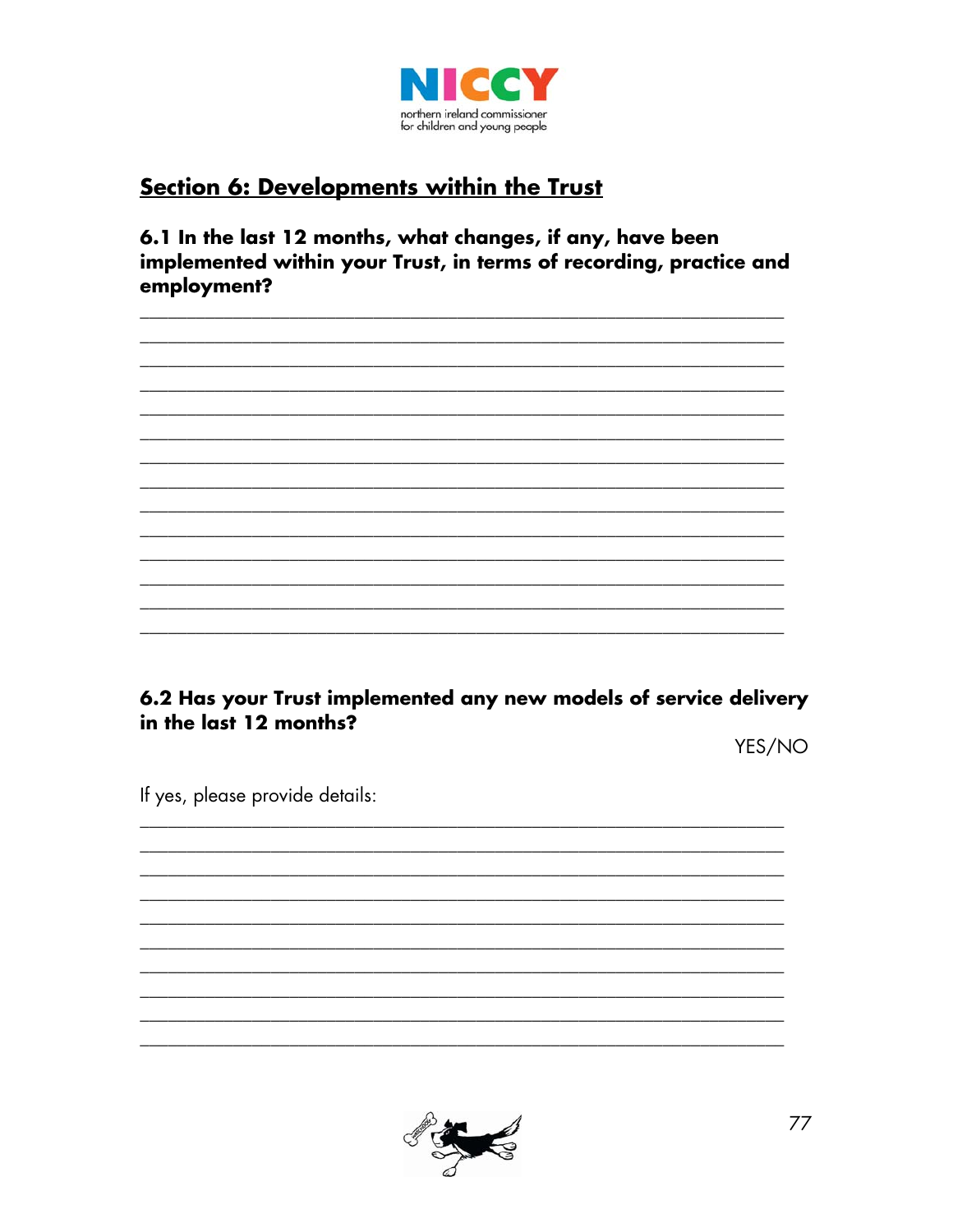## Section 6: Developments within the Trust

**6.1 In the last 12 months, what changes, if any, have been implemented within your Trust, in terms of recording, practice and employment?**

______________________________________________________________________
______________________________________________________________________
______________________________________________________________________
______________________________________________________________________
______________________________________________________________________
______________________________________________________________________
______________________________________________________________________
______________________________________________________________________
______________________________________________________________________
______________________________________________________________________
______________________________________________________________________
______________________________________________________________________
______________________________________________________________________
______________________________________________________________________

**6.2 Has your Trust implemented any new models of service delivery in the last 12 months?**

YES/NO

If yes, please provide details:

______________________________________________________________________
______________________________________________________________________
______________________________________________________________________
______________________________________________________________________
______________________________________________________________________
______________________________________________________________________
______________________________________________________________________
______________________________________________________________________
______________________________________________________________________
______________________________________________________________________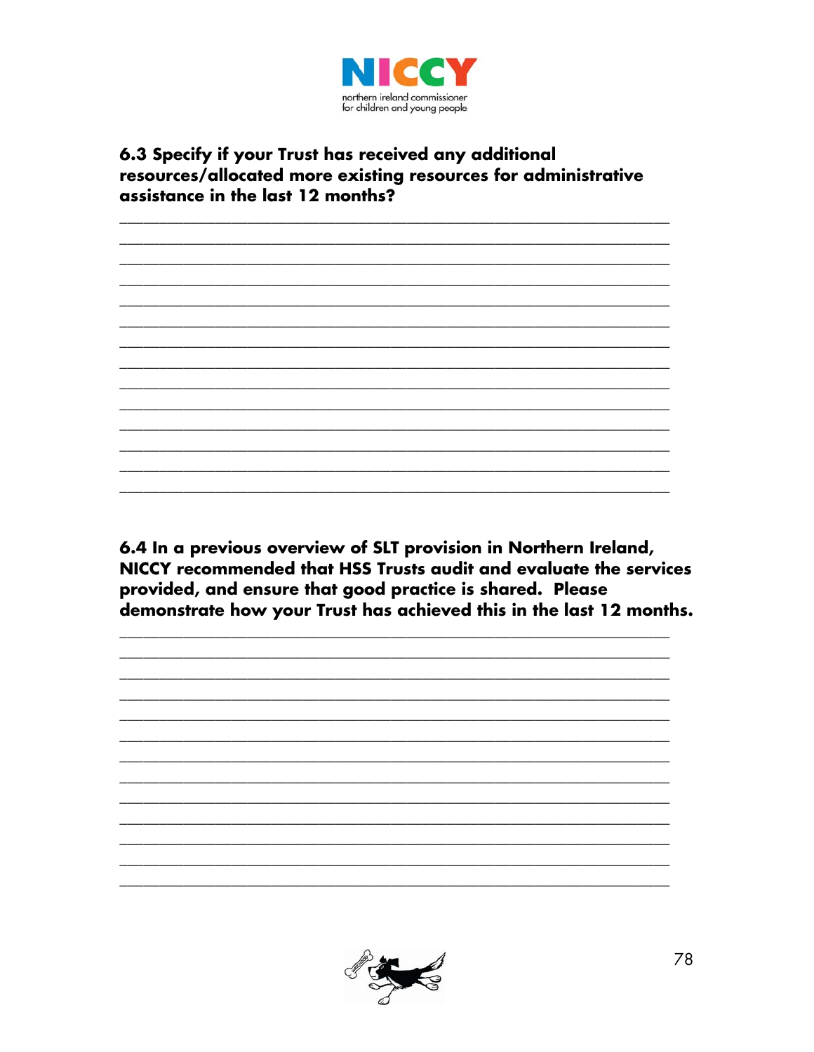**6.3 Specify if your Trust has received any additional resources/allocated more existing resources for administrative assistance in the last 12 months?**

\_\_\_\_\_\_\_\_\_\_\_\_\_\_\_\_\_\_\_\_\_\_\_\_\_\_\_\_\_\_\_\_\_\_\_\_\_\_\_\_\_\_\_\_\_\_\_\_\_\_\_\_\_\_\_\_\_\_\_\_

\_\_\_\_\_\_\_\_\_\_\_\_\_\_\_\_\_\_\_\_\_\_\_\_\_\_\_\_\_\_\_\_\_\_\_\_\_\_\_\_\_\_\_\_\_\_\_\_\_\_\_\_\_\_\_\_\_\_\_\_

\_\_\_\_\_\_\_\_\_\_\_\_\_\_\_\_\_\_\_\_\_\_\_\_\_\_\_\_\_\_\_\_\_\_\_\_\_\_\_\_\_\_\_\_\_\_\_\_\_\_\_\_\_\_\_\_\_\_\_\_

\_\_\_\_\_\_\_\_\_\_\_\_\_\_\_\_\_\_\_\_\_\_\_\_\_\_\_\_\_\_\_\_\_\_\_\_\_\_\_\_\_\_\_\_\_\_\_\_\_\_\_\_\_\_\_\_\_\_\_\_

\_\_\_\_\_\_\_\_\_\_\_\_\_\_\_\_\_\_\_\_\_\_\_\_\_\_\_\_\_\_\_\_\_\_\_\_\_\_\_\_\_\_\_\_\_\_\_\_\_\_\_\_\_\_\_\_\_\_\_\_

\_\_\_\_\_\_\_\_\_\_\_\_\_\_\_\_\_\_\_\_\_\_\_\_\_\_\_\_\_\_\_\_\_\_\_\_\_\_\_\_\_\_\_\_\_\_\_\_\_\_\_\_\_\_\_\_\_\_\_\_

\_\_\_\_\_\_\_\_\_\_\_\_\_\_\_\_\_\_\_\_\_\_\_\_\_\_\_\_\_\_\_\_\_\_\_\_\_\_\_\_\_\_\_\_\_\_\_\_\_\_\_\_\_\_\_\_\_\_\_\_

\_\_\_\_\_\_\_\_\_\_\_\_\_\_\_\_\_\_\_\_\_\_\_\_\_\_\_\_\_\_\_\_\_\_\_\_\_\_\_\_\_\_\_\_\_\_\_\_\_\_\_\_\_\_\_\_\_\_\_\_

\_\_\_\_\_\_\_\_\_\_\_\_\_\_\_\_\_\_\_\_\_\_\_\_\_\_\_\_\_\_\_\_\_\_\_\_\_\_\_\_\_\_\_\_\_\_\_\_\_\_\_\_\_\_\_\_\_\_\_\_

\_\_\_\_\_\_\_\_\_\_\_\_\_\_\_\_\_\_\_\_\_\_\_\_\_\_\_\_\_\_\_\_\_\_\_\_\_\_\_\_\_\_\_\_\_\_\_\_\_\_\_\_\_\_\_\_\_\_\_\_

\_\_\_\_\_\_\_\_\_\_\_\_\_\_\_\_\_\_\_\_\_\_\_\_\_\_\_\_\_\_\_\_\_\_\_\_\_\_\_\_\_\_\_\_\_\_\_\_\_\_\_\_\_\_\_\_\_\_\_\_

\_\_\_\_\_\_\_\_\_\_\_\_\_\_\_\_\_\_\_\_\_\_\_\_\_\_\_\_\_\_\_\_\_\_\_\_\_\_\_\_\_\_\_\_\_\_\_\_\_\_\_\_\_\_\_\_\_\_\_\_

\_\_\_\_\_\_\_\_\_\_\_\_\_\_\_\_\_\_\_\_\_\_\_\_\_\_\_\_\_\_\_\_\_\_\_\_\_\_\_\_\_\_\_\_\_\_\_\_\_\_\_\_\_\_\_\_\_\_\_\_

\_\_\_\_\_\_\_\_\_\_\_\_\_\_\_\_\_\_\_\_\_\_\_\_\_\_\_\_\_\_\_\_\_\_\_\_\_\_\_\_\_\_\_\_\_\_\_\_\_\_\_\_\_\_\_\_\_\_\_\_

**6.4 In a previous overview of SLT provision in Northern Ireland, NICCY recommended that HSS Trusts audit and evaluate the services provided, and ensure that good practice is shared. Please demonstrate how your Trust has achieved this in the last 12 months.**

\_\_\_\_\_\_\_\_\_\_\_\_\_\_\_\_\_\_\_\_\_\_\_\_\_\_\_\_\_\_\_\_\_\_\_\_\_\_\_\_\_\_\_\_\_\_\_\_\_\_\_\_\_\_\_\_\_\_\_\_

\_\_\_\_\_\_\_\_\_\_\_\_\_\_\_\_\_\_\_\_\_\_\_\_\_\_\_\_\_\_\_\_\_\_\_\_\_\_\_\_\_\_\_\_\_\_\_\_\_\_\_\_\_\_\_\_\_\_\_\_

\_\_\_\_\_\_\_\_\_\_\_\_\_\_\_\_\_\_\_\_\_\_\_\_\_\_\_\_\_\_\_\_\_\_\_\_\_\_\_\_\_\_\_\_\_\_\_\_\_\_\_\_\_\_\_\_\_\_\_\_

\_\_\_\_\_\_\_\_\_\_\_\_\_\_\_\_\_\_\_\_\_\_\_\_\_\_\_\_\_\_\_\_\_\_\_\_\_\_\_\_\_\_\_\_\_\_\_\_\_\_\_\_\_\_\_\_\_\_\_\_

\_\_\_\_\_\_\_\_\_\_\_\_\_\_\_\_\_\_\_\_\_\_\_\_\_\_\_\_\_\_\_\_\_\_\_\_\_\_\_\_\_\_\_\_\_\_\_\_\_\_\_\_\_\_\_\_\_\_\_\_

\_\_\_\_\_\_\_\_\_\_\_\_\_\_\_\_\_\_\_\_\_\_\_\_\_\_\_\_\_\_\_\_\_\_\_\_\_\_\_\_\_\_\_\_\_\_\_\_\_\_\_\_\_\_\_\_\_\_\_\_

\_\_\_\_\_\_\_\_\_\_\_\_\_\_\_\_\_\_\_\_\_\_\_\_\_\_\_\_\_\_\_\_\_\_\_\_\_\_\_\_\_\_\_\_\_\_\_\_\_\_\_\_\_\_\_\_\_\_\_\_

\_\_\_\_\_\_\_\_\_\_\_\_\_\_\_\_\_\_\_\_\_\_\_\_\_\_\_\_\_\_\_\_\_\_\_\_\_\_\_\_\_\_\_\_\_\_\_\_\_\_\_\_\_\_\_\_\_\_\_\_

\_\_\_\_\_\_\_\_\_\_\_\_\_\_\_\_\_\_\_\_\_\_\_\_\_\_\_\_\_\_\_\_\_\_\_\_\_\_\_\_\_\_\_\_\_\_\_\_\_\_\_\_\_\_\_\_\_\_\_\_

\_\_\_\_\_\_\_\_\_\_\_\_\_\_\_\_\_\_\_\_\_\_\_\_\_\_\_\_\_\_\_\_\_\_\_\_\_\_\_\_\_\_\_\_\_\_\_\_\_\_\_\_\_\_\_\_\_\_\_\_

\_\_\_\_\_\_\_\_\_\_\_\_\_\_\_\_\_\_\_\_\_\_\_\_\_\_\_\_\_\_\_\_\_\_\_\_\_\_\_\_\_\_\_\_\_\_\_\_\_\_\_\_\_\_\_\_\_\_\_\_

\_\_\_\_\_\_\_\_\_\_\_\_\_\_\_\_\_\_\_\_\_\_\_\_\_\_\_\_\_\_\_\_\_\_\_\_\_\_\_\_\_\_\_\_\_\_\_\_\_\_\_\_\_\_\_\_\_\_\_\_

\_\_\_\_\_\_\_\_\_\_\_\_\_\_\_\_\_\_\_\_\_\_\_\_\_\_\_\_\_\_\_\_\_\_\_\_\_\_\_\_\_\_\_\_\_\_\_\_\_\_\_\_\_\_\_\_\_\_\_\_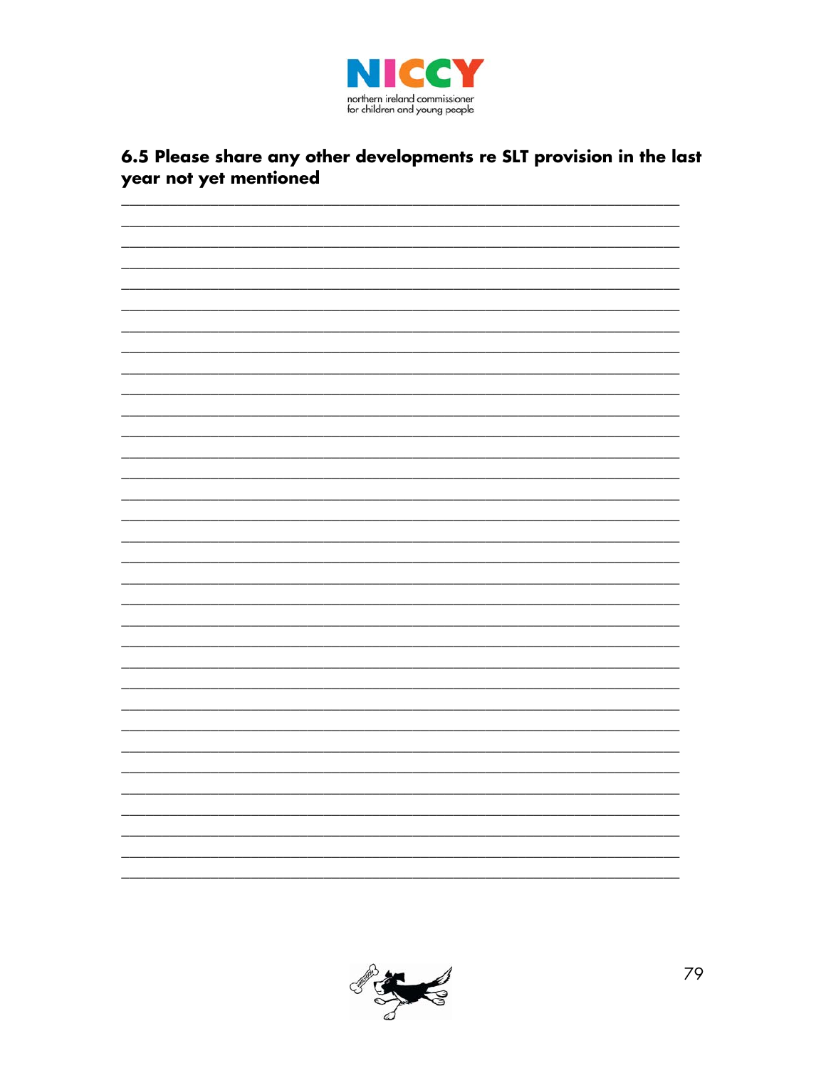### 6.5 Please share any other developments re SLT provision in the last year not yet mentioned

________________________________________________________________________________
________________________________________________________________________________
________________________________________________________________________________
________________________________________________________________________________
________________________________________________________________________________
________________________________________________________________________________
________________________________________________________________________________
________________________________________________________________________________
________________________________________________________________________________
________________________________________________________________________________
________________________________________________________________________________
________________________________________________________________________________
________________________________________________________________________________
________________________________________________________________________________
________________________________________________________________________________
________________________________________________________________________________
________________________________________________________________________________
________________________________________________________________________________
________________________________________________________________________________
________________________________________________________________________________
________________________________________________________________________________
________________________________________________________________________________
________________________________________________________________________________
________________________________________________________________________________
________________________________________________________________________________
________________________________________________________________________________
________________________________________________________________________________
________________________________________________________________________________
________________________________________________________________________________
________________________________________________________________________________
________________________________________________________________________________
________________________________________________________________________________
________________________________________________________________________________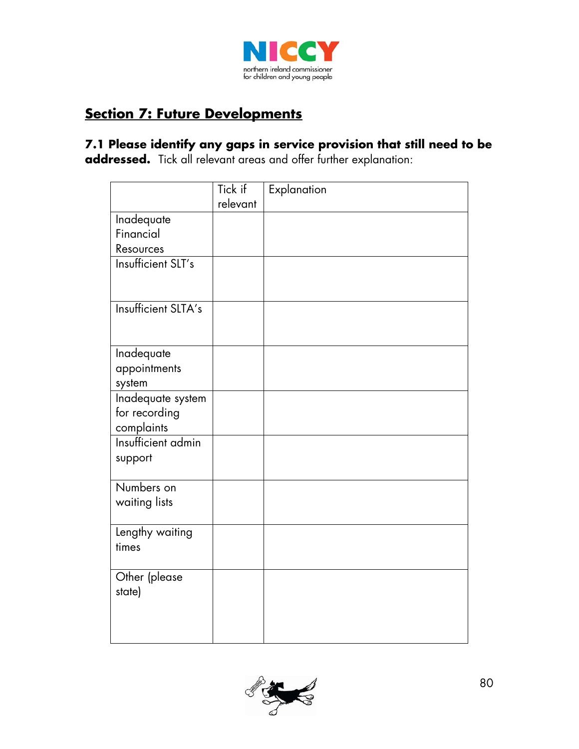## Section 7: Future Developments

**7.1 Please identify any gaps in service provision that still need to be addressed.** Tick all relevant areas and offer further explanation:

| | Tick if relevant | Explanation |
|---|---|---|
| Inadequate Financial Resources | | |
| Insufficient SLT's | | |
| Insufficient SLTA's | | |
| Inadequate appointments system | | |
| Inadequate system for recording complaints | | |
| Insufficient admin support | | |
| Numbers on waiting lists | | |
| Lengthy waiting times | | |
| Other (please state) | | |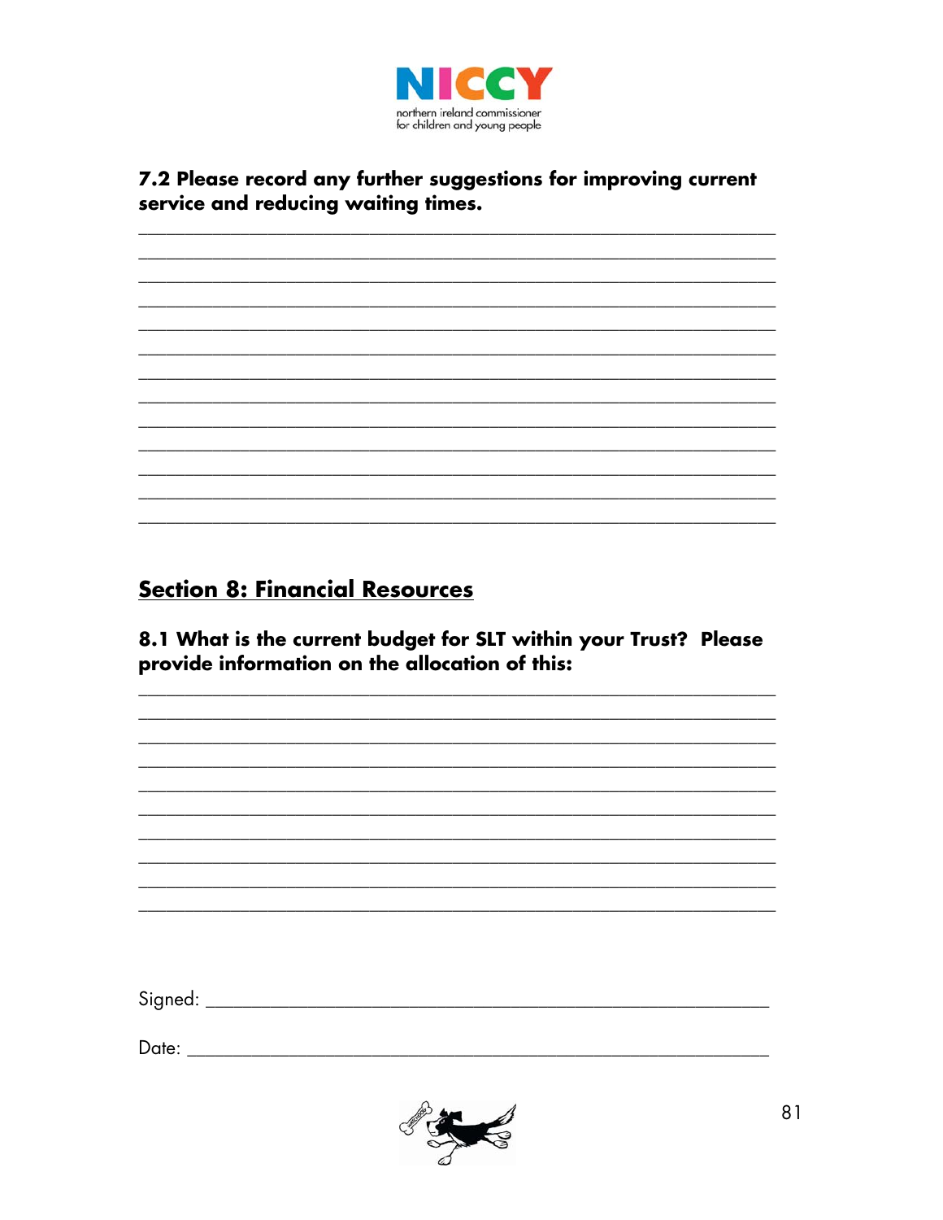**7.2 Please record any further suggestions for improving current service and reducing waiting times.**

______________________________________________________________________
______________________________________________________________________
______________________________________________________________________
______________________________________________________________________
______________________________________________________________________
______________________________________________________________________
______________________________________________________________________
______________________________________________________________________
______________________________________________________________________
______________________________________________________________________
______________________________________________________________________
______________________________________________________________________
______________________________________________________________________

## Section 8: Financial Resources

**8.1 What is the current budget for SLT within your Trust? Please provide information on the allocation of this:**

______________________________________________________________________
______________________________________________________________________
______________________________________________________________________
______________________________________________________________________
______________________________________________________________________
______________________________________________________________________
______________________________________________________________________
______________________________________________________________________
______________________________________________________________________
______________________________________________________________________

Signed: ______________________________________________________________

Date: ________________________________________________________________